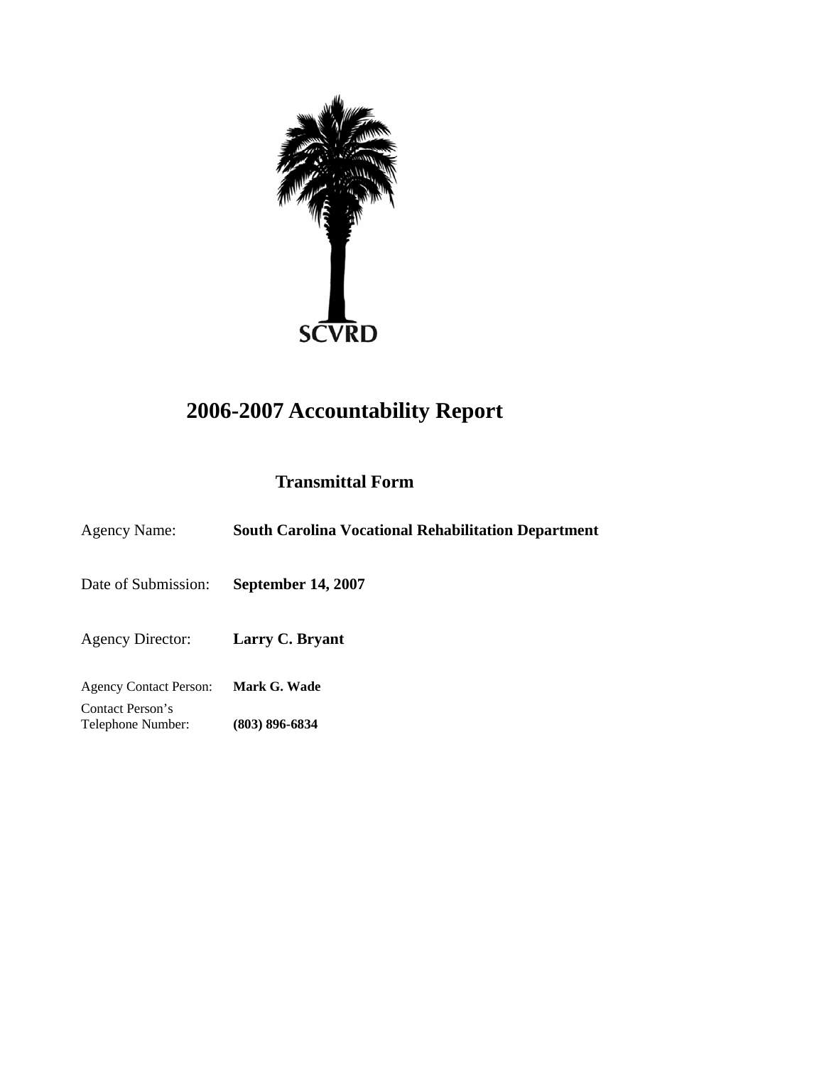SCVRD

# 2006-2007 Accountability Report

## Transmittal Form

| | |
|---|---|
| Agency Name: | **South Carolina Vocational Rehabilitation Department** |
| Date of Submission: | **September 14, 2007** |
| Agency Director: | **Larry C. Bryant** |
| Agency Contact Person: | **Mark G. Wade** |
| Contact Person's Telephone Number: | **(803) 896-6834** |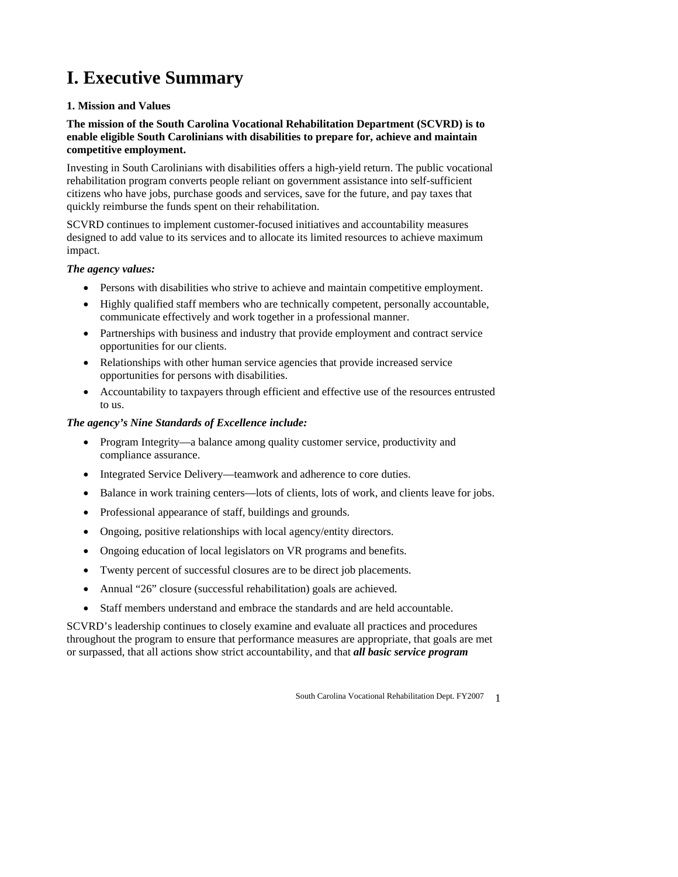# I. Executive Summary

**1. Mission and Values**

**The mission of the South Carolina Vocational Rehabilitation Department (SCVRD) is to enable eligible South Carolinians with disabilities to prepare for, achieve and maintain competitive employment.**

Investing in South Carolinians with disabilities offers a high-yield return. The public vocational rehabilitation program converts people reliant on government assistance into self-sufficient citizens who have jobs, purchase goods and services, save for the future, and pay taxes that quickly reimburse the funds spent on their rehabilitation.

SCVRD continues to implement customer-focused initiatives and accountability measures designed to add value to its services and to allocate its limited resources to achieve maximum impact.

***The agency values:***

- Persons with disabilities who strive to achieve and maintain competitive employment.
- Highly qualified staff members who are technically competent, personally accountable, communicate effectively and work together in a professional manner.
- Partnerships with business and industry that provide employment and contract service opportunities for our clients.
- Relationships with other human service agencies that provide increased service opportunities for persons with disabilities.
- Accountability to taxpayers through efficient and effective use of the resources entrusted to us.

***The agency's Nine Standards of Excellence include:***

- Program Integrity—a balance among quality customer service, productivity and compliance assurance.
- Integrated Service Delivery—teamwork and adherence to core duties.
- Balance in work training centers—lots of clients, lots of work, and clients leave for jobs.
- Professional appearance of staff, buildings and grounds.
- Ongoing, positive relationships with local agency/entity directors.
- Ongoing education of local legislators on VR programs and benefits.
- Twenty percent of successful closures are to be direct job placements.
- Annual "26" closure (successful rehabilitation) goals are achieved.
- Staff members understand and embrace the standards and are held accountable.

SCVRD's leadership continues to closely examine and evaluate all practices and procedures throughout the program to ensure that performance measures are appropriate, that goals are met or surpassed, that all actions show strict accountability, and that ***all basic service program***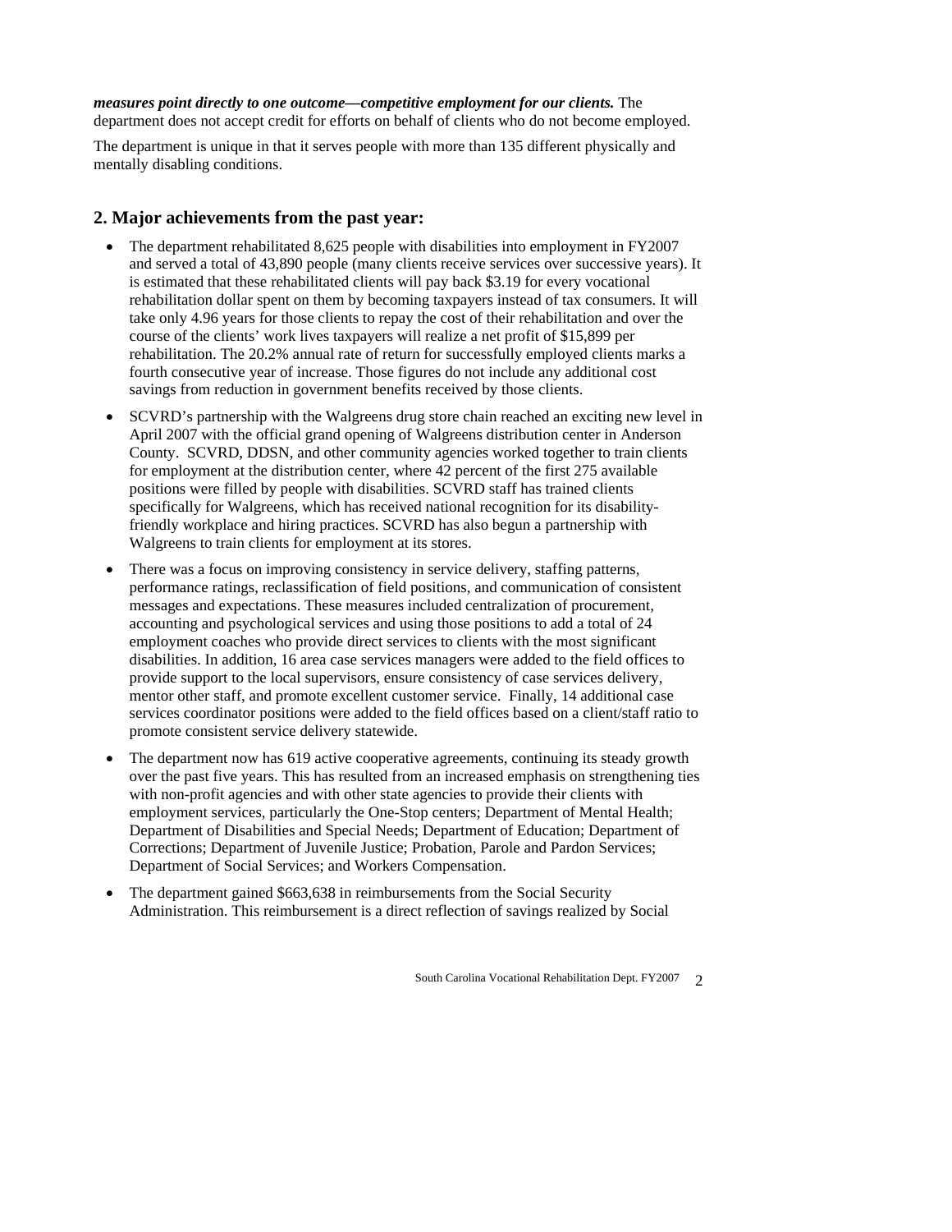***measures point directly to one outcome—competitive employment for our clients.*** The department does not accept credit for efforts on behalf of clients who do not become employed.

The department is unique in that it serves people with more than 135 different physically and mentally disabling conditions.

## 2. Major achievements from the past year:

- The department rehabilitated 8,625 people with disabilities into employment in FY2007 and served a total of 43,890 people (many clients receive services over successive years). It is estimated that these rehabilitated clients will pay back $3.19 for every vocational rehabilitation dollar spent on them by becoming taxpayers instead of tax consumers. It will take only 4.96 years for those clients to repay the cost of their rehabilitation and over the course of the clients' work lives taxpayers will realize a net profit of $15,899 per rehabilitation. The 20.2% annual rate of return for successfully employed clients marks a fourth consecutive year of increase. Those figures do not include any additional cost savings from reduction in government benefits received by those clients.
- SCVRD's partnership with the Walgreens drug store chain reached an exciting new level in April 2007 with the official grand opening of Walgreens distribution center in Anderson County. SCVRD, DDSN, and other community agencies worked together to train clients for employment at the distribution center, where 42 percent of the first 275 available positions were filled by people with disabilities. SCVRD staff has trained clients specifically for Walgreens, which has received national recognition for its disability-friendly workplace and hiring practices. SCVRD has also begun a partnership with Walgreens to train clients for employment at its stores.
- There was a focus on improving consistency in service delivery, staffing patterns, performance ratings, reclassification of field positions, and communication of consistent messages and expectations. These measures included centralization of procurement, accounting and psychological services and using those positions to add a total of 24 employment coaches who provide direct services to clients with the most significant disabilities. In addition, 16 area case services managers were added to the field offices to provide support to the local supervisors, ensure consistency of case services delivery, mentor other staff, and promote excellent customer service. Finally, 14 additional case services coordinator positions were added to the field offices based on a client/staff ratio to promote consistent service delivery statewide.
- The department now has 619 active cooperative agreements, continuing its steady growth over the past five years. This has resulted from an increased emphasis on strengthening ties with non-profit agencies and with other state agencies to provide their clients with employment services, particularly the One-Stop centers; Department of Mental Health; Department of Disabilities and Special Needs; Department of Education; Department of Corrections; Department of Juvenile Justice; Probation, Parole and Pardon Services; Department of Social Services; and Workers Compensation.
- The department gained $663,638 in reimbursements from the Social Security Administration. This reimbursement is a direct reflection of savings realized by Social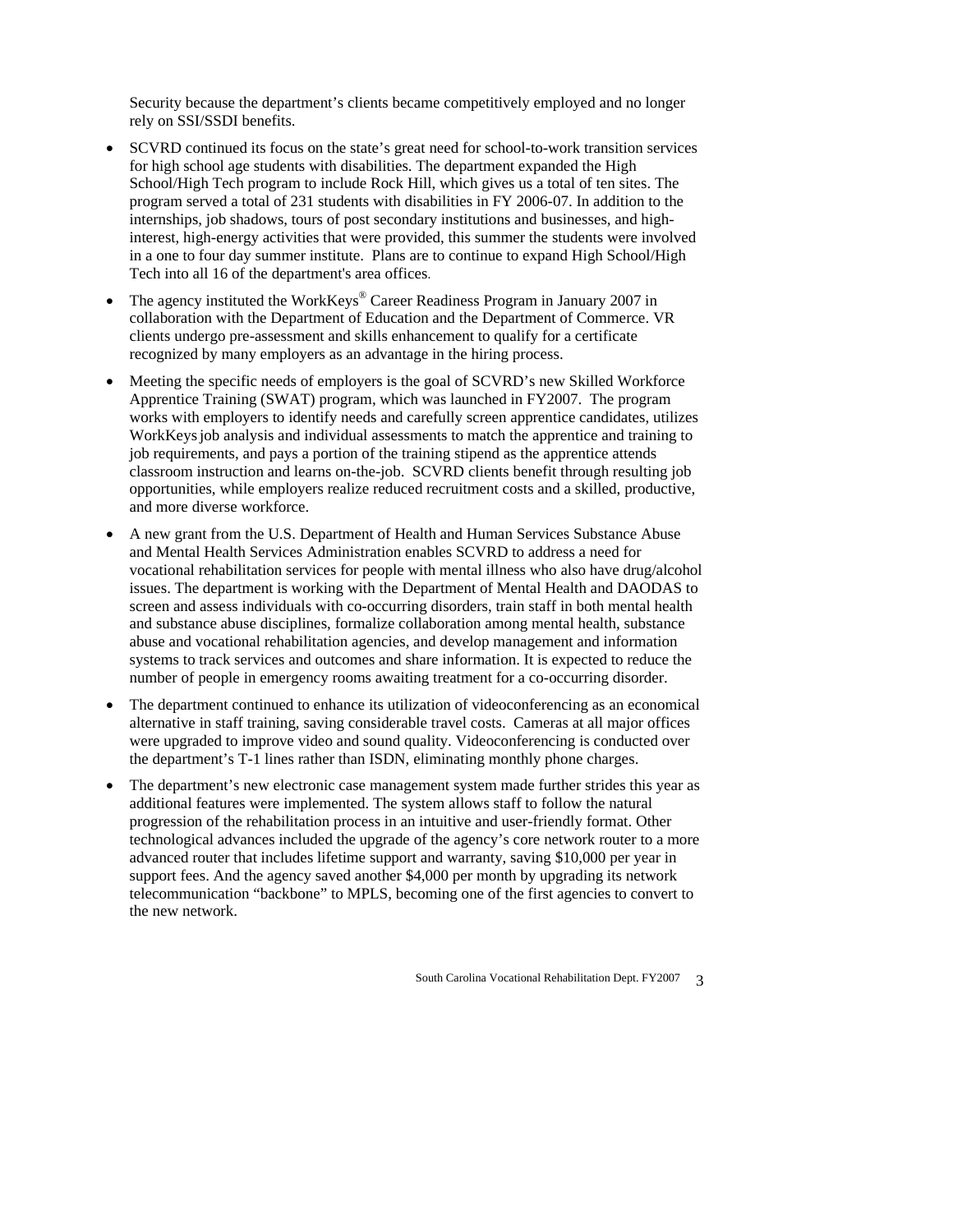Security because the department's clients became competitively employed and no longer rely on SSI/SSDI benefits.

- SCVRD continued its focus on the state's great need for school-to-work transition services for high school age students with disabilities. The department expanded the High School/High Tech program to include Rock Hill, which gives us a total of ten sites. The program served a total of 231 students with disabilities in FY 2006-07. In addition to the internships, job shadows, tours of post secondary institutions and businesses, and high-interest, high-energy activities that were provided, this summer the students were involved in a one to four day summer institute. Plans are to continue to expand High School/High Tech into all 16 of the department's area offices.
- The agency instituted the WorkKeys® Career Readiness Program in January 2007 in collaboration with the Department of Education and the Department of Commerce. VR clients undergo pre-assessment and skills enhancement to qualify for a certificate recognized by many employers as an advantage in the hiring process.
- Meeting the specific needs of employers is the goal of SCVRD's new Skilled Workforce Apprentice Training (SWAT) program, which was launched in FY2007. The program works with employers to identify needs and carefully screen apprentice candidates, utilizes WorkKeys job analysis and individual assessments to match the apprentice and training to job requirements, and pays a portion of the training stipend as the apprentice attends classroom instruction and learns on-the-job. SCVRD clients benefit through resulting job opportunities, while employers realize reduced recruitment costs and a skilled, productive, and more diverse workforce.
- A new grant from the U.S. Department of Health and Human Services Substance Abuse and Mental Health Services Administration enables SCVRD to address a need for vocational rehabilitation services for people with mental illness who also have drug/alcohol issues. The department is working with the Department of Mental Health and DAODAS to screen and assess individuals with co-occurring disorders, train staff in both mental health and substance abuse disciplines, formalize collaboration among mental health, substance abuse and vocational rehabilitation agencies, and develop management and information systems to track services and outcomes and share information. It is expected to reduce the number of people in emergency rooms awaiting treatment for a co-occurring disorder.
- The department continued to enhance its utilization of videoconferencing as an economical alternative in staff training, saving considerable travel costs. Cameras at all major offices were upgraded to improve video and sound quality. Videoconferencing is conducted over the department's T-1 lines rather than ISDN, eliminating monthly phone charges.
- The department's new electronic case management system made further strides this year as additional features were implemented. The system allows staff to follow the natural progression of the rehabilitation process in an intuitive and user-friendly format. Other technological advances included the upgrade of the agency's core network router to a more advanced router that includes lifetime support and warranty, saving $10,000 per year in support fees. And the agency saved another $4,000 per month by upgrading its network telecommunication "backbone" to MPLS, becoming one of the first agencies to convert to the new network.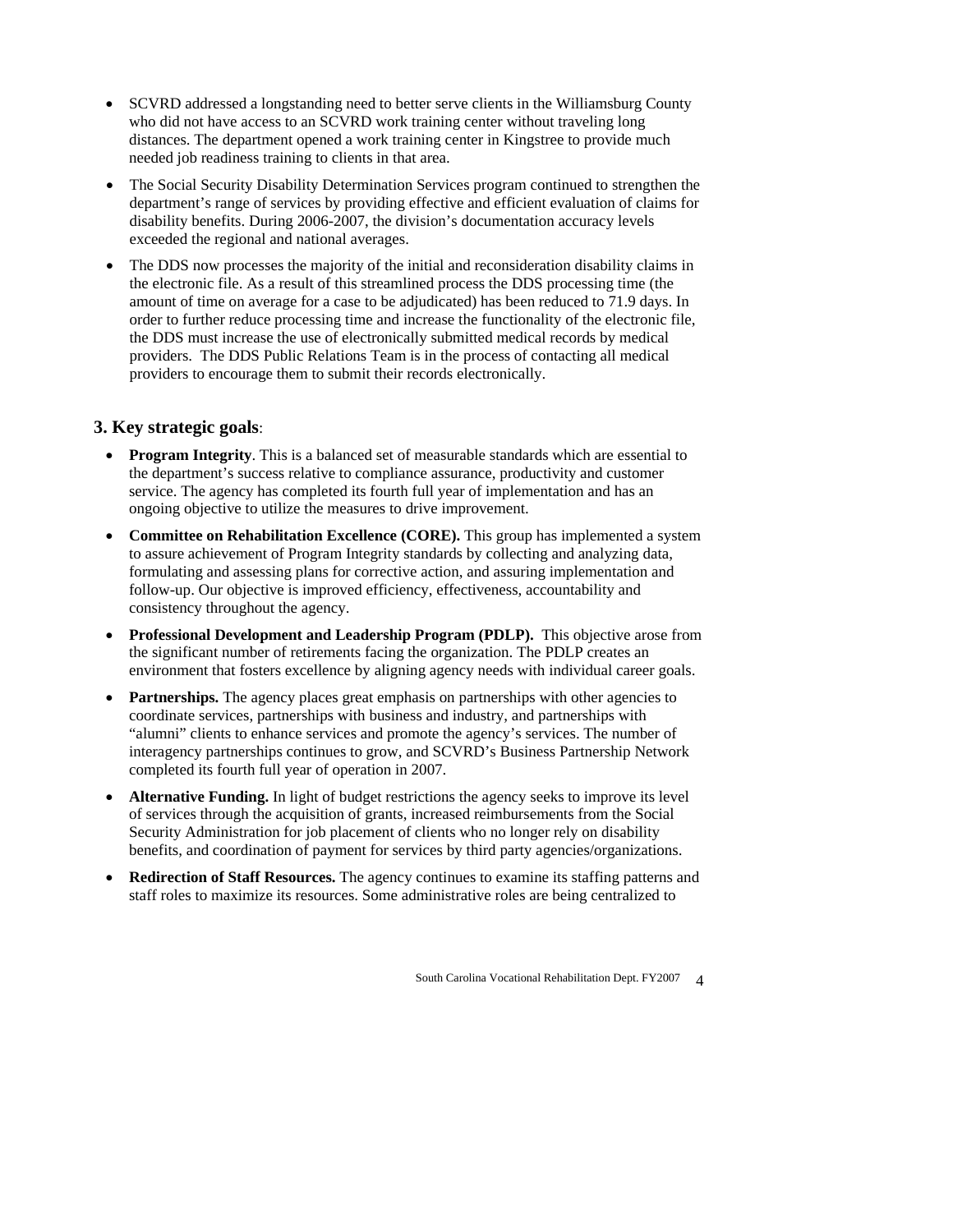- SCVRD addressed a longstanding need to better serve clients in the Williamsburg County who did not have access to an SCVRD work training center without traveling long distances. The department opened a work training center in Kingstree to provide much needed job readiness training to clients in that area.
- The Social Security Disability Determination Services program continued to strengthen the department's range of services by providing effective and efficient evaluation of claims for disability benefits. During 2006-2007, the division's documentation accuracy levels exceeded the regional and national averages.
- The DDS now processes the majority of the initial and reconsideration disability claims in the electronic file. As a result of this streamlined process the DDS processing time (the amount of time on average for a case to be adjudicated) has been reduced to 71.9 days. In order to further reduce processing time and increase the functionality of the electronic file, the DDS must increase the use of electronically submitted medical records by medical providers. The DDS Public Relations Team is in the process of contacting all medical providers to encourage them to submit their records electronically.

### 3. Key strategic goals:

- **Program Integrity**. This is a balanced set of measurable standards which are essential to the department's success relative to compliance assurance, productivity and customer service. The agency has completed its fourth full year of implementation and has an ongoing objective to utilize the measures to drive improvement.
- **Committee on Rehabilitation Excellence (CORE).** This group has implemented a system to assure achievement of Program Integrity standards by collecting and analyzing data, formulating and assessing plans for corrective action, and assuring implementation and follow-up. Our objective is improved efficiency, effectiveness, accountability and consistency throughout the agency.
- **Professional Development and Leadership Program (PDLP).** This objective arose from the significant number of retirements facing the organization. The PDLP creates an environment that fosters excellence by aligning agency needs with individual career goals.
- **Partnerships.** The agency places great emphasis on partnerships with other agencies to coordinate services, partnerships with business and industry, and partnerships with "alumni" clients to enhance services and promote the agency's services. The number of interagency partnerships continues to grow, and SCVRD's Business Partnership Network completed its fourth full year of operation in 2007.
- **Alternative Funding.** In light of budget restrictions the agency seeks to improve its level of services through the acquisition of grants, increased reimbursements from the Social Security Administration for job placement of clients who no longer rely on disability benefits, and coordination of payment for services by third party agencies/organizations.
- **Redirection of Staff Resources.** The agency continues to examine its staffing patterns and staff roles to maximize its resources. Some administrative roles are being centralized to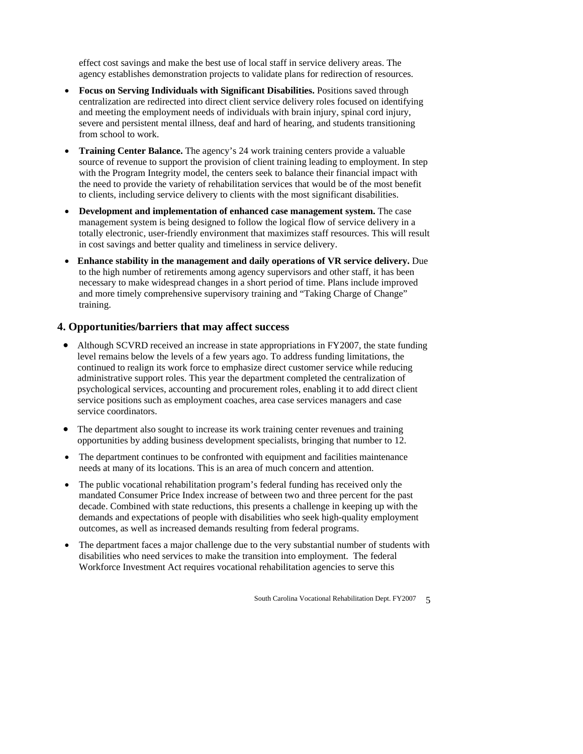effect cost savings and make the best use of local staff in service delivery areas. The agency establishes demonstration projects to validate plans for redirection of resources.

- **Focus on Serving Individuals with Significant Disabilities.** Positions saved through centralization are redirected into direct client service delivery roles focused on identifying and meeting the employment needs of individuals with brain injury, spinal cord injury, severe and persistent mental illness, deaf and hard of hearing, and students transitioning from school to work.
- **Training Center Balance.** The agency's 24 work training centers provide a valuable source of revenue to support the provision of client training leading to employment. In step with the Program Integrity model, the centers seek to balance their financial impact with the need to provide the variety of rehabilitation services that would be of the most benefit to clients, including service delivery to clients with the most significant disabilities.
- **Development and implementation of enhanced case management system.** The case management system is being designed to follow the logical flow of service delivery in a totally electronic, user-friendly environment that maximizes staff resources. This will result in cost savings and better quality and timeliness in service delivery.
- **Enhance stability in the management and daily operations of VR service delivery.** Due to the high number of retirements among agency supervisors and other staff, it has been necessary to make widespread changes in a short period of time. Plans include improved and more timely comprehensive supervisory training and "Taking Charge of Change" training.

## 4. Opportunities/barriers that may affect success

- Although SCVRD received an increase in state appropriations in FY2007, the state funding level remains below the levels of a few years ago. To address funding limitations, the continued to realign its work force to emphasize direct customer service while reducing administrative support roles. This year the department completed the centralization of psychological services, accounting and procurement roles, enabling it to add direct client service positions such as employment coaches, area case services managers and case service coordinators.
- The department also sought to increase its work training center revenues and training opportunities by adding business development specialists, bringing that number to 12.
- The department continues to be confronted with equipment and facilities maintenance needs at many of its locations. This is an area of much concern and attention.
- The public vocational rehabilitation program's federal funding has received only the mandated Consumer Price Index increase of between two and three percent for the past decade. Combined with state reductions, this presents a challenge in keeping up with the demands and expectations of people with disabilities who seek high-quality employment outcomes, as well as increased demands resulting from federal programs.
- The department faces a major challenge due to the very substantial number of students with disabilities who need services to make the transition into employment. The federal Workforce Investment Act requires vocational rehabilitation agencies to serve this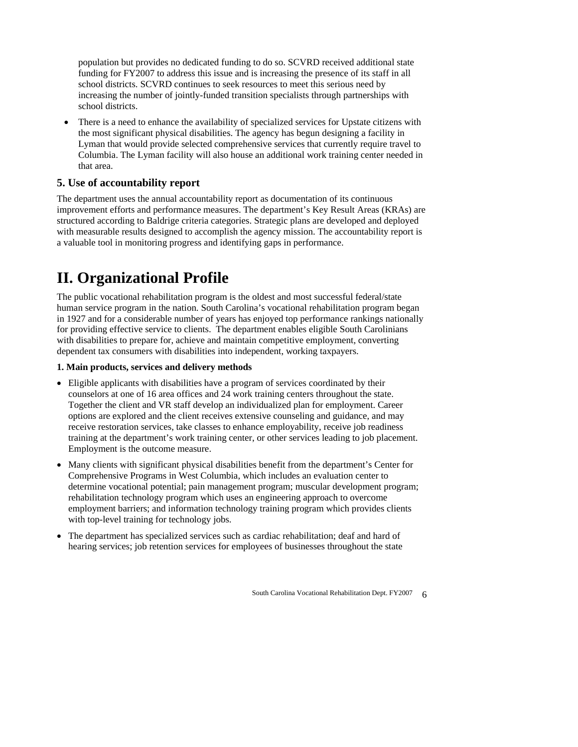population but provides no dedicated funding to do so. SCVRD received additional state funding for FY2007 to address this issue and is increasing the presence of its staff in all school districts. SCVRD continues to seek resources to meet this serious need by increasing the number of jointly-funded transition specialists through partnerships with school districts.

- There is a need to enhance the availability of specialized services for Upstate citizens with the most significant physical disabilities. The agency has begun designing a facility in Lyman that would provide selected comprehensive services that currently require travel to Columbia. The Lyman facility will also house an additional work training center needed in that area.

### 5. Use of accountability report

The department uses the annual accountability report as documentation of its continuous improvement efforts and performance measures. The department's Key Result Areas (KRAs) are structured according to Baldrige criteria categories. Strategic plans are developed and deployed with measurable results designed to accomplish the agency mission. The accountability report is a valuable tool in monitoring progress and identifying gaps in performance.

# II. Organizational Profile

The public vocational rehabilitation program is the oldest and most successful federal/state human service program in the nation. South Carolina's vocational rehabilitation program began in 1927 and for a considerable number of years has enjoyed top performance rankings nationally for providing effective service to clients. The department enables eligible South Carolinians with disabilities to prepare for, achieve and maintain competitive employment, converting dependent tax consumers with disabilities into independent, working taxpayers.

**1. Main products, services and delivery methods**

- Eligible applicants with disabilities have a program of services coordinated by their counselors at one of 16 area offices and 24 work training centers throughout the state. Together the client and VR staff develop an individualized plan for employment. Career options are explored and the client receives extensive counseling and guidance, and may receive restoration services, take classes to enhance employability, receive job readiness training at the department's work training center, or other services leading to job placement. Employment is the outcome measure.
- Many clients with significant physical disabilities benefit from the department's Center for Comprehensive Programs in West Columbia, which includes an evaluation center to determine vocational potential; pain management program; muscular development program; rehabilitation technology program which uses an engineering approach to overcome employment barriers; and information technology training program which provides clients with top-level training for technology jobs.
- The department has specialized services such as cardiac rehabilitation; deaf and hard of hearing services; job retention services for employees of businesses throughout the state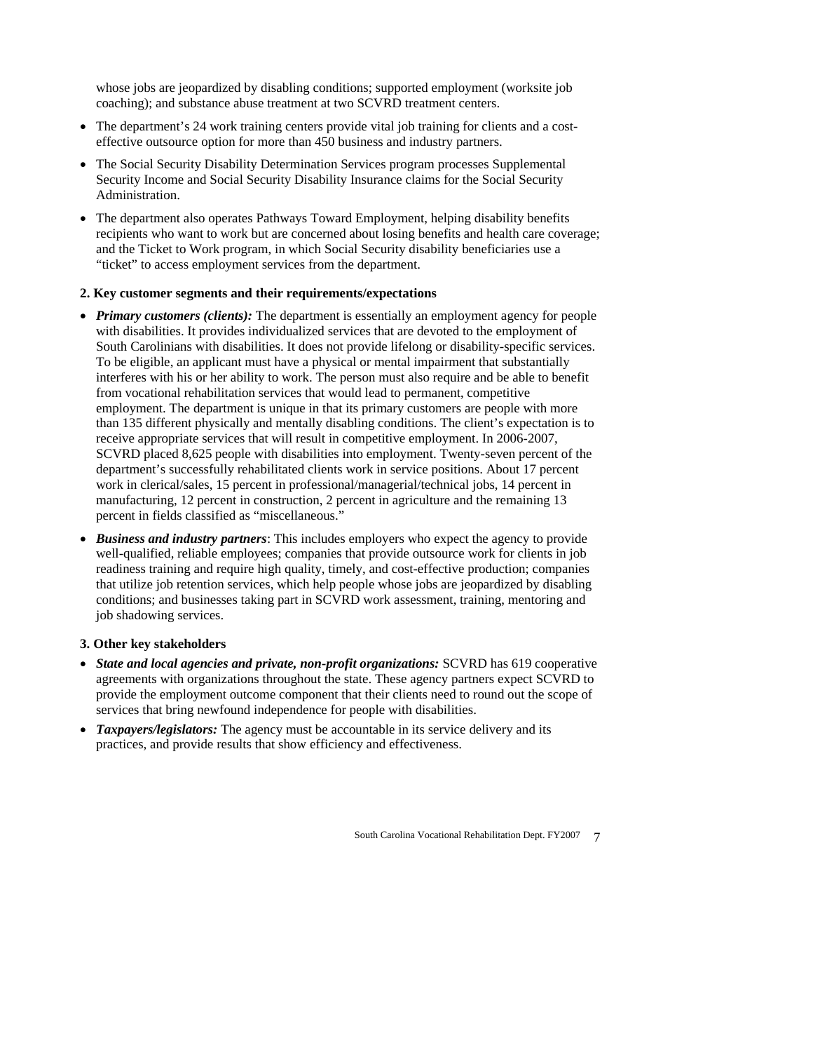whose jobs are jeopardized by disabling conditions; supported employment (worksite job coaching); and substance abuse treatment at two SCVRD treatment centers.

- The department's 24 work training centers provide vital job training for clients and a cost-effective outsource option for more than 450 business and industry partners.
- The Social Security Disability Determination Services program processes Supplemental Security Income and Social Security Disability Insurance claims for the Social Security Administration.
- The department also operates Pathways Toward Employment, helping disability benefits recipients who want to work but are concerned about losing benefits and health care coverage; and the Ticket to Work program, in which Social Security disability beneficiaries use a "ticket" to access employment services from the department.

**2. Key customer segments and their requirements/expectations**

- ***Primary customers (clients):*** The department is essentially an employment agency for people with disabilities. It provides individualized services that are devoted to the employment of South Carolinians with disabilities. It does not provide lifelong or disability-specific services. To be eligible, an applicant must have a physical or mental impairment that substantially interferes with his or her ability to work. The person must also require and be able to benefit from vocational rehabilitation services that would lead to permanent, competitive employment. The department is unique in that its primary customers are people with more than 135 different physically and mentally disabling conditions. The client's expectation is to receive appropriate services that will result in competitive employment. In 2006-2007, SCVRD placed 8,625 people with disabilities into employment. Twenty-seven percent of the department's successfully rehabilitated clients work in service positions. About 17 percent work in clerical/sales, 15 percent in professional/managerial/technical jobs, 14 percent in manufacturing, 12 percent in construction, 2 percent in agriculture and the remaining 13 percent in fields classified as "miscellaneous."
- ***Business and industry partners***: This includes employers who expect the agency to provide well-qualified, reliable employees; companies that provide outsource work for clients in job readiness training and require high quality, timely, and cost-effective production; companies that utilize job retention services, which help people whose jobs are jeopardized by disabling conditions; and businesses taking part in SCVRD work assessment, training, mentoring and job shadowing services.

**3. Other key stakeholders**

- ***State and local agencies and private, non-profit organizations:*** SCVRD has 619 cooperative agreements with organizations throughout the state. These agency partners expect SCVRD to provide the employment outcome component that their clients need to round out the scope of services that bring newfound independence for people with disabilities.
- ***Taxpayers/legislators:*** The agency must be accountable in its service delivery and its practices, and provide results that show efficiency and effectiveness.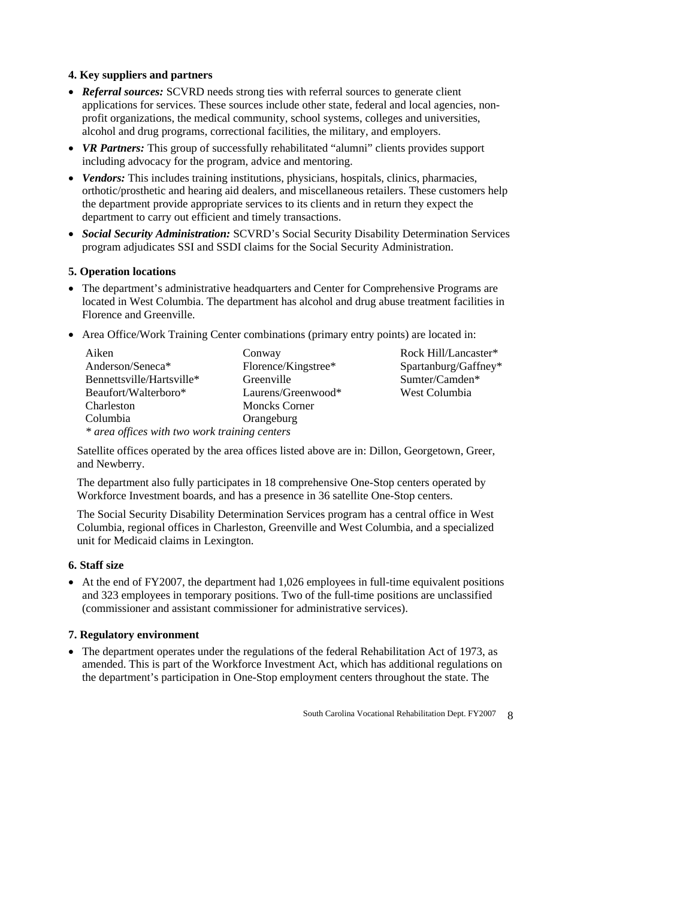#### 4. Key suppliers and partners

- ***Referral sources:*** SCVRD needs strong ties with referral sources to generate client applications for services. These sources include other state, federal and local agencies, non-profit organizations, the medical community, school systems, colleges and universities, alcohol and drug programs, correctional facilities, the military, and employers.
- ***VR Partners:*** This group of successfully rehabilitated "alumni" clients provides support including advocacy for the program, advice and mentoring.
- ***Vendors:*** This includes training institutions, physicians, hospitals, clinics, pharmacies, orthotic/prosthetic and hearing aid dealers, and miscellaneous retailers. These customers help the department provide appropriate services to its clients and in return they expect the department to carry out efficient and timely transactions.
- ***Social Security Administration:*** SCVRD's Social Security Disability Determination Services program adjudicates SSI and SSDI claims for the Social Security Administration.

#### 5. Operation locations

- The department's administrative headquarters and Center for Comprehensive Programs are located in West Columbia. The department has alcohol and drug abuse treatment facilities in Florence and Greenville.
- Area Office/Work Training Center combinations (primary entry points) are located in:

| | | |
|---|---|---|
| Aiken | Conway | Rock Hill/Lancaster* |
| Anderson/Seneca* | Florence/Kingstree* | Spartanburg/Gaffney* |
| Bennettsville/Hartsville* | Greenville | Sumter/Camden* |
| Beaufort/Walterboro* | Laurens/Greenwood* | West Columbia |
| Charleston | Moncks Corner | |
| Columbia | Orangeburg | |

*\* area offices with two work training centers*

Satellite offices operated by the area offices listed above are in: Dillon, Georgetown, Greer, and Newberry.

The department also fully participates in 18 comprehensive One-Stop centers operated by Workforce Investment boards, and has a presence in 36 satellite One-Stop centers.

The Social Security Disability Determination Services program has a central office in West Columbia, regional offices in Charleston, Greenville and West Columbia, and a specialized unit for Medicaid claims in Lexington.

#### 6. Staff size

- At the end of FY2007, the department had 1,026 employees in full-time equivalent positions and 323 employees in temporary positions. Two of the full-time positions are unclassified (commissioner and assistant commissioner for administrative services).

#### 7. Regulatory environment

- The department operates under the regulations of the federal Rehabilitation Act of 1973, as amended. This is part of the Workforce Investment Act, which has additional regulations on the department's participation in One-Stop employment centers throughout the state. The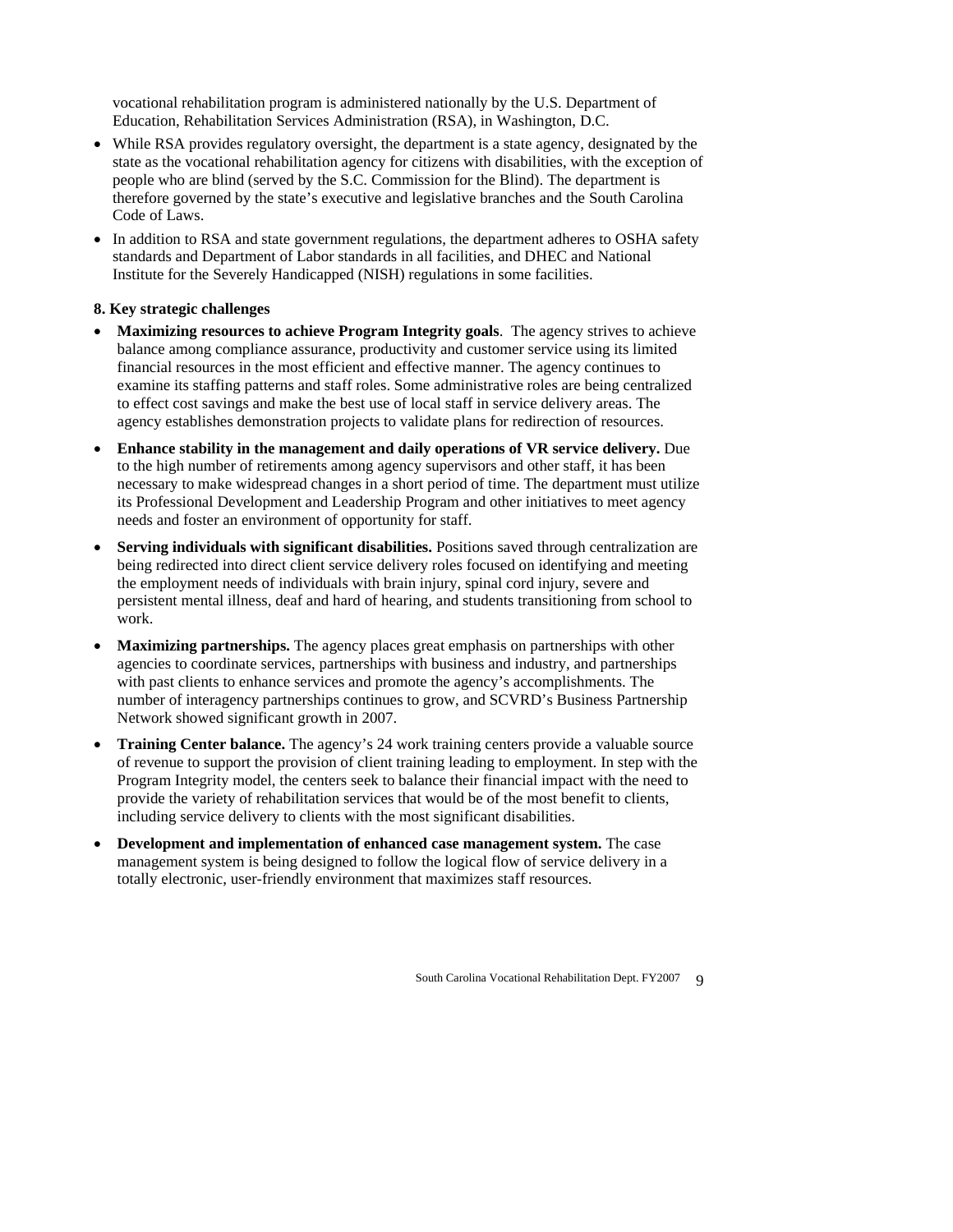vocational rehabilitation program is administered nationally by the U.S. Department of Education, Rehabilitation Services Administration (RSA), in Washington, D.C.

- While RSA provides regulatory oversight, the department is a state agency, designated by the state as the vocational rehabilitation agency for citizens with disabilities, with the exception of people who are blind (served by the S.C. Commission for the Blind). The department is therefore governed by the state's executive and legislative branches and the South Carolina Code of Laws.
- In addition to RSA and state government regulations, the department adheres to OSHA safety standards and Department of Labor standards in all facilities, and DHEC and National Institute for the Severely Handicapped (NISH) regulations in some facilities.

**8. Key strategic challenges**

- **Maximizing resources to achieve Program Integrity goals**. The agency strives to achieve balance among compliance assurance, productivity and customer service using its limited financial resources in the most efficient and effective manner. The agency continues to examine its staffing patterns and staff roles. Some administrative roles are being centralized to effect cost savings and make the best use of local staff in service delivery areas. The agency establishes demonstration projects to validate plans for redirection of resources.
- **Enhance stability in the management and daily operations of VR service delivery.** Due to the high number of retirements among agency supervisors and other staff, it has been necessary to make widespread changes in a short period of time. The department must utilize its Professional Development and Leadership Program and other initiatives to meet agency needs and foster an environment of opportunity for staff.
- **Serving individuals with significant disabilities.** Positions saved through centralization are being redirected into direct client service delivery roles focused on identifying and meeting the employment needs of individuals with brain injury, spinal cord injury, severe and persistent mental illness, deaf and hard of hearing, and students transitioning from school to work.
- **Maximizing partnerships.** The agency places great emphasis on partnerships with other agencies to coordinate services, partnerships with business and industry, and partnerships with past clients to enhance services and promote the agency's accomplishments. The number of interagency partnerships continues to grow, and SCVRD's Business Partnership Network showed significant growth in 2007.
- **Training Center balance.** The agency's 24 work training centers provide a valuable source of revenue to support the provision of client training leading to employment. In step with the Program Integrity model, the centers seek to balance their financial impact with the need to provide the variety of rehabilitation services that would be of the most benefit to clients, including service delivery to clients with the most significant disabilities.
- **Development and implementation of enhanced case management system.** The case management system is being designed to follow the logical flow of service delivery in a totally electronic, user-friendly environment that maximizes staff resources.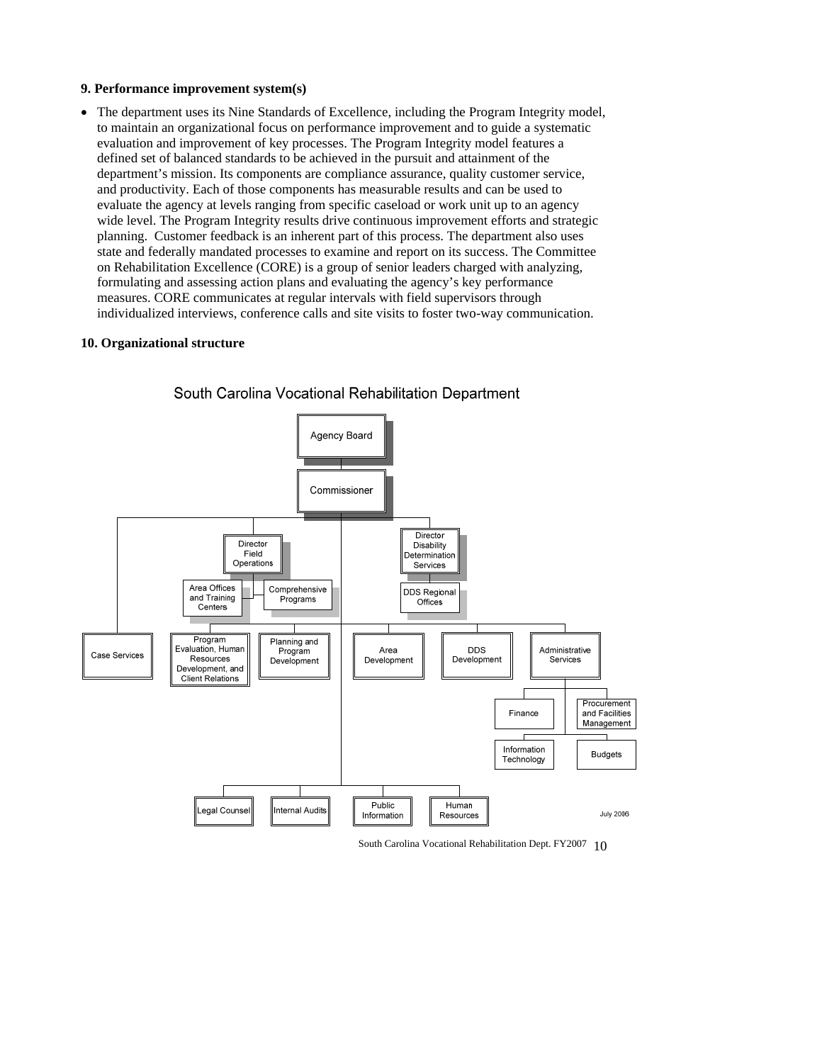**9. Performance improvement system(s)**

- The department uses its Nine Standards of Excellence, including the Program Integrity model, to maintain an organizational focus on performance improvement and to guide a systematic evaluation and improvement of key processes. The Program Integrity model features a defined set of balanced standards to be achieved in the pursuit and attainment of the department's mission. Its components are compliance assurance, quality customer service, and productivity. Each of those components has measurable results and can be used to evaluate the agency at levels ranging from specific caseload or work unit up to an agency wide level. The Program Integrity results drive continuous improvement efforts and strategic planning. Customer feedback is an inherent part of this process. The department also uses state and federally mandated processes to examine and report on its success. The Committee on Rehabilitation Excellence (CORE) is a group of senior leaders charged with analyzing, formulating and assessing action plans and evaluating the agency's key performance measures. CORE communicates at regular intervals with field supervisors through individualized interviews, conference calls and site visits to foster two-way communication.

**10. Organizational structure**

South Carolina Vocational Rehabilitation Department

- Agency Board
  - Commissioner
    - Director Field Operations
      - Area Offices and Training Centers
      - Comprehensive Programs
    - Director Disability Determination Services
      - DDS Regional Offices
    - Case Services
    - Program Evaluation, Human Resources Development, and Client Relations
    - Planning and Program Development
    - Area Development
    - DDS Development
    - Administrative Services
      - Finance
      - Procurement and Facilities Management
      - Information Technology
      - Budgets
    - Legal Counsel
    - Internal Audits
    - Public Information
    - Human Resources

July 2006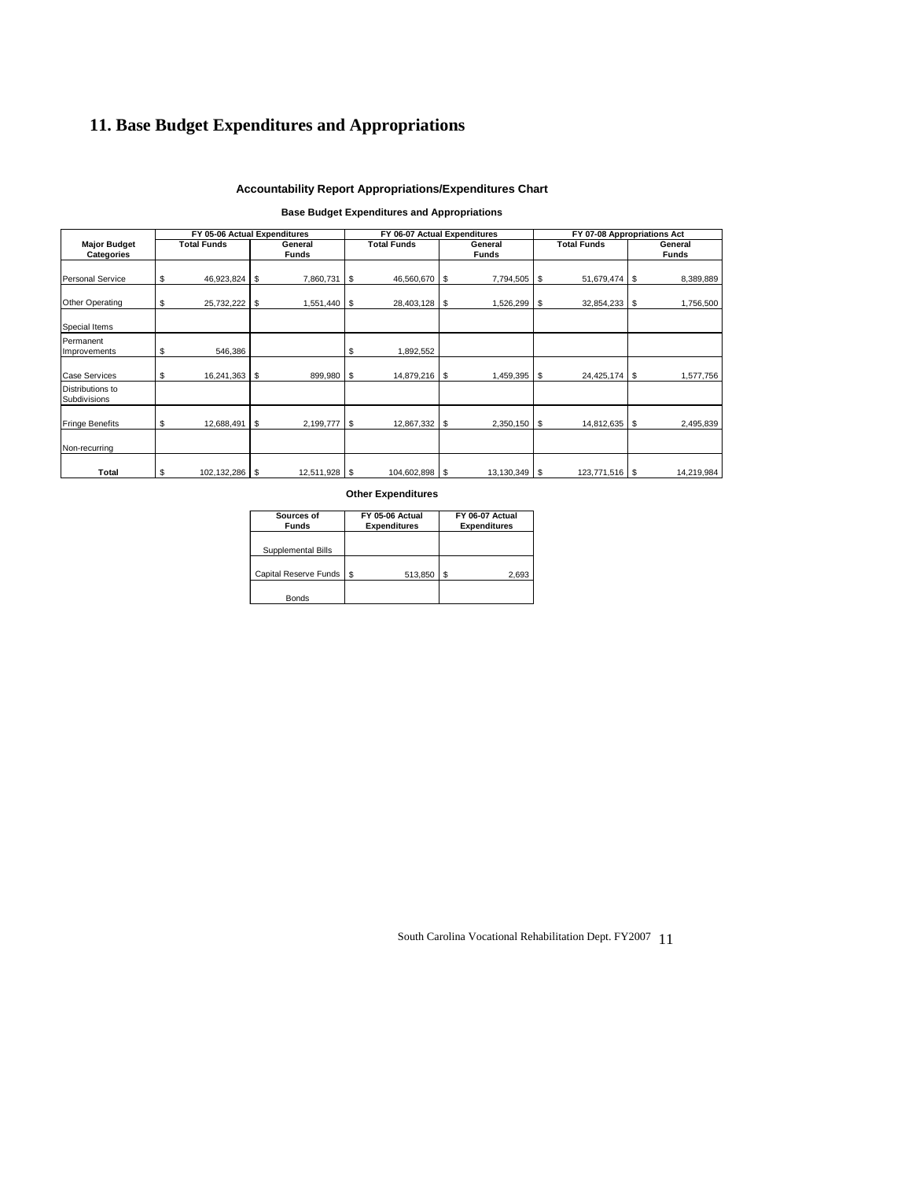# 11. Base Budget Expenditures and Appropriations

**Accountability Report Appropriations/Expenditures Chart**

**Base Budget Expenditures and Appropriations**

| Major Budget Categories | FY 05-06 Actual Expenditures | | FY 06-07 Actual Expenditures | | FY 07-08 Appropriations Act | |
|---|---|---|---|---|---|---|
| | Total Funds | General Funds | Total Funds | General Funds | Total Funds | General Funds |
| Personal Service | $ 46,923,824 | $ 7,860,731 | $ 46,560,670 | $ 7,794,505 | $ 51,679,474 | $ 8,389,889 |
| Other Operating | $ 25,732,222 | $ 1,551,440 | $ 28,403,128 | $ 1,526,299 | $ 32,854,233 | $ 1,756,500 |
| Special Items | | | | | | |
| Permanent Improvements | $ 546,386 | | $ 1,892,552 | | | |
| Case Services | $ 16,241,363 | $ 899,980 | $ 14,879,216 | $ 1,459,395 | $ 24,425,174 | $ 1,577,756 |
| Distributions to Subdivisions | | | | | | |
| Fringe Benefits | $ 12,688,491 | $ 2,199,777 | $ 12,867,332 | $ 2,350,150 | $ 14,812,635 | $ 2,495,839 |
| Non-recurring | | | | | | |
| **Total** | $ 102,132,286 | $ 12,511,928 | $ 104,602,898 | $ 13,130,349 | $ 123,771,516 | $ 14,219,984 |

**Other Expenditures**

| Sources of Funds | FY 05-06 Actual Expenditures | FY 06-07 Actual Expenditures |
|---|---|---|
| Supplemental Bills | | |
| Capital Reserve Funds | $ 513,850 | $ 2,693 |
| Bonds | | |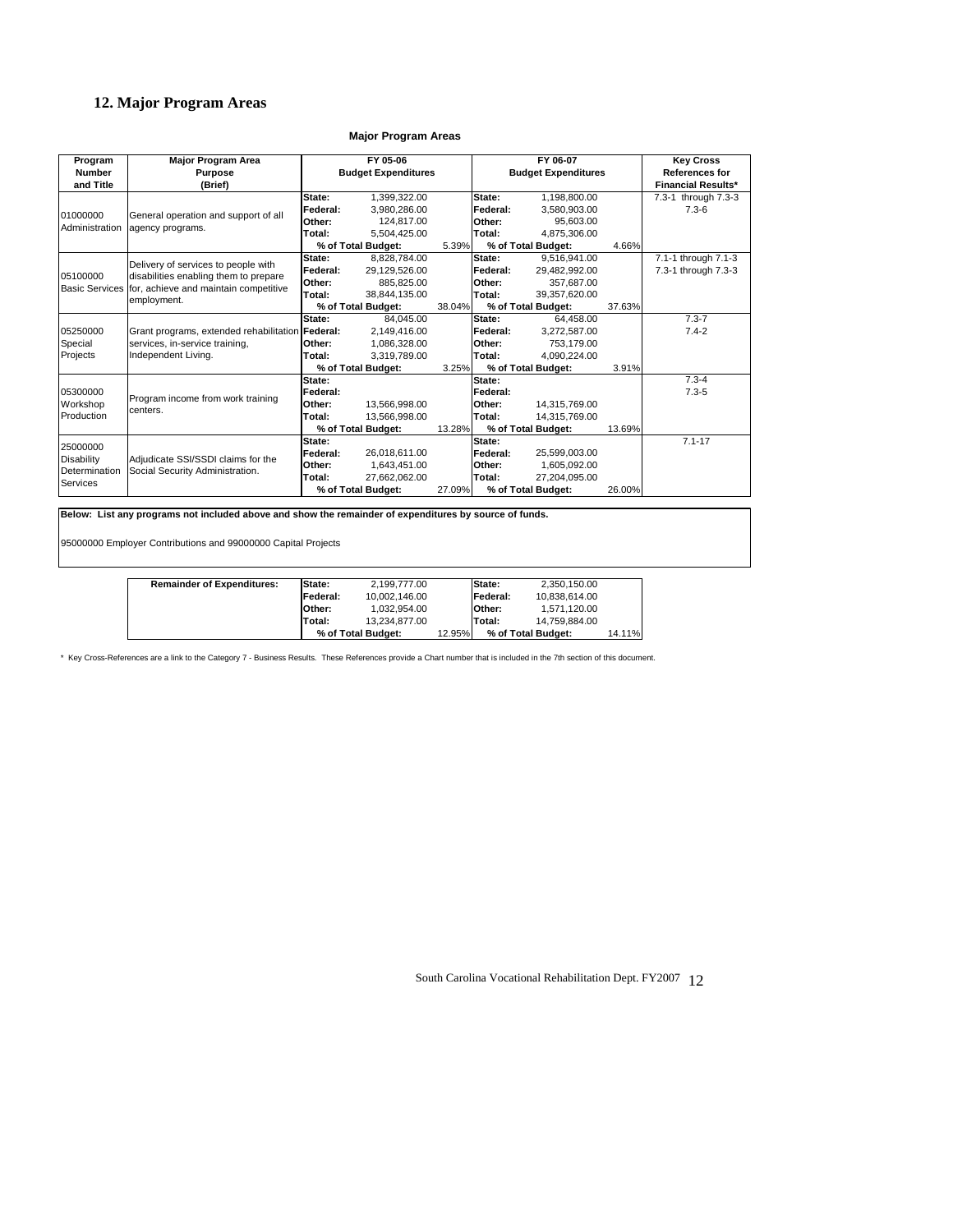## 12. Major Program Areas

**Major Program Areas**

| Program Number and Title | Major Program Area Purpose (Brief) | FY 05-06 Budget Expenditures | | | FY 06-07 Budget Expenditures | | | Key Cross References for Financial Results* |
|---|---|---|---|---|---|---|---|---|
| 01000000 Administration | General operation and support of all agency programs. | State: | 1,399,322.00 | | State: | 1,198,800.00 | | 7.3-1 through 7.3-3 |
| | | Federal: | 3,980,286.00 | | Federal: | 3,580,903.00 | | 7.3-6 |
| | | Other: | 124,817.00 | | Other: | 95,603.00 | | |
| | | Total: | 5,504,425.00 | | Total: | 4,875,306.00 | | |
| | | % of Total Budget: | | 5.39% | % of Total Budget: | | 4.66% | |
| 05100000 Basic Services | Delivery of services to people with disabilities enabling them to prepare for, achieve and maintain competitive employment. | State: | 8,828,784.00 | | State: | 9,516,941.00 | | 7.1-1 through 7.1-3 |
| | | Federal: | 29,129,526.00 | | Federal: | 29,482,992.00 | | 7.3-1 through 7.3-3 |
| | | Other: | 885,825.00 | | Other: | 357,687.00 | | |
| | | Total: | 38,844,135.00 | | Total: | 39,357,620.00 | | |
| | | % of Total Budget: | | 38.04% | % of Total Budget: | | 37.63% | |
| 05250000 Special Projects | Grant programs, extended rehabilitation services, in-service training, Independent Living. | State: | 84,045.00 | | State: | 64,458.00 | | 7.3-7 |
| | | Federal: | 2,149,416.00 | | Federal: | 3,272,587.00 | | 7.4-2 |
| | | Other: | 1,086,328.00 | | Other: | 753,179.00 | | |
| | | Total: | 3,319,789.00 | | Total: | 4,090,224.00 | | |
| | | % of Total Budget: | | 3.25% | % of Total Budget: | | 3.91% | |
| 05300000 Workshop Production | Program income from work training centers. | State: | | | State: | | | 7.3-4 |
| | | Federal: | | | Federal: | | | 7.3-5 |
| | | Other: | 13,566,998.00 | | Other: | 14,315,769.00 | | |
| | | Total: | 13,566,998.00 | | Total: | 14,315,769.00 | | |
| | | % of Total Budget: | | 13.28% | % of Total Budget: | | 13.69% | |
| 25000000 Disability Determination Services | Adjudicate SSI/SSDI claims for the Social Security Administration. | State: | | | State: | | | 7.1-17 |
| | | Federal: | 26,018,611.00 | | Federal: | 25,599,003.00 | | |
| | | Other: | 1,643,451.00 | | Other: | 1,605,092.00 | | |
| | | Total: | 27,662,062.00 | | Total: | 27,204,095.00 | | |
| | | % of Total Budget: | | 27.09% | % of Total Budget: | | 26.00% | |

**Below: List any programs not included above and show the remainder of expenditures by source of funds.**

95000000 Employer Contributions and 99000000 Capital Projects

| Remainder of Expenditures: | FY 05-06 | | | FY 06-07 | | |
|---|---|---|---|---|---|---|
| | State: | 2,199,777.00 | | State: | 2,350,150.00 | |
| | Federal: | 10,002,146.00 | | Federal: | 10,838,614.00 | |
| | Other: | 1,032,954.00 | | Other: | 1,571,120.00 | |
| | Total: | 13,234,877.00 | | Total: | 14,759,884.00 | |
| | % of Total Budget: | | 12.95% | % of Total Budget: | | 14.11% |

\* Key Cross-References are a link to the Category 7 - Business Results. These References provide a Chart number that is included in the 7th section of this document.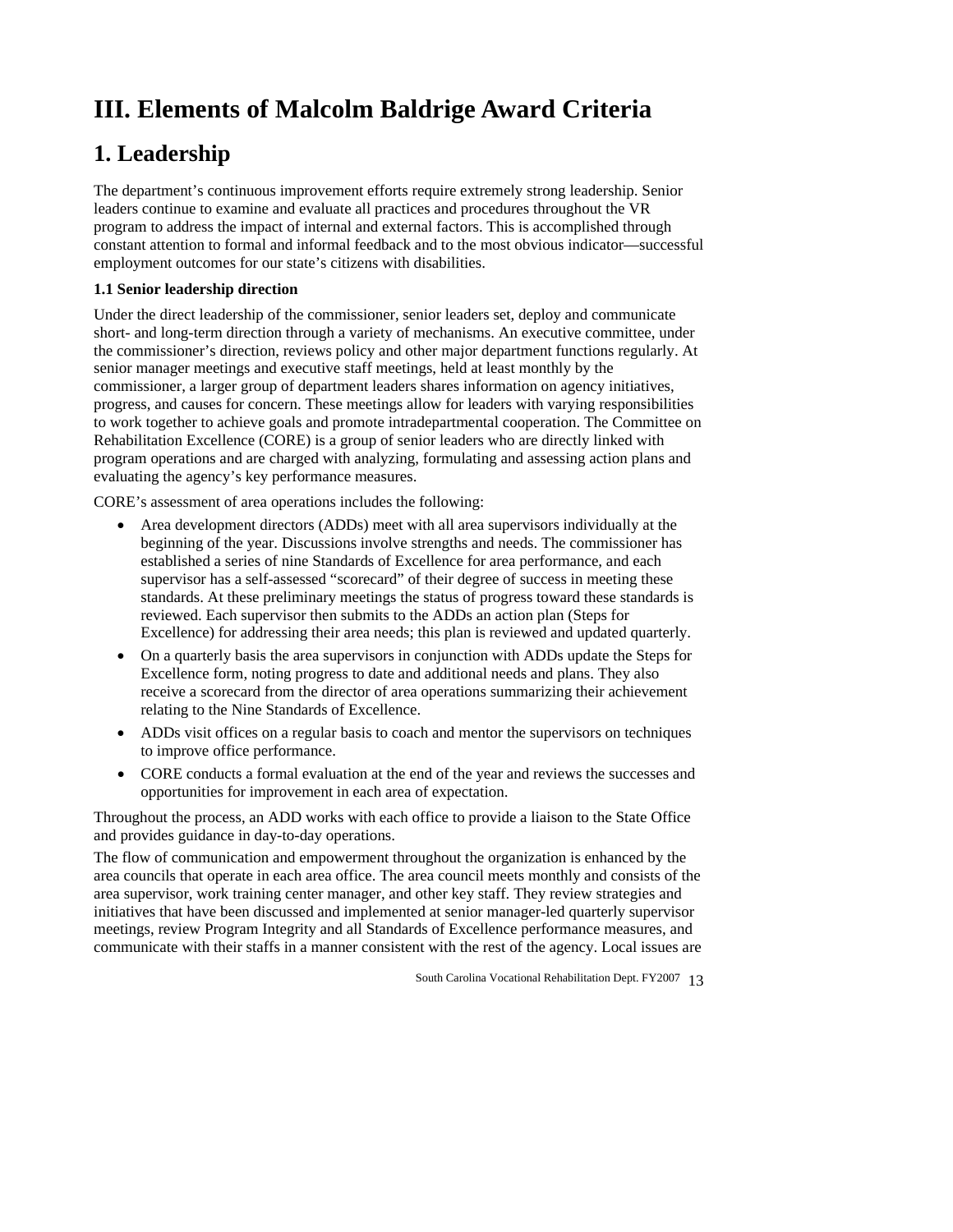# III. Elements of Malcolm Baldrige Award Criteria

## 1. Leadership

The department's continuous improvement efforts require extremely strong leadership. Senior leaders continue to examine and evaluate all practices and procedures throughout the VR program to address the impact of internal and external factors. This is accomplished through constant attention to formal and informal feedback and to the most obvious indicator—successful employment outcomes for our state's citizens with disabilities.

**1.1 Senior leadership direction**

Under the direct leadership of the commissioner, senior leaders set, deploy and communicate short- and long-term direction through a variety of mechanisms. An executive committee, under the commissioner's direction, reviews policy and other major department functions regularly. At senior manager meetings and executive staff meetings, held at least monthly by the commissioner, a larger group of department leaders shares information on agency initiatives, progress, and causes for concern. These meetings allow for leaders with varying responsibilities to work together to achieve goals and promote intradepartmental cooperation. The Committee on Rehabilitation Excellence (CORE) is a group of senior leaders who are directly linked with program operations and are charged with analyzing, formulating and assessing action plans and evaluating the agency's key performance measures.

CORE's assessment of area operations includes the following:

- Area development directors (ADDs) meet with all area supervisors individually at the beginning of the year. Discussions involve strengths and needs. The commissioner has established a series of nine Standards of Excellence for area performance, and each supervisor has a self-assessed "scorecard" of their degree of success in meeting these standards. At these preliminary meetings the status of progress toward these standards is reviewed. Each supervisor then submits to the ADDs an action plan (Steps for Excellence) for addressing their area needs; this plan is reviewed and updated quarterly.
- On a quarterly basis the area supervisors in conjunction with ADDs update the Steps for Excellence form, noting progress to date and additional needs and plans. They also receive a scorecard from the director of area operations summarizing their achievement relating to the Nine Standards of Excellence.
- ADDs visit offices on a regular basis to coach and mentor the supervisors on techniques to improve office performance.
- CORE conducts a formal evaluation at the end of the year and reviews the successes and opportunities for improvement in each area of expectation.

Throughout the process, an ADD works with each office to provide a liaison to the State Office and provides guidance in day-to-day operations.

The flow of communication and empowerment throughout the organization is enhanced by the area councils that operate in each area office. The area council meets monthly and consists of the area supervisor, work training center manager, and other key staff. They review strategies and initiatives that have been discussed and implemented at senior manager-led quarterly supervisor meetings, review Program Integrity and all Standards of Excellence performance measures, and communicate with their staffs in a manner consistent with the rest of the agency. Local issues are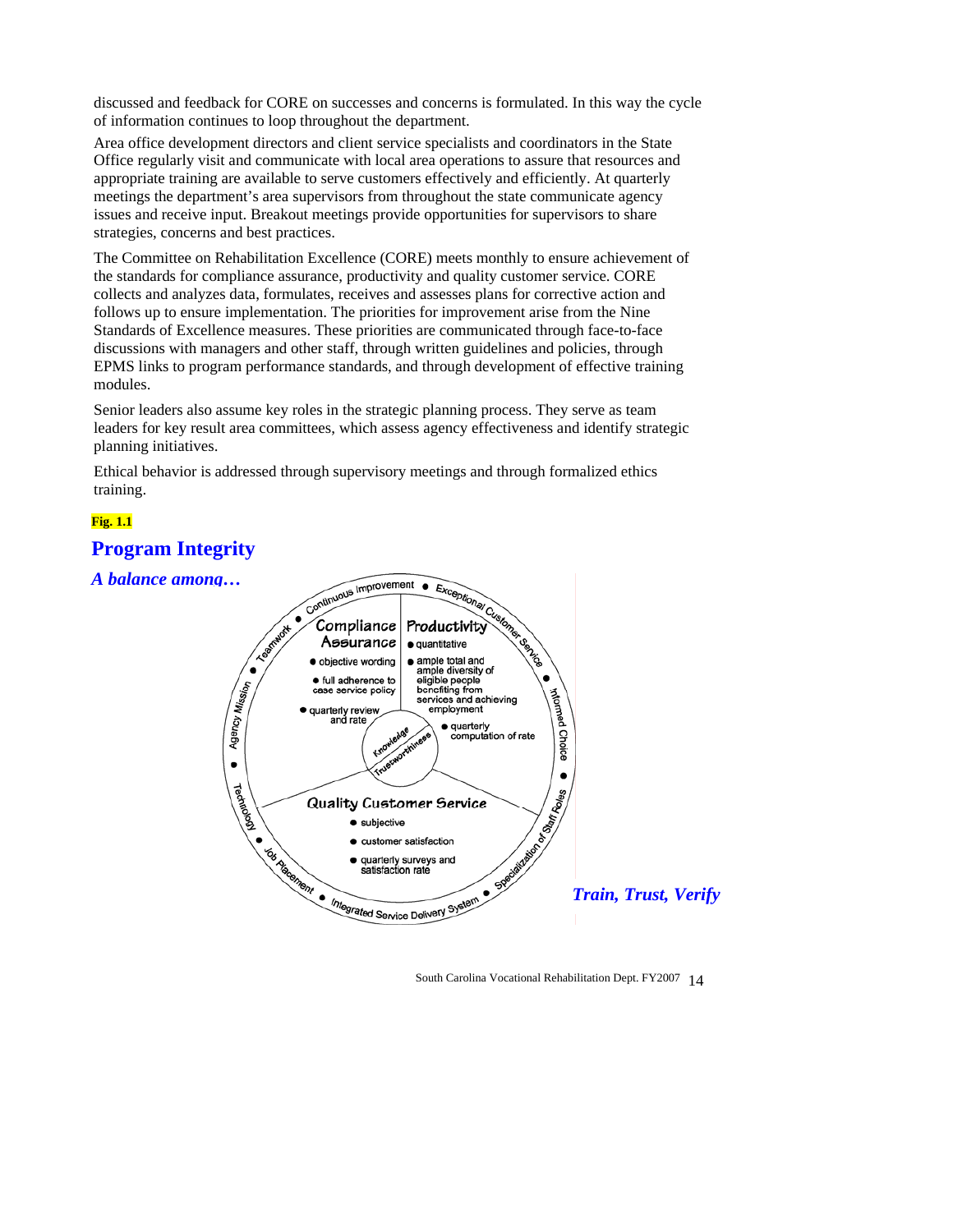discussed and feedback for CORE on successes and concerns is formulated. In this way the cycle of information continues to loop throughout the department.

Area office development directors and client service specialists and coordinators in the State Office regularly visit and communicate with local area operations to assure that resources and appropriate training are available to serve customers effectively and efficiently. At quarterly meetings the department's area supervisors from throughout the state communicate agency issues and receive input. Breakout meetings provide opportunities for supervisors to share strategies, concerns and best practices.

The Committee on Rehabilitation Excellence (CORE) meets monthly to ensure achievement of the standards for compliance assurance, productivity and quality customer service. CORE collects and analyzes data, formulates, receives and assesses plans for corrective action and follows up to ensure implementation. The priorities for improvement arise from the Nine Standards of Excellence measures. These priorities are communicated through face-to-face discussions with managers and other staff, through written guidelines and policies, through EPMS links to program performance standards, and through development of effective training modules.

Senior leaders also assume key roles in the strategic planning process. They serve as team leaders for key result area committees, which assess agency effectiveness and identify strategic planning initiatives.

Ethical behavior is addressed through supervisory meetings and through formalized ethics training.

**Fig. 1.1**

## Program Integrity

***A balance among…***

Continuous Improvement • Exceptional Customer Service • Informed Choice • Specialization of Staff Roles • Integrated Service Delivery System • Job Placement • Technology • Agency Mission • Teamwork

**Compliance Assurance**
- objective wording
- full adherence to case service policy
- quarterly review and rate

**Productivity**
- quantitative
- ample total and ample diversity of eligible people benefiting from services and achieving employment
- quarterly computation of rate

Knowledge / Trustworthiness

**Quality Customer Service**
- subjective
- customer satisfaction
- quarterly surveys and satisfaction rate

***Train, Trust, Verify***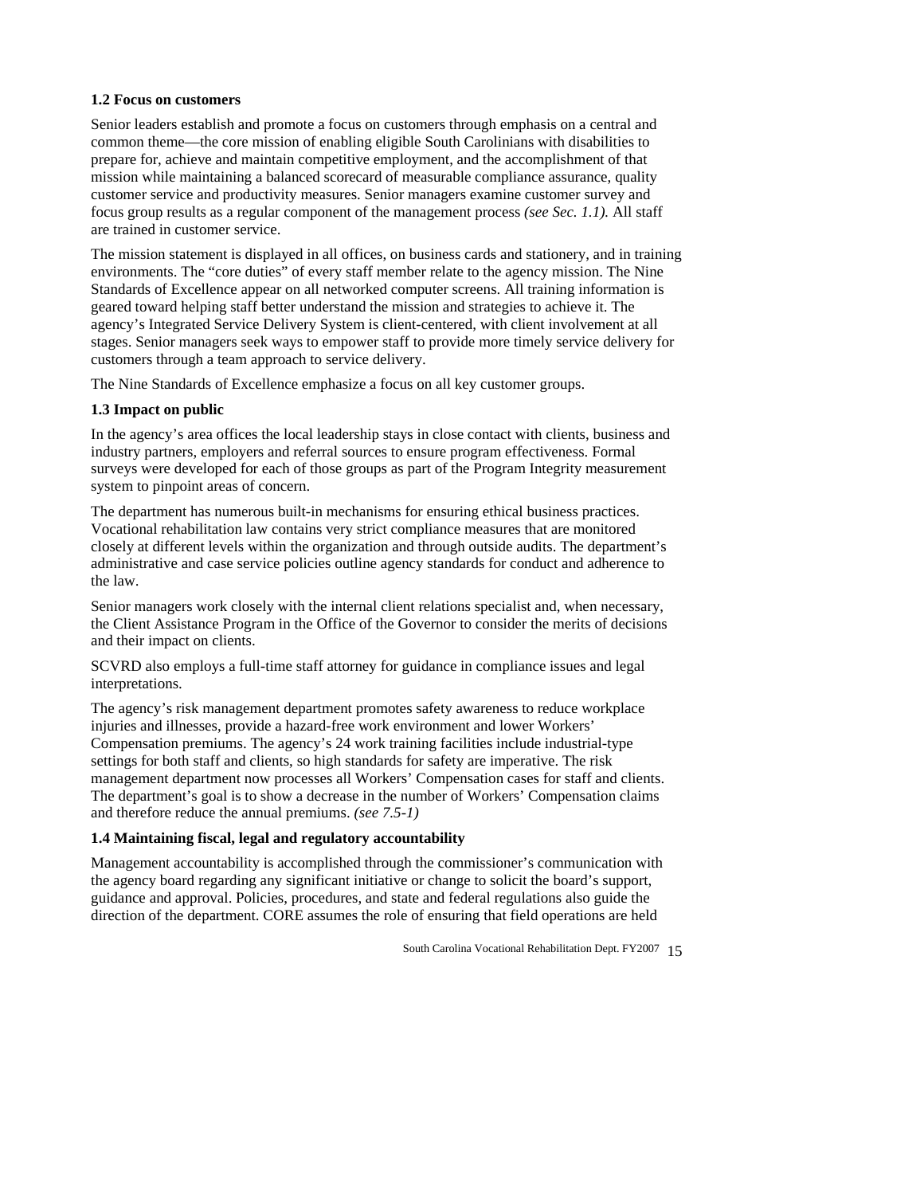**1.2 Focus on customers**

Senior leaders establish and promote a focus on customers through emphasis on a central and common theme—the core mission of enabling eligible South Carolinians with disabilities to prepare for, achieve and maintain competitive employment, and the accomplishment of that mission while maintaining a balanced scorecard of measurable compliance assurance, quality customer service and productivity measures. Senior managers examine customer survey and focus group results as a regular component of the management process *(see Sec. 1.1).* All staff are trained in customer service.

The mission statement is displayed in all offices, on business cards and stationery, and in training environments. The "core duties" of every staff member relate to the agency mission. The Nine Standards of Excellence appear on all networked computer screens. All training information is geared toward helping staff better understand the mission and strategies to achieve it. The agency's Integrated Service Delivery System is client-centered, with client involvement at all stages. Senior managers seek ways to empower staff to provide more timely service delivery for customers through a team approach to service delivery.

The Nine Standards of Excellence emphasize a focus on all key customer groups.

**1.3 Impact on public**

In the agency's area offices the local leadership stays in close contact with clients, business and industry partners, employers and referral sources to ensure program effectiveness. Formal surveys were developed for each of those groups as part of the Program Integrity measurement system to pinpoint areas of concern.

The department has numerous built-in mechanisms for ensuring ethical business practices. Vocational rehabilitation law contains very strict compliance measures that are monitored closely at different levels within the organization and through outside audits. The department's administrative and case service policies outline agency standards for conduct and adherence to the law.

Senior managers work closely with the internal client relations specialist and, when necessary, the Client Assistance Program in the Office of the Governor to consider the merits of decisions and their impact on clients.

SCVRD also employs a full-time staff attorney for guidance in compliance issues and legal interpretations.

The agency's risk management department promotes safety awareness to reduce workplace injuries and illnesses, provide a hazard-free work environment and lower Workers' Compensation premiums. The agency's 24 work training facilities include industrial-type settings for both staff and clients, so high standards for safety are imperative. The risk management department now processes all Workers' Compensation cases for staff and clients. The department's goal is to show a decrease in the number of Workers' Compensation claims and therefore reduce the annual premiums. *(see 7.5-1)*

**1.4 Maintaining fiscal, legal and regulatory accountability**

Management accountability is accomplished through the commissioner's communication with the agency board regarding any significant initiative or change to solicit the board's support, guidance and approval. Policies, procedures, and state and federal regulations also guide the direction of the department. CORE assumes the role of ensuring that field operations are held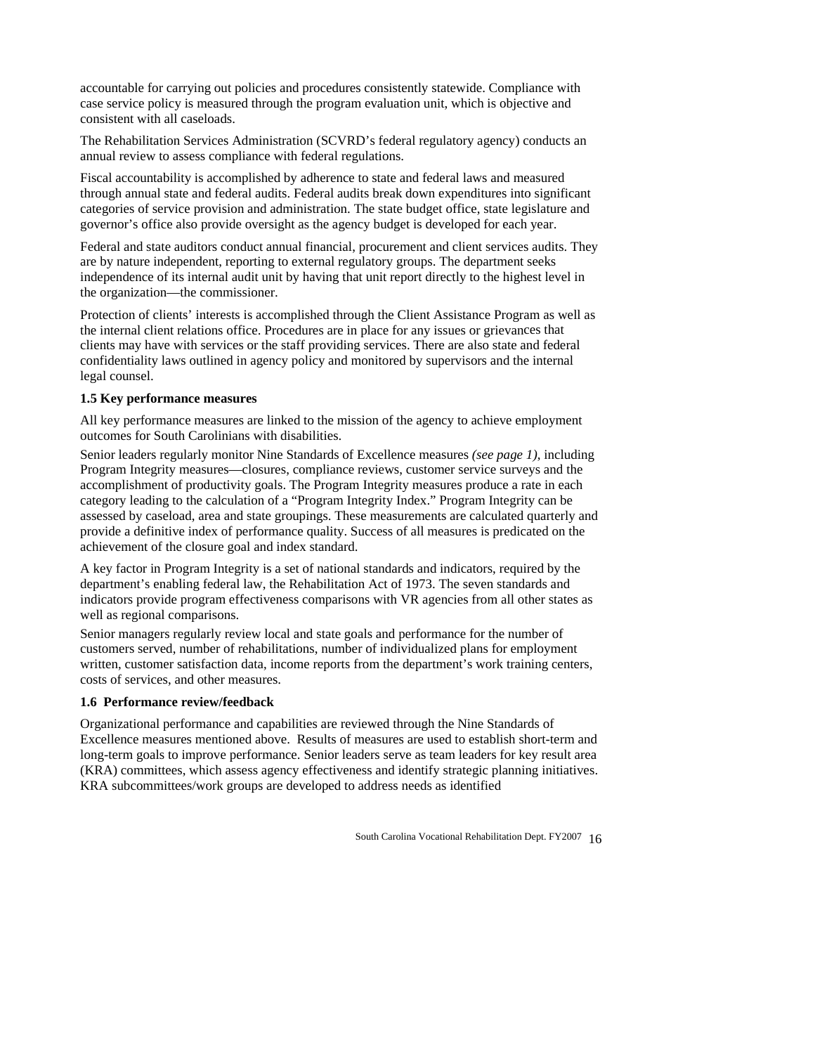accountable for carrying out policies and procedures consistently statewide. Compliance with case service policy is measured through the program evaluation unit, which is objective and consistent with all caseloads.

The Rehabilitation Services Administration (SCVRD's federal regulatory agency) conducts an annual review to assess compliance with federal regulations.

Fiscal accountability is accomplished by adherence to state and federal laws and measured through annual state and federal audits. Federal audits break down expenditures into significant categories of service provision and administration. The state budget office, state legislature and governor's office also provide oversight as the agency budget is developed for each year.

Federal and state auditors conduct annual financial, procurement and client services audits. They are by nature independent, reporting to external regulatory groups. The department seeks independence of its internal audit unit by having that unit report directly to the highest level in the organization—the commissioner.

Protection of clients' interests is accomplished through the Client Assistance Program as well as the internal client relations office. Procedures are in place for any issues or grievances that clients may have with services or the staff providing services. There are also state and federal confidentiality laws outlined in agency policy and monitored by supervisors and the internal legal counsel.

**1.5 Key performance measures**

All key performance measures are linked to the mission of the agency to achieve employment outcomes for South Carolinians with disabilities.

Senior leaders regularly monitor Nine Standards of Excellence measures *(see page 1)*, including Program Integrity measures—closures, compliance reviews, customer service surveys and the accomplishment of productivity goals. The Program Integrity measures produce a rate in each category leading to the calculation of a "Program Integrity Index." Program Integrity can be assessed by caseload, area and state groupings. These measurements are calculated quarterly and provide a definitive index of performance quality. Success of all measures is predicated on the achievement of the closure goal and index standard.

A key factor in Program Integrity is a set of national standards and indicators, required by the department's enabling federal law, the Rehabilitation Act of 1973. The seven standards and indicators provide program effectiveness comparisons with VR agencies from all other states as well as regional comparisons.

Senior managers regularly review local and state goals and performance for the number of customers served, number of rehabilitations, number of individualized plans for employment written, customer satisfaction data, income reports from the department's work training centers, costs of services, and other measures.

**1.6 Performance review/feedback**

Organizational performance and capabilities are reviewed through the Nine Standards of Excellence measures mentioned above. Results of measures are used to establish short-term and long-term goals to improve performance. Senior leaders serve as team leaders for key result area (KRA) committees, which assess agency effectiveness and identify strategic planning initiatives. KRA subcommittees/work groups are developed to address needs as identified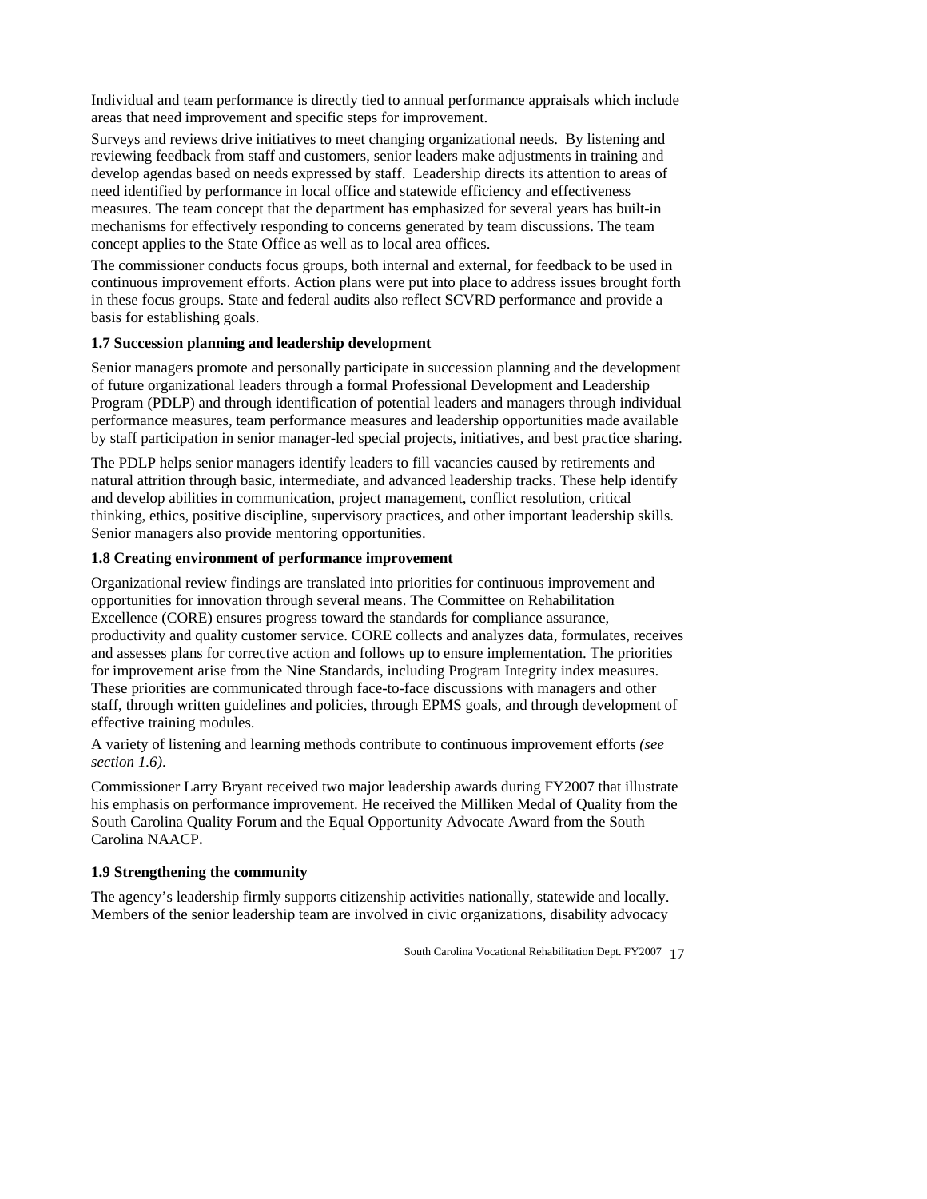Individual and team performance is directly tied to annual performance appraisals which include areas that need improvement and specific steps for improvement.

Surveys and reviews drive initiatives to meet changing organizational needs. By listening and reviewing feedback from staff and customers, senior leaders make adjustments in training and develop agendas based on needs expressed by staff. Leadership directs its attention to areas of need identified by performance in local office and statewide efficiency and effectiveness measures. The team concept that the department has emphasized for several years has built-in mechanisms for effectively responding to concerns generated by team discussions. The team concept applies to the State Office as well as to local area offices.

The commissioner conducts focus groups, both internal and external, for feedback to be used in continuous improvement efforts. Action plans were put into place to address issues brought forth in these focus groups. State and federal audits also reflect SCVRD performance and provide a basis for establishing goals.

**1.7 Succession planning and leadership development**

Senior managers promote and personally participate in succession planning and the development of future organizational leaders through a formal Professional Development and Leadership Program (PDLP) and through identification of potential leaders and managers through individual performance measures, team performance measures and leadership opportunities made available by staff participation in senior manager-led special projects, initiatives, and best practice sharing.

The PDLP helps senior managers identify leaders to fill vacancies caused by retirements and natural attrition through basic, intermediate, and advanced leadership tracks. These help identify and develop abilities in communication, project management, conflict resolution, critical thinking, ethics, positive discipline, supervisory practices, and other important leadership skills. Senior managers also provide mentoring opportunities.

**1.8 Creating environment of performance improvement**

Organizational review findings are translated into priorities for continuous improvement and opportunities for innovation through several means. The Committee on Rehabilitation Excellence (CORE) ensures progress toward the standards for compliance assurance, productivity and quality customer service. CORE collects and analyzes data, formulates, receives and assesses plans for corrective action and follows up to ensure implementation. The priorities for improvement arise from the Nine Standards, including Program Integrity index measures. These priorities are communicated through face-to-face discussions with managers and other staff, through written guidelines and policies, through EPMS goals, and through development of effective training modules.

A variety of listening and learning methods contribute to continuous improvement efforts *(see section 1.6)*.

Commissioner Larry Bryant received two major leadership awards during FY2007 that illustrate his emphasis on performance improvement. He received the Milliken Medal of Quality from the South Carolina Quality Forum and the Equal Opportunity Advocate Award from the South Carolina NAACP.

**1.9 Strengthening the community**

The agency's leadership firmly supports citizenship activities nationally, statewide and locally. Members of the senior leadership team are involved in civic organizations, disability advocacy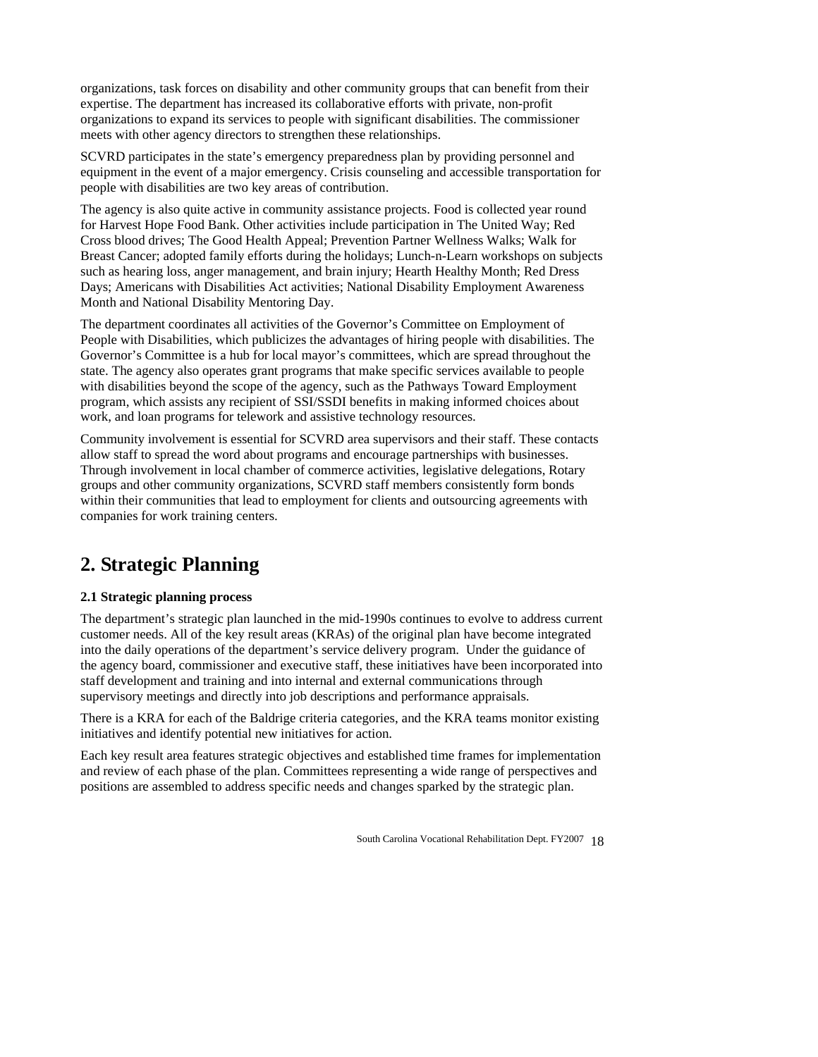organizations, task forces on disability and other community groups that can benefit from their expertise. The department has increased its collaborative efforts with private, non-profit organizations to expand its services to people with significant disabilities. The commissioner meets with other agency directors to strengthen these relationships.

SCVRD participates in the state's emergency preparedness plan by providing personnel and equipment in the event of a major emergency. Crisis counseling and accessible transportation for people with disabilities are two key areas of contribution.

The agency is also quite active in community assistance projects. Food is collected year round for Harvest Hope Food Bank. Other activities include participation in The United Way; Red Cross blood drives; The Good Health Appeal; Prevention Partner Wellness Walks; Walk for Breast Cancer; adopted family efforts during the holidays; Lunch-n-Learn workshops on subjects such as hearing loss, anger management, and brain injury; Hearth Healthy Month; Red Dress Days; Americans with Disabilities Act activities; National Disability Employment Awareness Month and National Disability Mentoring Day.

The department coordinates all activities of the Governor's Committee on Employment of People with Disabilities, which publicizes the advantages of hiring people with disabilities. The Governor's Committee is a hub for local mayor's committees, which are spread throughout the state. The agency also operates grant programs that make specific services available to people with disabilities beyond the scope of the agency, such as the Pathways Toward Employment program, which assists any recipient of SSI/SSDI benefits in making informed choices about work, and loan programs for telework and assistive technology resources.

Community involvement is essential for SCVRD area supervisors and their staff. These contacts allow staff to spread the word about programs and encourage partnerships with businesses. Through involvement in local chamber of commerce activities, legislative delegations, Rotary groups and other community organizations, SCVRD staff members consistently form bonds within their communities that lead to employment for clients and outsourcing agreements with companies for work training centers.

# 2. Strategic Planning

**2.1 Strategic planning process**

The department's strategic plan launched in the mid-1990s continues to evolve to address current customer needs. All of the key result areas (KRAs) of the original plan have become integrated into the daily operations of the department's service delivery program. Under the guidance of the agency board, commissioner and executive staff, these initiatives have been incorporated into staff development and training and into internal and external communications through supervisory meetings and directly into job descriptions and performance appraisals.

There is a KRA for each of the Baldrige criteria categories, and the KRA teams monitor existing initiatives and identify potential new initiatives for action.

Each key result area features strategic objectives and established time frames for implementation and review of each phase of the plan. Committees representing a wide range of perspectives and positions are assembled to address specific needs and changes sparked by the strategic plan.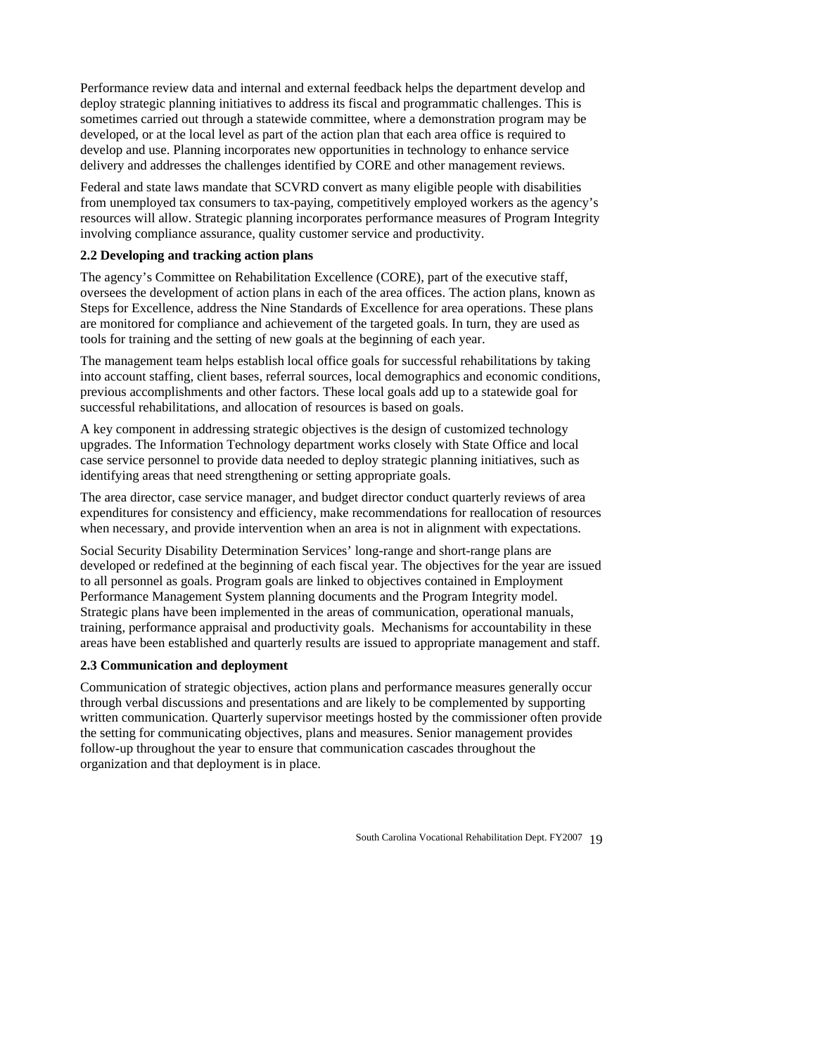Performance review data and internal and external feedback helps the department develop and deploy strategic planning initiatives to address its fiscal and programmatic challenges. This is sometimes carried out through a statewide committee, where a demonstration program may be developed, or at the local level as part of the action plan that each area office is required to develop and use. Planning incorporates new opportunities in technology to enhance service delivery and addresses the challenges identified by CORE and other management reviews.

Federal and state laws mandate that SCVRD convert as many eligible people with disabilities from unemployed tax consumers to tax-paying, competitively employed workers as the agency's resources will allow. Strategic planning incorporates performance measures of Program Integrity involving compliance assurance, quality customer service and productivity.

**2.2 Developing and tracking action plans**

The agency's Committee on Rehabilitation Excellence (CORE), part of the executive staff, oversees the development of action plans in each of the area offices. The action plans, known as Steps for Excellence, address the Nine Standards of Excellence for area operations. These plans are monitored for compliance and achievement of the targeted goals. In turn, they are used as tools for training and the setting of new goals at the beginning of each year.

The management team helps establish local office goals for successful rehabilitations by taking into account staffing, client bases, referral sources, local demographics and economic conditions, previous accomplishments and other factors. These local goals add up to a statewide goal for successful rehabilitations, and allocation of resources is based on goals.

A key component in addressing strategic objectives is the design of customized technology upgrades. The Information Technology department works closely with State Office and local case service personnel to provide data needed to deploy strategic planning initiatives, such as identifying areas that need strengthening or setting appropriate goals.

The area director, case service manager, and budget director conduct quarterly reviews of area expenditures for consistency and efficiency, make recommendations for reallocation of resources when necessary, and provide intervention when an area is not in alignment with expectations.

Social Security Disability Determination Services' long-range and short-range plans are developed or redefined at the beginning of each fiscal year. The objectives for the year are issued to all personnel as goals. Program goals are linked to objectives contained in Employment Performance Management System planning documents and the Program Integrity model. Strategic plans have been implemented in the areas of communication, operational manuals, training, performance appraisal and productivity goals. Mechanisms for accountability in these areas have been established and quarterly results are issued to appropriate management and staff.

**2.3 Communication and deployment**

Communication of strategic objectives, action plans and performance measures generally occur through verbal discussions and presentations and are likely to be complemented by supporting written communication. Quarterly supervisor meetings hosted by the commissioner often provide the setting for communicating objectives, plans and measures. Senior management provides follow-up throughout the year to ensure that communication cascades throughout the organization and that deployment is in place.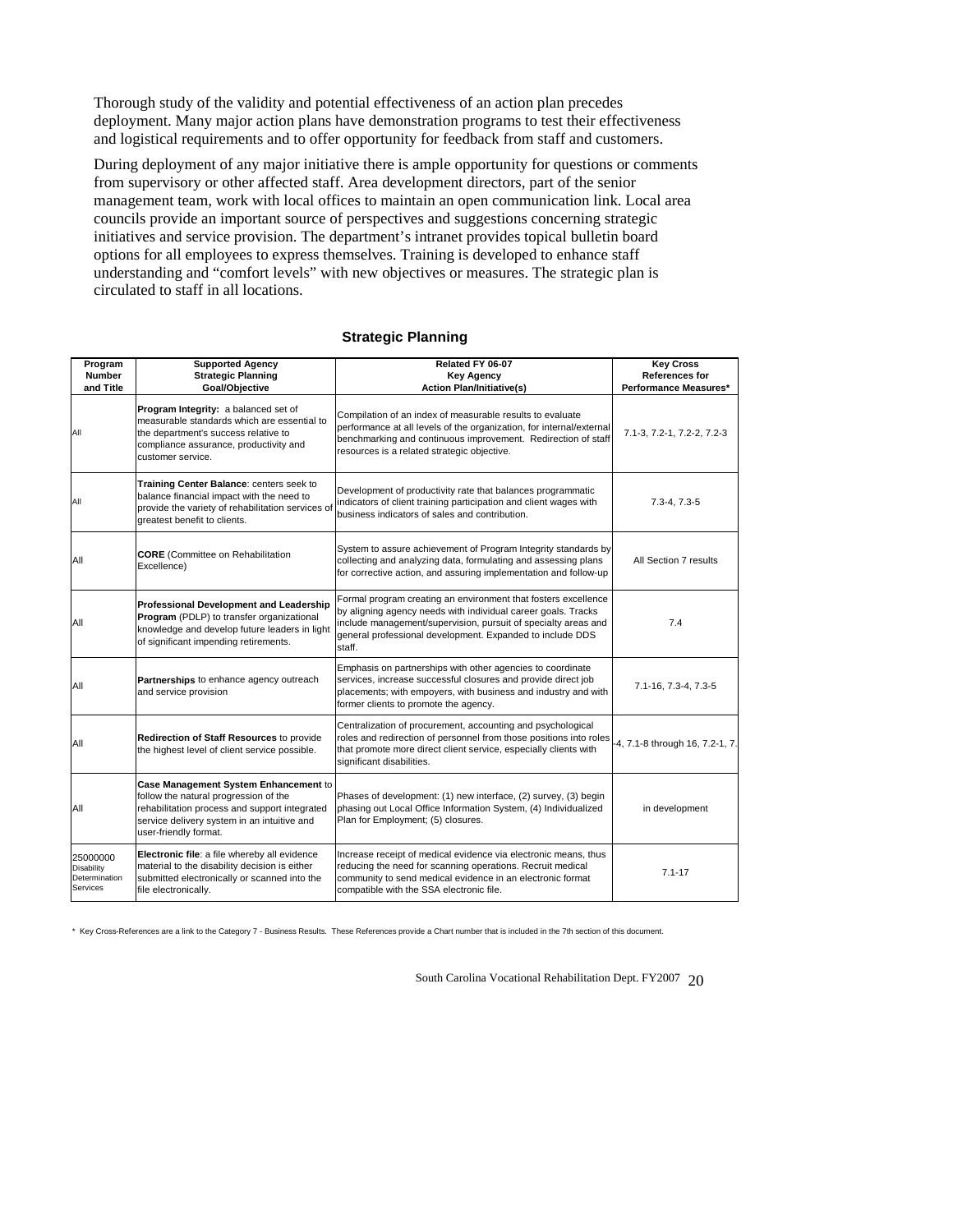Thorough study of the validity and potential effectiveness of an action plan precedes deployment. Many major action plans have demonstration programs to test their effectiveness and logistical requirements and to offer opportunity for feedback from staff and customers.

During deployment of any major initiative there is ample opportunity for questions or comments from supervisory or other affected staff. Area development directors, part of the senior management team, work with local offices to maintain an open communication link. Local area councils provide an important source of perspectives and suggestions concerning strategic initiatives and service provision. The department's intranet provides topical bulletin board options for all employees to express themselves. Training is developed to enhance staff understanding and "comfort levels" with new objectives or measures. The strategic plan is circulated to staff in all locations.

### Strategic Planning

| Program Number and Title | Supported Agency Strategic Planning Goal/Objective | Related FY 06-07 Key Agency Action Plan/Initiative(s) | Key Cross References for Performance Measures* |
|---|---|---|---|
| All | **Program Integrity:** a balanced set of measurable standards which are essential to the department's success relative to compliance assurance, productivity and customer service. | Compilation of an index of measurable results to evaluate performance at all levels of the organization, for internal/external benchmarking and continuous improvement. Redirection of staff resources is a related strategic objective. | 7.1-3, 7.2-1, 7.2-2, 7.2-3 |
| All | **Training Center Balance**: centers seek to balance financial impact with the need to provide the variety of rehabilitation services of greatest benefit to clients. | Development of productivity rate that balances programmatic indicators of client training participation and client wages with business indicators of sales and contribution. | 7.3-4, 7.3-5 |
| All | **CORE** (Committee on Rehabilitation Excellence) | System to assure achievement of Program Integrity standards by collecting and analyzing data, formulating and assessing plans for corrective action, and assuring implementation and follow-up | All Section 7 results |
| All | **Professional Development and Leadership Program** (PDLP) to transfer organizational knowledge and develop future leaders in light of significant impending retirements. | Formal program creating an environment that fosters excellence by aligning agency needs with individual career goals. Tracks include management/supervision, pursuit of specialty areas and general professional development. Expanded to include DDS staff. | 7.4 |
| All | **Partnerships** to enhance agency outreach and service provision | Emphasis on partnerships with other agencies to coordinate services, increase successful closures and provide direct job placements; with empoyers, with business and industry and with former clients to promote the agency. | 7.1-16, 7.3-4, 7.3-5 |
| All | **Redirection of Staff Resources** to provide the highest level of client service possible. | Centralization of procurement, accounting and psychological roles and redirection of personnel from those positions into roles that promote more direct client service, especially clients with significant disabilities. | -4, 7.1-8 through 16, 7.2-1, 7. |
| All | **Case Management System Enhancement** to follow the natural progression of the rehabilitation process and support integrated service delivery system in an intuitive and user-friendly format. | Phases of development: (1) new interface, (2) survey, (3) begin phasing out Local Office Information System, (4) Individualized Plan for Employment; (5) closures. | in development |
| 25000000 Disability Determination Services | **Electronic file**: a file whereby all evidence material to the disability decision is either submitted electronically or scanned into the file electronically. | Increase receipt of medical evidence via electronic means, thus reducing the need for scanning operations. Recruit medical community to send medical evidence in an electronic format compatible with the SSA electronic file. | 7.1-17 |

\* Key Cross-References are a link to the Category 7 - Business Results. These References provide a Chart number that is included in the 7th section of this document.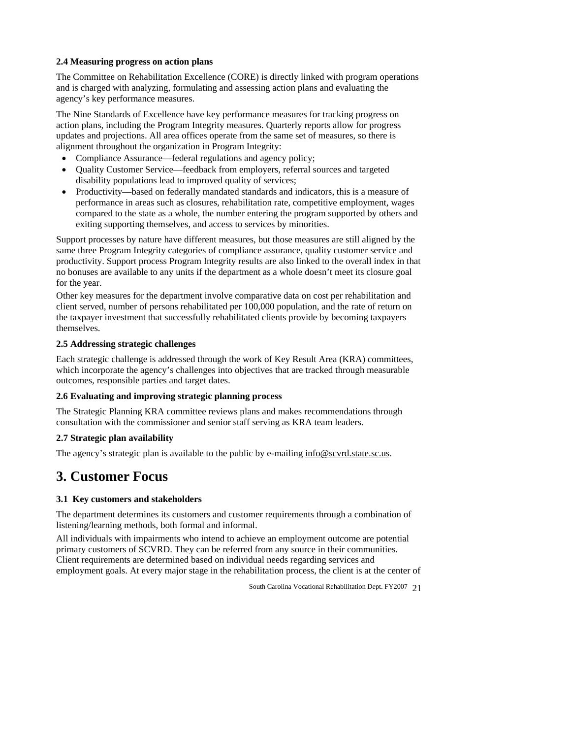**2.4 Measuring progress on action plans**

The Committee on Rehabilitation Excellence (CORE) is directly linked with program operations and is charged with analyzing, formulating and assessing action plans and evaluating the agency's key performance measures.

The Nine Standards of Excellence have key performance measures for tracking progress on action plans, including the Program Integrity measures. Quarterly reports allow for progress updates and projections. All area offices operate from the same set of measures, so there is alignment throughout the organization in Program Integrity:

- Compliance Assurance—federal regulations and agency policy;
- Quality Customer Service—feedback from employers, referral sources and targeted disability populations lead to improved quality of services;
- Productivity—based on federally mandated standards and indicators, this is a measure of performance in areas such as closures, rehabilitation rate, competitive employment, wages compared to the state as a whole, the number entering the program supported by others and exiting supporting themselves, and access to services by minorities.

Support processes by nature have different measures, but those measures are still aligned by the same three Program Integrity categories of compliance assurance, quality customer service and productivity. Support process Program Integrity results are also linked to the overall index in that no bonuses are available to any units if the department as a whole doesn't meet its closure goal for the year.

Other key measures for the department involve comparative data on cost per rehabilitation and client served, number of persons rehabilitated per 100,000 population, and the rate of return on the taxpayer investment that successfully rehabilitated clients provide by becoming taxpayers themselves.

**2.5 Addressing strategic challenges**

Each strategic challenge is addressed through the work of Key Result Area (KRA) committees, which incorporate the agency's challenges into objectives that are tracked through measurable outcomes, responsible parties and target dates.

**2.6 Evaluating and improving strategic planning process**

The Strategic Planning KRA committee reviews plans and makes recommendations through consultation with the commissioner and senior staff serving as KRA team leaders.

**2.7 Strategic plan availability**

The agency's strategic plan is available to the public by e-mailing info@scvrd.state.sc.us.

# 3. Customer Focus

**3.1 Key customers and stakeholders**

The department determines its customers and customer requirements through a combination of listening/learning methods, both formal and informal.

All individuals with impairments who intend to achieve an employment outcome are potential primary customers of SCVRD. They can be referred from any source in their communities. Client requirements are determined based on individual needs regarding services and employment goals. At every major stage in the rehabilitation process, the client is at the center of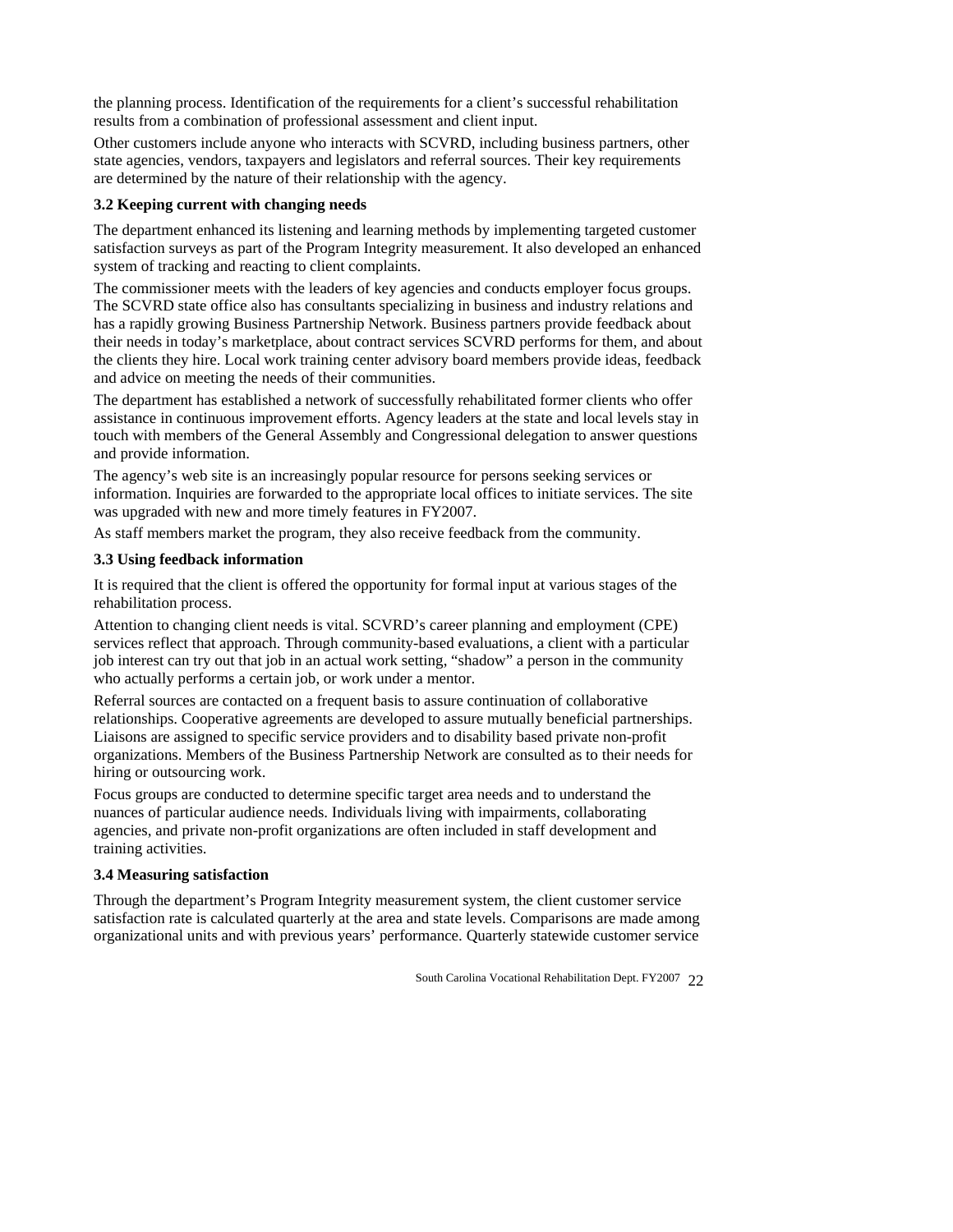the planning process. Identification of the requirements for a client's successful rehabilitation results from a combination of professional assessment and client input.

Other customers include anyone who interacts with SCVRD, including business partners, other state agencies, vendors, taxpayers and legislators and referral sources. Their key requirements are determined by the nature of their relationship with the agency.

**3.2 Keeping current with changing needs**

The department enhanced its listening and learning methods by implementing targeted customer satisfaction surveys as part of the Program Integrity measurement. It also developed an enhanced system of tracking and reacting to client complaints.

The commissioner meets with the leaders of key agencies and conducts employer focus groups. The SCVRD state office also has consultants specializing in business and industry relations and has a rapidly growing Business Partnership Network. Business partners provide feedback about their needs in today's marketplace, about contract services SCVRD performs for them, and about the clients they hire. Local work training center advisory board members provide ideas, feedback and advice on meeting the needs of their communities.

The department has established a network of successfully rehabilitated former clients who offer assistance in continuous improvement efforts. Agency leaders at the state and local levels stay in touch with members of the General Assembly and Congressional delegation to answer questions and provide information.

The agency's web site is an increasingly popular resource for persons seeking services or information. Inquiries are forwarded to the appropriate local offices to initiate services. The site was upgraded with new and more timely features in FY2007.

As staff members market the program, they also receive feedback from the community.

**3.3 Using feedback information**

It is required that the client is offered the opportunity for formal input at various stages of the rehabilitation process.

Attention to changing client needs is vital. SCVRD's career planning and employment (CPE) services reflect that approach. Through community-based evaluations, a client with a particular job interest can try out that job in an actual work setting, "shadow" a person in the community who actually performs a certain job, or work under a mentor.

Referral sources are contacted on a frequent basis to assure continuation of collaborative relationships. Cooperative agreements are developed to assure mutually beneficial partnerships. Liaisons are assigned to specific service providers and to disability based private non-profit organizations. Members of the Business Partnership Network are consulted as to their needs for hiring or outsourcing work.

Focus groups are conducted to determine specific target area needs and to understand the nuances of particular audience needs. Individuals living with impairments, collaborating agencies, and private non-profit organizations are often included in staff development and training activities.

**3.4 Measuring satisfaction**

Through the department's Program Integrity measurement system, the client customer service satisfaction rate is calculated quarterly at the area and state levels. Comparisons are made among organizational units and with previous years' performance. Quarterly statewide customer service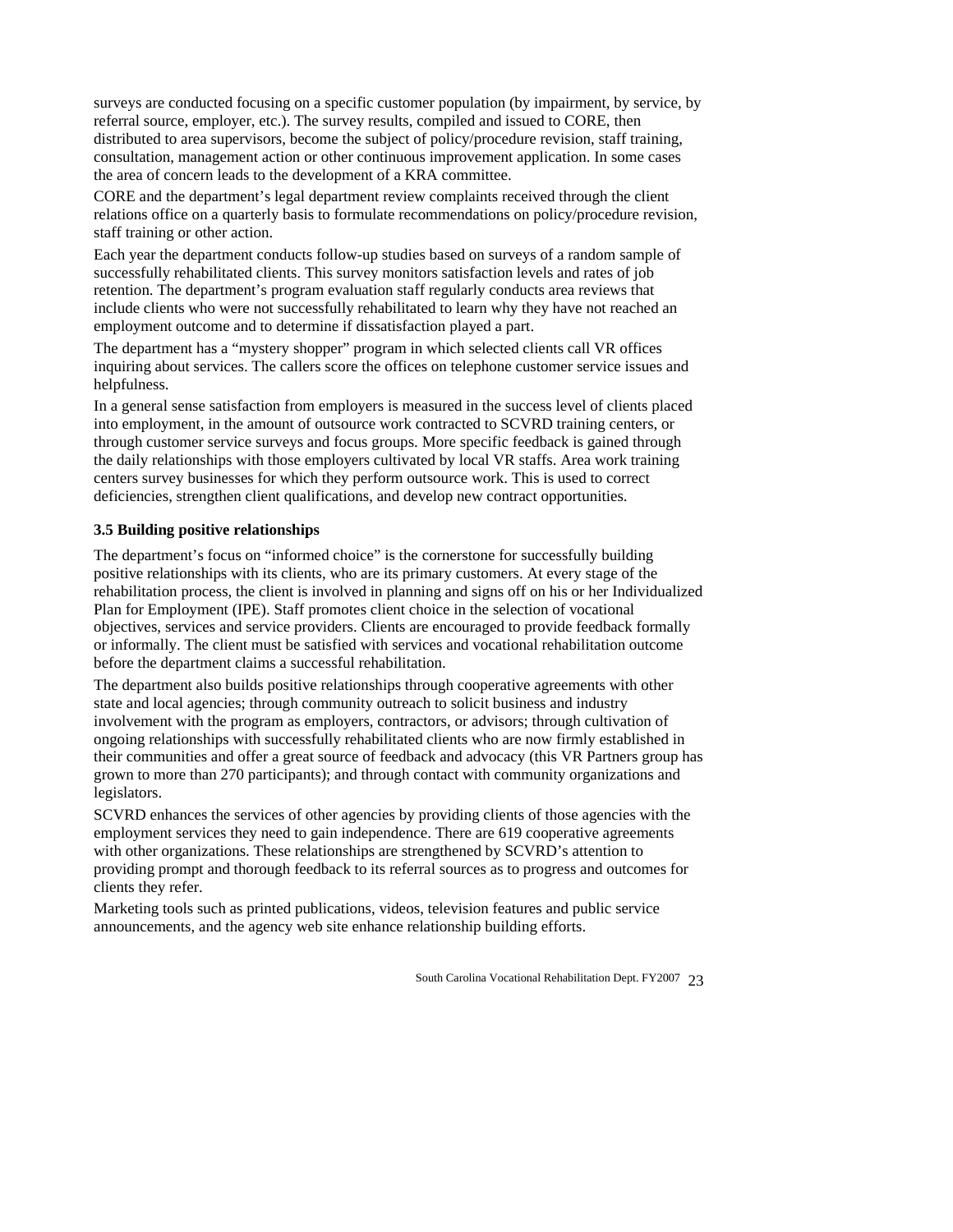surveys are conducted focusing on a specific customer population (by impairment, by service, by referral source, employer, etc.). The survey results, compiled and issued to CORE, then distributed to area supervisors, become the subject of policy/procedure revision, staff training, consultation, management action or other continuous improvement application. In some cases the area of concern leads to the development of a KRA committee.

CORE and the department's legal department review complaints received through the client relations office on a quarterly basis to formulate recommendations on policy/procedure revision, staff training or other action.

Each year the department conducts follow-up studies based on surveys of a random sample of successfully rehabilitated clients. This survey monitors satisfaction levels and rates of job retention. The department's program evaluation staff regularly conducts area reviews that include clients who were not successfully rehabilitated to learn why they have not reached an employment outcome and to determine if dissatisfaction played a part.

The department has a "mystery shopper" program in which selected clients call VR offices inquiring about services. The callers score the offices on telephone customer service issues and helpfulness.

In a general sense satisfaction from employers is measured in the success level of clients placed into employment, in the amount of outsource work contracted to SCVRD training centers, or through customer service surveys and focus groups. More specific feedback is gained through the daily relationships with those employers cultivated by local VR staffs. Area work training centers survey businesses for which they perform outsource work. This is used to correct deficiencies, strengthen client qualifications, and develop new contract opportunities.

**3.5 Building positive relationships**

The department's focus on "informed choice" is the cornerstone for successfully building positive relationships with its clients, who are its primary customers. At every stage of the rehabilitation process, the client is involved in planning and signs off on his or her Individualized Plan for Employment (IPE). Staff promotes client choice in the selection of vocational objectives, services and service providers. Clients are encouraged to provide feedback formally or informally. The client must be satisfied with services and vocational rehabilitation outcome before the department claims a successful rehabilitation.

The department also builds positive relationships through cooperative agreements with other state and local agencies; through community outreach to solicit business and industry involvement with the program as employers, contractors, or advisors; through cultivation of ongoing relationships with successfully rehabilitated clients who are now firmly established in their communities and offer a great source of feedback and advocacy (this VR Partners group has grown to more than 270 participants); and through contact with community organizations and legislators.

SCVRD enhances the services of other agencies by providing clients of those agencies with the employment services they need to gain independence. There are 619 cooperative agreements with other organizations. These relationships are strengthened by SCVRD's attention to providing prompt and thorough feedback to its referral sources as to progress and outcomes for clients they refer.

Marketing tools such as printed publications, videos, television features and public service announcements, and the agency web site enhance relationship building efforts.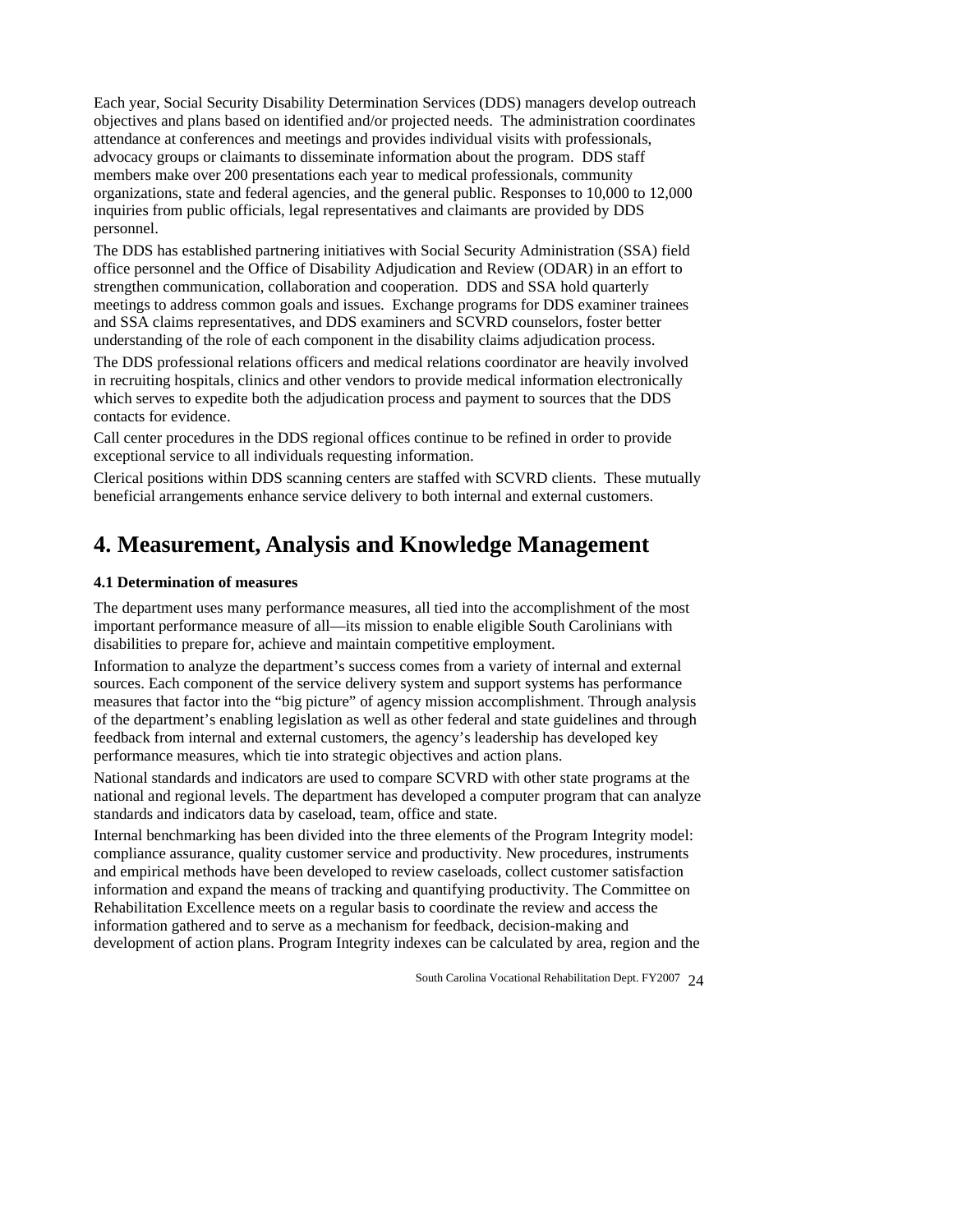Each year, Social Security Disability Determination Services (DDS) managers develop outreach objectives and plans based on identified and/or projected needs. The administration coordinates attendance at conferences and meetings and provides individual visits with professionals, advocacy groups or claimants to disseminate information about the program. DDS staff members make over 200 presentations each year to medical professionals, community organizations, state and federal agencies, and the general public. Responses to 10,000 to 12,000 inquiries from public officials, legal representatives and claimants are provided by DDS personnel.

The DDS has established partnering initiatives with Social Security Administration (SSA) field office personnel and the Office of Disability Adjudication and Review (ODAR) in an effort to strengthen communication, collaboration and cooperation. DDS and SSA hold quarterly meetings to address common goals and issues. Exchange programs for DDS examiner trainees and SSA claims representatives, and DDS examiners and SCVRD counselors, foster better understanding of the role of each component in the disability claims adjudication process.

The DDS professional relations officers and medical relations coordinator are heavily involved in recruiting hospitals, clinics and other vendors to provide medical information electronically which serves to expedite both the adjudication process and payment to sources that the DDS contacts for evidence.

Call center procedures in the DDS regional offices continue to be refined in order to provide exceptional service to all individuals requesting information.

Clerical positions within DDS scanning centers are staffed with SCVRD clients. These mutually beneficial arrangements enhance service delivery to both internal and external customers.

# 4. Measurement, Analysis and Knowledge Management

**4.1 Determination of measures**

The department uses many performance measures, all tied into the accomplishment of the most important performance measure of all—its mission to enable eligible South Carolinians with disabilities to prepare for, achieve and maintain competitive employment.

Information to analyze the department's success comes from a variety of internal and external sources. Each component of the service delivery system and support systems has performance measures that factor into the "big picture" of agency mission accomplishment. Through analysis of the department's enabling legislation as well as other federal and state guidelines and through feedback from internal and external customers, the agency's leadership has developed key performance measures, which tie into strategic objectives and action plans.

National standards and indicators are used to compare SCVRD with other state programs at the national and regional levels. The department has developed a computer program that can analyze standards and indicators data by caseload, team, office and state.

Internal benchmarking has been divided into the three elements of the Program Integrity model: compliance assurance, quality customer service and productivity. New procedures, instruments and empirical methods have been developed to review caseloads, collect customer satisfaction information and expand the means of tracking and quantifying productivity. The Committee on Rehabilitation Excellence meets on a regular basis to coordinate the review and access the information gathered and to serve as a mechanism for feedback, decision-making and development of action plans. Program Integrity indexes can be calculated by area, region and the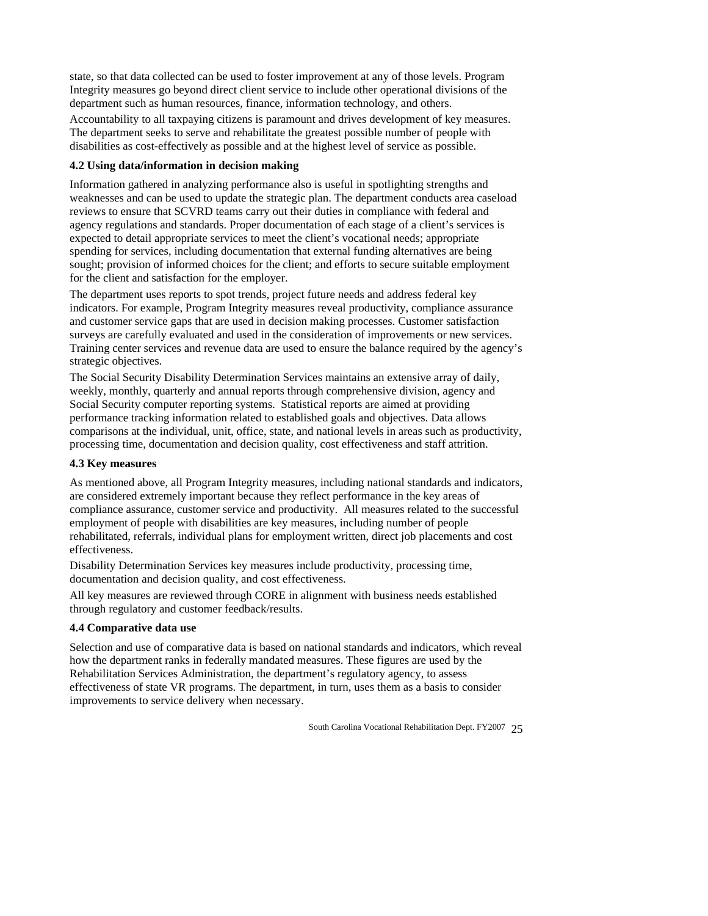state, so that data collected can be used to foster improvement at any of those levels. Program Integrity measures go beyond direct client service to include other operational divisions of the department such as human resources, finance, information technology, and others.

Accountability to all taxpaying citizens is paramount and drives development of key measures. The department seeks to serve and rehabilitate the greatest possible number of people with disabilities as cost-effectively as possible and at the highest level of service as possible.

**4.2 Using data/information in decision making**

Information gathered in analyzing performance also is useful in spotlighting strengths and weaknesses and can be used to update the strategic plan. The department conducts area caseload reviews to ensure that SCVRD teams carry out their duties in compliance with federal and agency regulations and standards. Proper documentation of each stage of a client's services is expected to detail appropriate services to meet the client's vocational needs; appropriate spending for services, including documentation that external funding alternatives are being sought; provision of informed choices for the client; and efforts to secure suitable employment for the client and satisfaction for the employer.

The department uses reports to spot trends, project future needs and address federal key indicators. For example, Program Integrity measures reveal productivity, compliance assurance and customer service gaps that are used in decision making processes. Customer satisfaction surveys are carefully evaluated and used in the consideration of improvements or new services. Training center services and revenue data are used to ensure the balance required by the agency's strategic objectives.

The Social Security Disability Determination Services maintains an extensive array of daily, weekly, monthly, quarterly and annual reports through comprehensive division, agency and Social Security computer reporting systems. Statistical reports are aimed at providing performance tracking information related to established goals and objectives. Data allows comparisons at the individual, unit, office, state, and national levels in areas such as productivity, processing time, documentation and decision quality, cost effectiveness and staff attrition.

**4.3 Key measures**

As mentioned above, all Program Integrity measures, including national standards and indicators, are considered extremely important because they reflect performance in the key areas of compliance assurance, customer service and productivity. All measures related to the successful employment of people with disabilities are key measures, including number of people rehabilitated, referrals, individual plans for employment written, direct job placements and cost effectiveness.

Disability Determination Services key measures include productivity, processing time, documentation and decision quality, and cost effectiveness.

All key measures are reviewed through CORE in alignment with business needs established through regulatory and customer feedback/results.

**4.4 Comparative data use**

Selection and use of comparative data is based on national standards and indicators, which reveal how the department ranks in federally mandated measures. These figures are used by the Rehabilitation Services Administration, the department's regulatory agency, to assess effectiveness of state VR programs. The department, in turn, uses them as a basis to consider improvements to service delivery when necessary.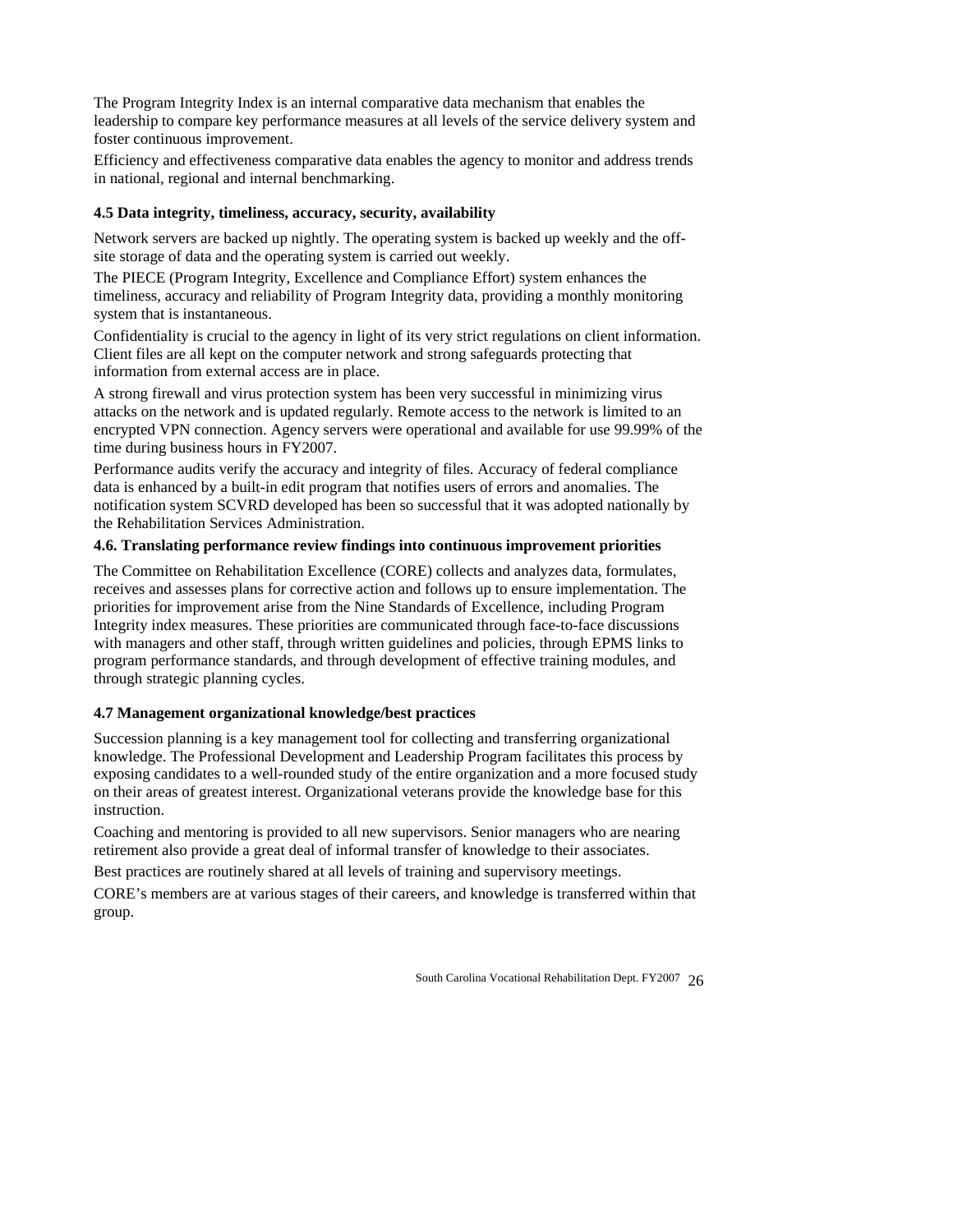The Program Integrity Index is an internal comparative data mechanism that enables the leadership to compare key performance measures at all levels of the service delivery system and foster continuous improvement.

Efficiency and effectiveness comparative data enables the agency to monitor and address trends in national, regional and internal benchmarking.

#### 4.5 Data integrity, timeliness, accuracy, security, availability

Network servers are backed up nightly. The operating system is backed up weekly and the off-site storage of data and the operating system is carried out weekly.

The PIECE (Program Integrity, Excellence and Compliance Effort) system enhances the timeliness, accuracy and reliability of Program Integrity data, providing a monthly monitoring system that is instantaneous.

Confidentiality is crucial to the agency in light of its very strict regulations on client information. Client files are all kept on the computer network and strong safeguards protecting that information from external access are in place.

A strong firewall and virus protection system has been very successful in minimizing virus attacks on the network and is updated regularly. Remote access to the network is limited to an encrypted VPN connection. Agency servers were operational and available for use 99.99% of the time during business hours in FY2007.

Performance audits verify the accuracy and integrity of files. Accuracy of federal compliance data is enhanced by a built-in edit program that notifies users of errors and anomalies. The notification system SCVRD developed has been so successful that it was adopted nationally by the Rehabilitation Services Administration.

#### 4.6. Translating performance review findings into continuous improvement priorities

The Committee on Rehabilitation Excellence (CORE) collects and analyzes data, formulates, receives and assesses plans for corrective action and follows up to ensure implementation. The priorities for improvement arise from the Nine Standards of Excellence, including Program Integrity index measures. These priorities are communicated through face-to-face discussions with managers and other staff, through written guidelines and policies, through EPMS links to program performance standards, and through development of effective training modules, and through strategic planning cycles.

#### 4.7 Management organizational knowledge/best practices

Succession planning is a key management tool for collecting and transferring organizational knowledge. The Professional Development and Leadership Program facilitates this process by exposing candidates to a well-rounded study of the entire organization and a more focused study on their areas of greatest interest. Organizational veterans provide the knowledge base for this instruction.

Coaching and mentoring is provided to all new supervisors. Senior managers who are nearing retirement also provide a great deal of informal transfer of knowledge to their associates.

Best practices are routinely shared at all levels of training and supervisory meetings.

CORE's members are at various stages of their careers, and knowledge is transferred within that group.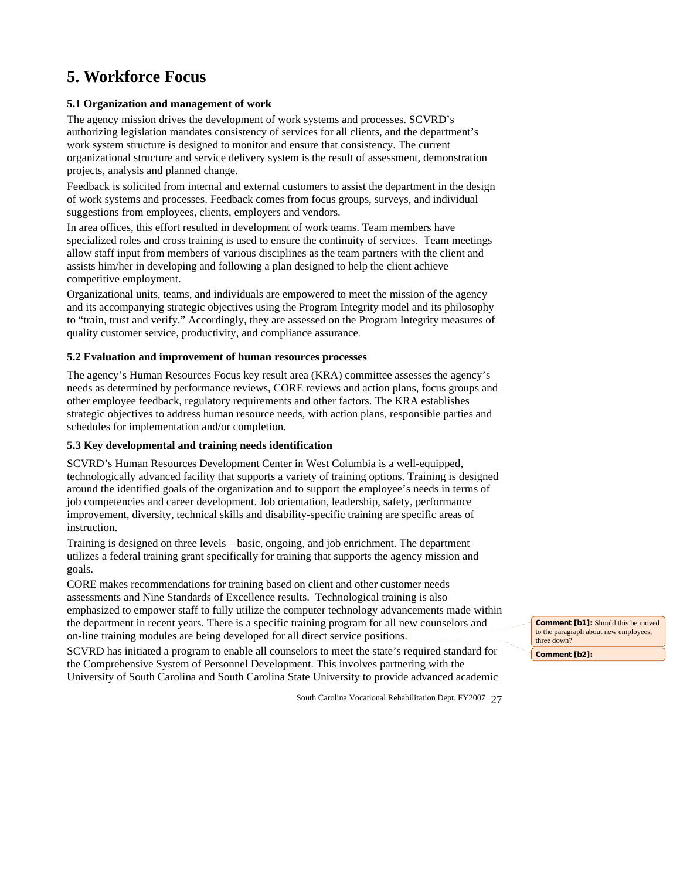# 5. Workforce Focus

### 5.1 Organization and management of work

The agency mission drives the development of work systems and processes. SCVRD's authorizing legislation mandates consistency of services for all clients, and the department's work system structure is designed to monitor and ensure that consistency. The current organizational structure and service delivery system is the result of assessment, demonstration projects, analysis and planned change.

Feedback is solicited from internal and external customers to assist the department in the design of work systems and processes. Feedback comes from focus groups, surveys, and individual suggestions from employees, clients, employers and vendors.

In area offices, this effort resulted in development of work teams. Team members have specialized roles and cross training is used to ensure the continuity of services. Team meetings allow staff input from members of various disciplines as the team partners with the client and assists him/her in developing and following a plan designed to help the client achieve competitive employment.

Organizational units, teams, and individuals are empowered to meet the mission of the agency and its accompanying strategic objectives using the Program Integrity model and its philosophy to "train, trust and verify." Accordingly, they are assessed on the Program Integrity measures of quality customer service, productivity, and compliance assurance.

### 5.2 Evaluation and improvement of human resources processes

The agency's Human Resources Focus key result area (KRA) committee assesses the agency's needs as determined by performance reviews, CORE reviews and action plans, focus groups and other employee feedback, regulatory requirements and other factors. The KRA establishes strategic objectives to address human resource needs, with action plans, responsible parties and schedules for implementation and/or completion.

### 5.3 Key developmental and training needs identification

SCVRD's Human Resources Development Center in West Columbia is a well-equipped, technologically advanced facility that supports a variety of training options. Training is designed around the identified goals of the organization and to support the employee's needs in terms of job competencies and career development. Job orientation, leadership, safety, performance improvement, diversity, technical skills and disability-specific training are specific areas of instruction.

Training is designed on three levels—basic, ongoing, and job enrichment. The department utilizes a federal training grant specifically for training that supports the agency mission and goals.

CORE makes recommendations for training based on client and other customer needs assessments and Nine Standards of Excellence results. Technological training is also emphasized to empower staff to fully utilize the computer technology advancements made within the department in recent years. There is a specific training program for all new counselors and on-line training modules are being developed for all direct service positions.

**Comment [b1]:** Should this be moved to the paragraph about new employees, three down?

**Comment [b2]:**

SCVRD has initiated a program to enable all counselors to meet the state's required standard for the Comprehensive System of Personnel Development. This involves partnering with the University of South Carolina and South Carolina State University to provide advanced academic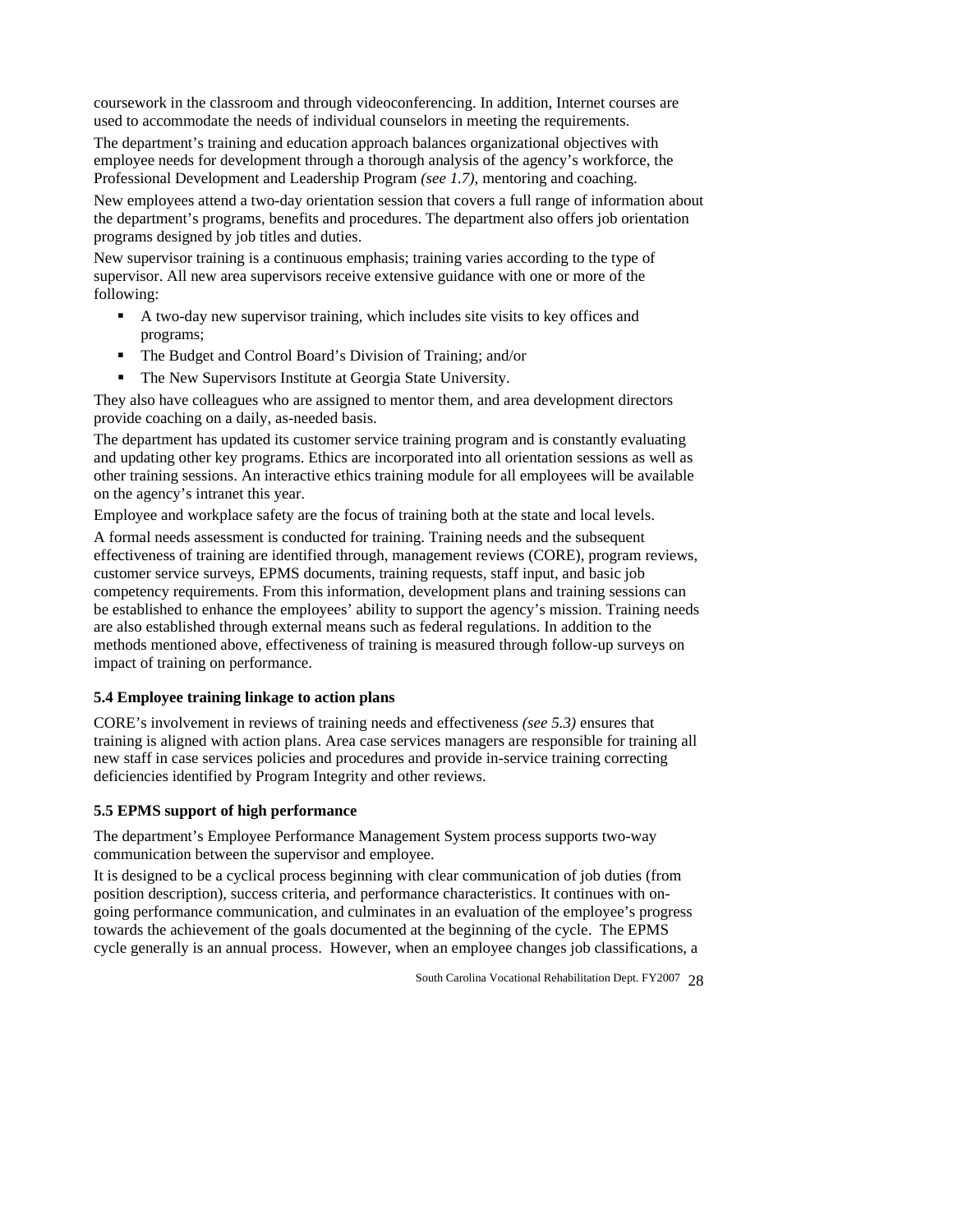coursework in the classroom and through videoconferencing. In addition, Internet courses are used to accommodate the needs of individual counselors in meeting the requirements.

The department's training and education approach balances organizational objectives with employee needs for development through a thorough analysis of the agency's workforce, the Professional Development and Leadership Program *(see 1.7)*, mentoring and coaching.

New employees attend a two-day orientation session that covers a full range of information about the department's programs, benefits and procedures. The department also offers job orientation programs designed by job titles and duties.

New supervisor training is a continuous emphasis; training varies according to the type of supervisor. All new area supervisors receive extensive guidance with one or more of the following:

- A two-day new supervisor training, which includes site visits to key offices and programs;
- The Budget and Control Board's Division of Training; and/or
- The New Supervisors Institute at Georgia State University.

They also have colleagues who are assigned to mentor them, and area development directors provide coaching on a daily, as-needed basis.

The department has updated its customer service training program and is constantly evaluating and updating other key programs. Ethics are incorporated into all orientation sessions as well as other training sessions. An interactive ethics training module for all employees will be available on the agency's intranet this year.

Employee and workplace safety are the focus of training both at the state and local levels.

A formal needs assessment is conducted for training. Training needs and the subsequent effectiveness of training are identified through, management reviews (CORE), program reviews, customer service surveys, EPMS documents, training requests, staff input, and basic job competency requirements. From this information, development plans and training sessions can be established to enhance the employees' ability to support the agency's mission. Training needs are also established through external means such as federal regulations. In addition to the methods mentioned above, effectiveness of training is measured through follow-up surveys on impact of training on performance.

**5.4 Employee training linkage to action plans**

CORE's involvement in reviews of training needs and effectiveness *(see 5.3)* ensures that training is aligned with action plans. Area case services managers are responsible for training all new staff in case services policies and procedures and provide in-service training correcting deficiencies identified by Program Integrity and other reviews.

**5.5 EPMS support of high performance**

The department's Employee Performance Management System process supports two-way communication between the supervisor and employee.

It is designed to be a cyclical process beginning with clear communication of job duties (from position description), success criteria, and performance characteristics. It continues with on-going performance communication, and culminates in an evaluation of the employee's progress towards the achievement of the goals documented at the beginning of the cycle. The EPMS cycle generally is an annual process. However, when an employee changes job classifications, a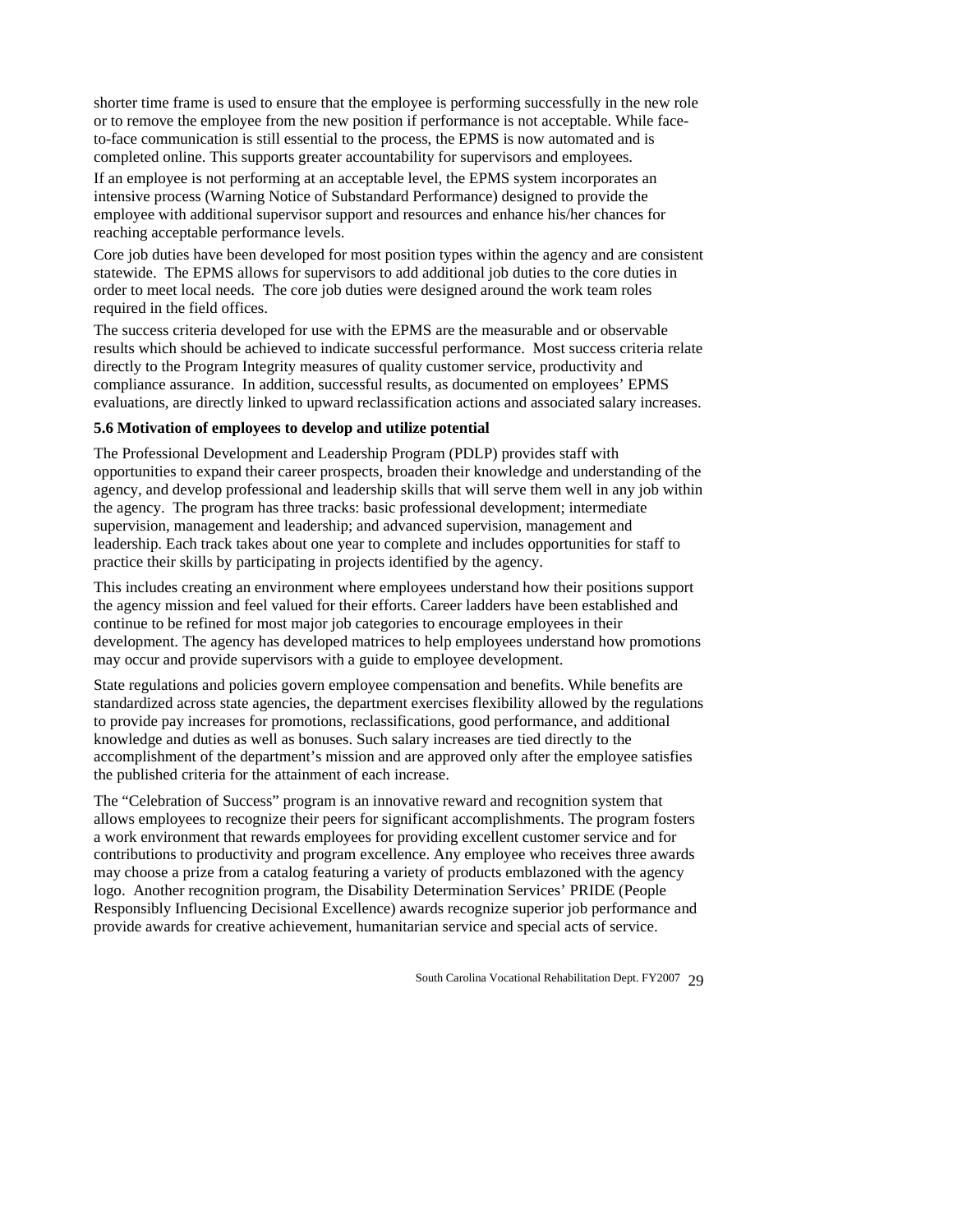shorter time frame is used to ensure that the employee is performing successfully in the new role or to remove the employee from the new position if performance is not acceptable. While face-to-face communication is still essential to the process, the EPMS is now automated and is completed online. This supports greater accountability for supervisors and employees.

If an employee is not performing at an acceptable level, the EPMS system incorporates an intensive process (Warning Notice of Substandard Performance) designed to provide the employee with additional supervisor support and resources and enhance his/her chances for reaching acceptable performance levels.

Core job duties have been developed for most position types within the agency and are consistent statewide. The EPMS allows for supervisors to add additional job duties to the core duties in order to meet local needs. The core job duties were designed around the work team roles required in the field offices.

The success criteria developed for use with the EPMS are the measurable and or observable results which should be achieved to indicate successful performance. Most success criteria relate directly to the Program Integrity measures of quality customer service, productivity and compliance assurance. In addition, successful results, as documented on employees' EPMS evaluations, are directly linked to upward reclassification actions and associated salary increases.

**5.6 Motivation of employees to develop and utilize potential**

The Professional Development and Leadership Program (PDLP) provides staff with opportunities to expand their career prospects, broaden their knowledge and understanding of the agency, and develop professional and leadership skills that will serve them well in any job within the agency. The program has three tracks: basic professional development; intermediate supervision, management and leadership; and advanced supervision, management and leadership. Each track takes about one year to complete and includes opportunities for staff to practice their skills by participating in projects identified by the agency.

This includes creating an environment where employees understand how their positions support the agency mission and feel valued for their efforts. Career ladders have been established and continue to be refined for most major job categories to encourage employees in their development. The agency has developed matrices to help employees understand how promotions may occur and provide supervisors with a guide to employee development.

State regulations and policies govern employee compensation and benefits. While benefits are standardized across state agencies, the department exercises flexibility allowed by the regulations to provide pay increases for promotions, reclassifications, good performance, and additional knowledge and duties as well as bonuses. Such salary increases are tied directly to the accomplishment of the department's mission and are approved only after the employee satisfies the published criteria for the attainment of each increase.

The "Celebration of Success" program is an innovative reward and recognition system that allows employees to recognize their peers for significant accomplishments. The program fosters a work environment that rewards employees for providing excellent customer service and for contributions to productivity and program excellence. Any employee who receives three awards may choose a prize from a catalog featuring a variety of products emblazoned with the agency logo. Another recognition program, the Disability Determination Services' PRIDE (People Responsibly Influencing Decisional Excellence) awards recognize superior job performance and provide awards for creative achievement, humanitarian service and special acts of service.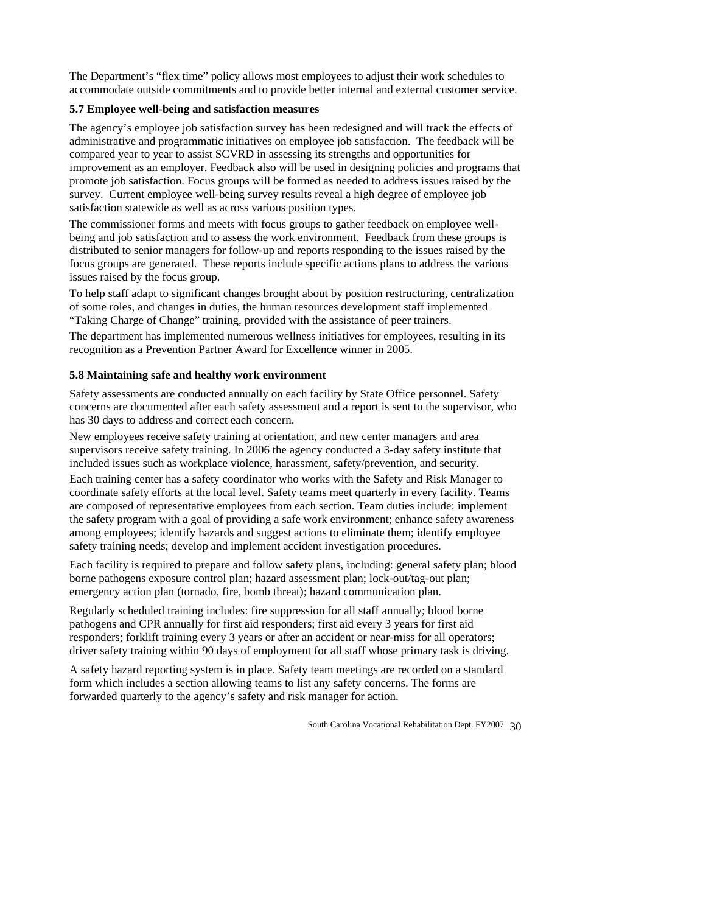The Department's "flex time" policy allows most employees to adjust their work schedules to accommodate outside commitments and to provide better internal and external customer service.

**5.7 Employee well-being and satisfaction measures**

The agency's employee job satisfaction survey has been redesigned and will track the effects of administrative and programmatic initiatives on employee job satisfaction. The feedback will be compared year to year to assist SCVRD in assessing its strengths and opportunities for improvement as an employer. Feedback also will be used in designing policies and programs that promote job satisfaction. Focus groups will be formed as needed to address issues raised by the survey. Current employee well-being survey results reveal a high degree of employee job satisfaction statewide as well as across various position types.

The commissioner forms and meets with focus groups to gather feedback on employee well-being and job satisfaction and to assess the work environment. Feedback from these groups is distributed to senior managers for follow-up and reports responding to the issues raised by the focus groups are generated. These reports include specific actions plans to address the various issues raised by the focus group.

To help staff adapt to significant changes brought about by position restructuring, centralization of some roles, and changes in duties, the human resources development staff implemented "Taking Charge of Change" training, provided with the assistance of peer trainers.

The department has implemented numerous wellness initiatives for employees, resulting in its recognition as a Prevention Partner Award for Excellence winner in 2005.

**5.8 Maintaining safe and healthy work environment**

Safety assessments are conducted annually on each facility by State Office personnel. Safety concerns are documented after each safety assessment and a report is sent to the supervisor, who has 30 days to address and correct each concern.

New employees receive safety training at orientation, and new center managers and area supervisors receive safety training. In 2006 the agency conducted a 3-day safety institute that included issues such as workplace violence, harassment, safety/prevention, and security.

Each training center has a safety coordinator who works with the Safety and Risk Manager to coordinate safety efforts at the local level. Safety teams meet quarterly in every facility. Teams are composed of representative employees from each section. Team duties include: implement the safety program with a goal of providing a safe work environment; enhance safety awareness among employees; identify hazards and suggest actions to eliminate them; identify employee safety training needs; develop and implement accident investigation procedures.

Each facility is required to prepare and follow safety plans, including: general safety plan; blood borne pathogens exposure control plan; hazard assessment plan; lock-out/tag-out plan; emergency action plan (tornado, fire, bomb threat); hazard communication plan.

Regularly scheduled training includes: fire suppression for all staff annually; blood borne pathogens and CPR annually for first aid responders; first aid every 3 years for first aid responders; forklift training every 3 years or after an accident or near-miss for all operators; driver safety training within 90 days of employment for all staff whose primary task is driving.

A safety hazard reporting system is in place. Safety team meetings are recorded on a standard form which includes a section allowing teams to list any safety concerns. The forms are forwarded quarterly to the agency's safety and risk manager for action.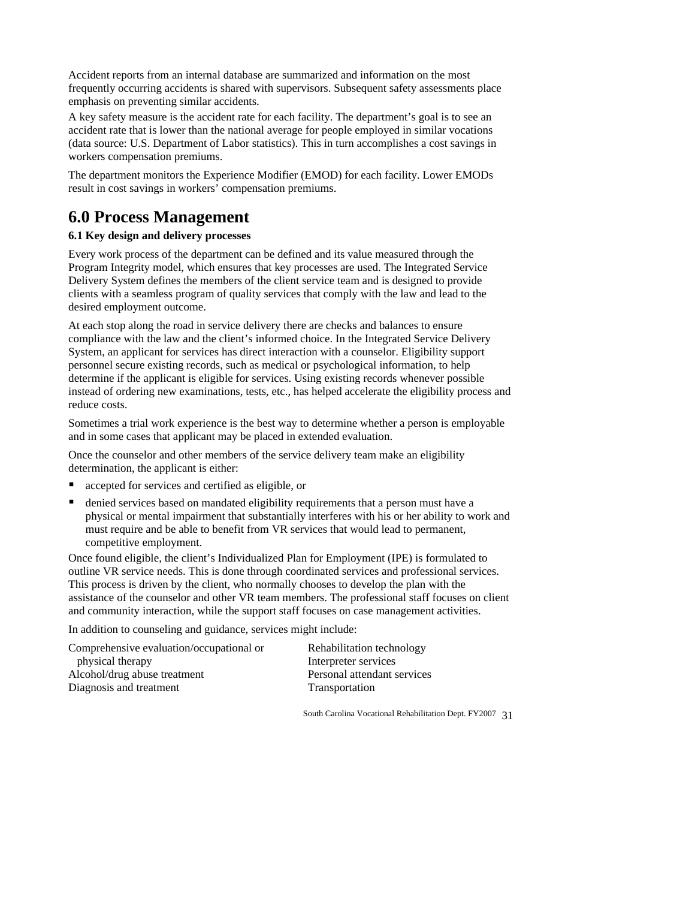Accident reports from an internal database are summarized and information on the most frequently occurring accidents is shared with supervisors. Subsequent safety assessments place emphasis on preventing similar accidents.

A key safety measure is the accident rate for each facility. The department's goal is to see an accident rate that is lower than the national average for people employed in similar vocations (data source: U.S. Department of Labor statistics). This in turn accomplishes a cost savings in workers compensation premiums.

The department monitors the Experience Modifier (EMOD) for each facility. Lower EMODs result in cost savings in workers' compensation premiums.

# 6.0 Process Management

**6.1 Key design and delivery processes**

Every work process of the department can be defined and its value measured through the Program Integrity model, which ensures that key processes are used. The Integrated Service Delivery System defines the members of the client service team and is designed to provide clients with a seamless program of quality services that comply with the law and lead to the desired employment outcome.

At each stop along the road in service delivery there are checks and balances to ensure compliance with the law and the client's informed choice. In the Integrated Service Delivery System, an applicant for services has direct interaction with a counselor. Eligibility support personnel secure existing records, such as medical or psychological information, to help determine if the applicant is eligible for services. Using existing records whenever possible instead of ordering new examinations, tests, etc., has helped accelerate the eligibility process and reduce costs.

Sometimes a trial work experience is the best way to determine whether a person is employable and in some cases that applicant may be placed in extended evaluation.

Once the counselor and other members of the service delivery team make an eligibility determination, the applicant is either:

- accepted for services and certified as eligible, or
- denied services based on mandated eligibility requirements that a person must have a physical or mental impairment that substantially interferes with his or her ability to work and must require and be able to benefit from VR services that would lead to permanent, competitive employment.

Once found eligible, the client's Individualized Plan for Employment (IPE) is formulated to outline VR service needs. This is done through coordinated services and professional services. This process is driven by the client, who normally chooses to develop the plan with the assistance of the counselor and other VR team members. The professional staff focuses on client and community interaction, while the support staff focuses on case management activities.

In addition to counseling and guidance, services might include:

Comprehensive evaluation/occupational or physical therapy
Alcohol/drug abuse treatment
Diagnosis and treatment
Rehabilitation technology
Interpreter services
Personal attendant services
Transportation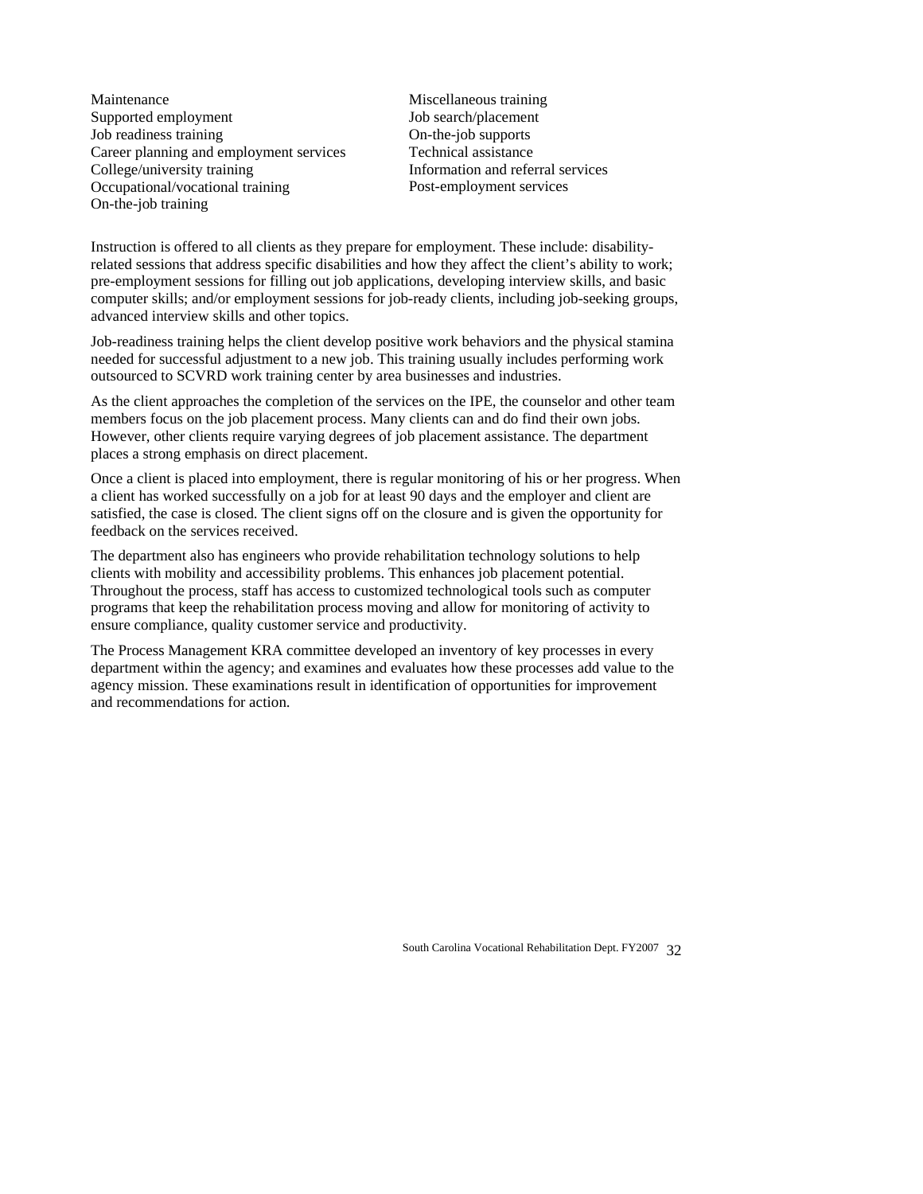- Maintenance
- Supported employment
- Job readiness training
- Career planning and employment services
- College/university training
- Occupational/vocational training
- On-the-job training
- Miscellaneous training
- Job search/placement
- On-the-job supports
- Technical assistance
- Information and referral services
- Post-employment services

Instruction is offered to all clients as they prepare for employment. These include: disability-related sessions that address specific disabilities and how they affect the client's ability to work; pre-employment sessions for filling out job applications, developing interview skills, and basic computer skills; and/or employment sessions for job-ready clients, including job-seeking groups, advanced interview skills and other topics.

Job-readiness training helps the client develop positive work behaviors and the physical stamina needed for successful adjustment to a new job. This training usually includes performing work outsourced to SCVRD work training center by area businesses and industries.

As the client approaches the completion of the services on the IPE, the counselor and other team members focus on the job placement process. Many clients can and do find their own jobs. However, other clients require varying degrees of job placement assistance. The department places a strong emphasis on direct placement.

Once a client is placed into employment, there is regular monitoring of his or her progress. When a client has worked successfully on a job for at least 90 days and the employer and client are satisfied, the case is closed. The client signs off on the closure and is given the opportunity for feedback on the services received.

The department also has engineers who provide rehabilitation technology solutions to help clients with mobility and accessibility problems. This enhances job placement potential. Throughout the process, staff has access to customized technological tools such as computer programs that keep the rehabilitation process moving and allow for monitoring of activity to ensure compliance, quality customer service and productivity.

The Process Management KRA committee developed an inventory of key processes in every department within the agency; and examines and evaluates how these processes add value to the agency mission. These examinations result in identification of opportunities for improvement and recommendations for action.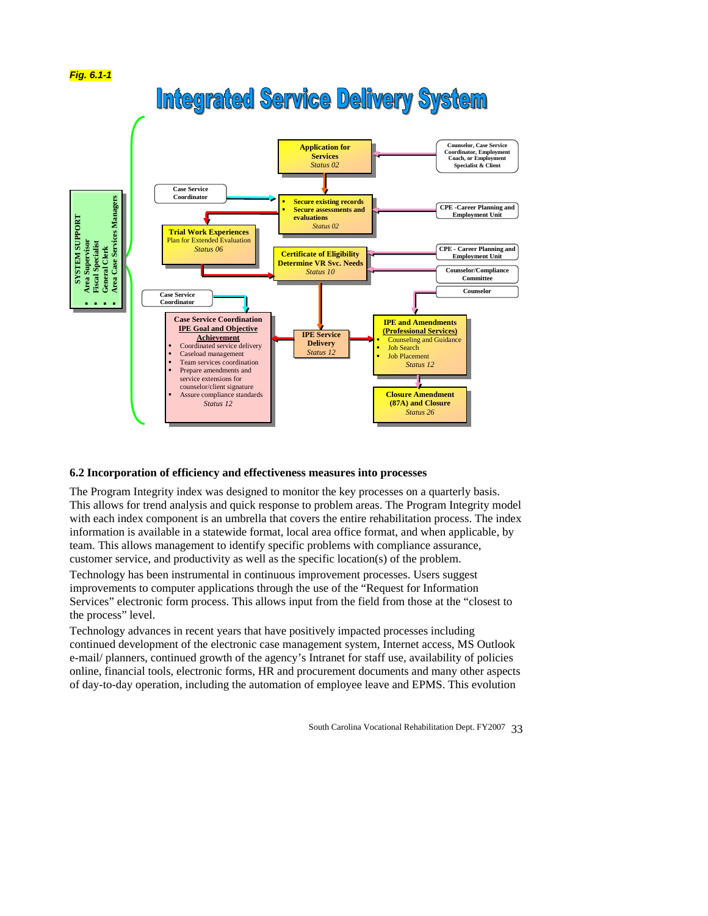*Fig. 6.1-1*

# Integrated Service Delivery System

**SYSTEM SUPPORT**
- **Area Supervisor**
- **Fiscal Specialist**
- **General Clerk**
- **Area Case Services Managers**

**Application for Services**
*Status 02*

**Counselor, Case Service Coordinator, Employment Coach, or Employment Specialist & Client**

**Case Service Coordinator**

- **Secure existing records**
- **Secure assessments and evaluations**

*Status 02*

**CPE -Career Planning and Employment Unit**

**Trial Work Experiences**
Plan for Extended Evaluation
*Status 06*

**Certificate of Eligibility Determine VR Svc. Needs**
*Status 10*

**CPE - Career Planning and Employment Unit**

**Counselor/Compliance Committee**

**Counselor**

**Case Service Coordinator**

**Case Service Coordination**
**IPE Goal and Objective Achievement**
- Coordinated service delivery
- Caseload management
- Team services coordination
- Prepare amendments and service extensions for counselor/client signature
- Assure compliance standards

*Status 12*

**IPE Service Delivery**
*Status 12*

**IPE and Amendments (Professional Services)**
- Counseling and Guidance
- Job Search
- Job Placement

*Status 12*

**Closure Amendment (87A) and Closure**
*Status 26*

### 6.2 Incorporation of efficiency and effectiveness measures into processes

The Program Integrity index was designed to monitor the key processes on a quarterly basis. This allows for trend analysis and quick response to problem areas. The Program Integrity model with each index component is an umbrella that covers the entire rehabilitation process. The index information is available in a statewide format, local area office format, and when applicable, by team. This allows management to identify specific problems with compliance assurance, customer service, and productivity as well as the specific location(s) of the problem.

Technology has been instrumental in continuous improvement processes. Users suggest improvements to computer applications through the use of the "Request for Information Services" electronic form process. This allows input from the field from those at the "closest to the process" level.

Technology advances in recent years that have positively impacted processes including continued development of the electronic case management system, Internet access, MS Outlook e-mail/ planners, continued growth of the agency's Intranet for staff use, availability of policies online, financial tools, electronic forms, HR and procurement documents and many other aspects of day-to-day operation, including the automation of employee leave and EPMS. This evolution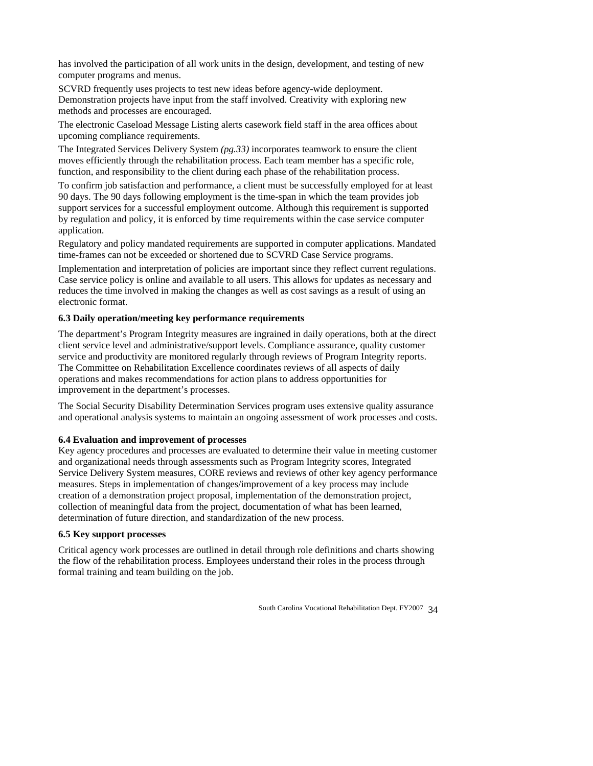has involved the participation of all work units in the design, development, and testing of new computer programs and menus.

SCVRD frequently uses projects to test new ideas before agency-wide deployment. Demonstration projects have input from the staff involved. Creativity with exploring new methods and processes are encouraged.

The electronic Caseload Message Listing alerts casework field staff in the area offices about upcoming compliance requirements.

The Integrated Services Delivery System *(pg.33)* incorporates teamwork to ensure the client moves efficiently through the rehabilitation process. Each team member has a specific role, function, and responsibility to the client during each phase of the rehabilitation process.

To confirm job satisfaction and performance, a client must be successfully employed for at least 90 days. The 90 days following employment is the time-span in which the team provides job support services for a successful employment outcome. Although this requirement is supported by regulation and policy, it is enforced by time requirements within the case service computer application.

Regulatory and policy mandated requirements are supported in computer applications. Mandated time-frames can not be exceeded or shortened due to SCVRD Case Service programs.

Implementation and interpretation of policies are important since they reflect current regulations. Case service policy is online and available to all users. This allows for updates as necessary and reduces the time involved in making the changes as well as cost savings as a result of using an electronic format.

**6.3 Daily operation/meeting key performance requirements**

The department's Program Integrity measures are ingrained in daily operations, both at the direct client service level and administrative/support levels. Compliance assurance, quality customer service and productivity are monitored regularly through reviews of Program Integrity reports. The Committee on Rehabilitation Excellence coordinates reviews of all aspects of daily operations and makes recommendations for action plans to address opportunities for improvement in the department's processes.

The Social Security Disability Determination Services program uses extensive quality assurance and operational analysis systems to maintain an ongoing assessment of work processes and costs.

**6.4 Evaluation and improvement of processes**

Key agency procedures and processes are evaluated to determine their value in meeting customer and organizational needs through assessments such as Program Integrity scores, Integrated Service Delivery System measures, CORE reviews and reviews of other key agency performance measures. Steps in implementation of changes/improvement of a key process may include creation of a demonstration project proposal, implementation of the demonstration project, collection of meaningful data from the project, documentation of what has been learned, determination of future direction, and standardization of the new process.

**6.5 Key support processes**

Critical agency work processes are outlined in detail through role definitions and charts showing the flow of the rehabilitation process. Employees understand their roles in the process through formal training and team building on the job.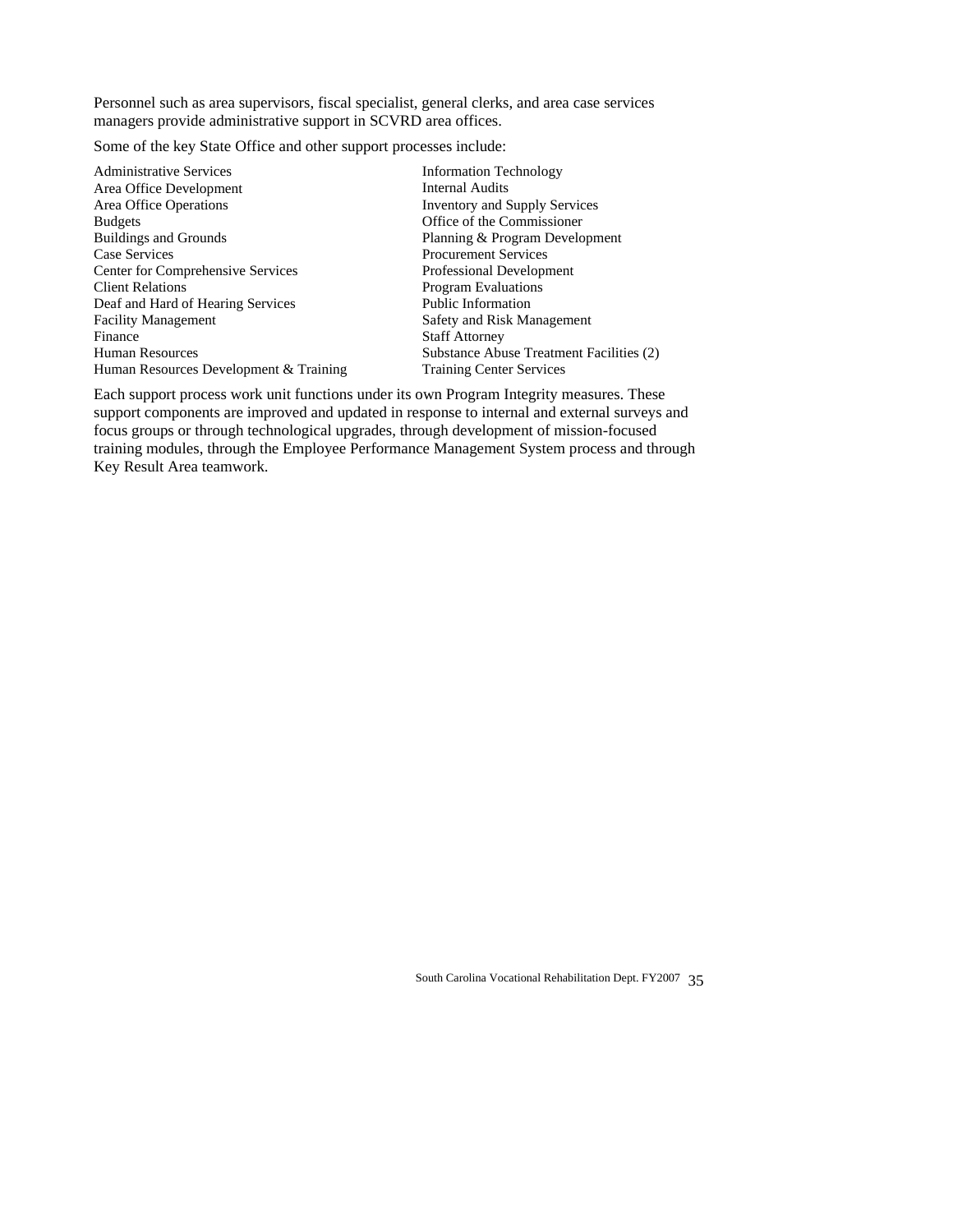Personnel such as area supervisors, fiscal specialist, general clerks, and area case services managers provide administrative support in SCVRD area offices.

Some of the key State Office and other support processes include:

- Administrative Services
- Area Office Development
- Area Office Operations
- Budgets
- Buildings and Grounds
- Case Services
- Center for Comprehensive Services
- Client Relations
- Deaf and Hard of Hearing Services
- Facility Management
- Finance
- Human Resources
- Human Resources Development & Training
- Information Technology
- Internal Audits
- Inventory and Supply Services
- Office of the Commissioner
- Planning & Program Development
- Procurement Services
- Professional Development
- Program Evaluations
- Public Information
- Safety and Risk Management
- Staff Attorney
- Substance Abuse Treatment Facilities (2)
- Training Center Services

Each support process work unit functions under its own Program Integrity measures. These support components are improved and updated in response to internal and external surveys and focus groups or through technological upgrades, through development of mission-focused training modules, through the Employee Performance Management System process and through Key Result Area teamwork.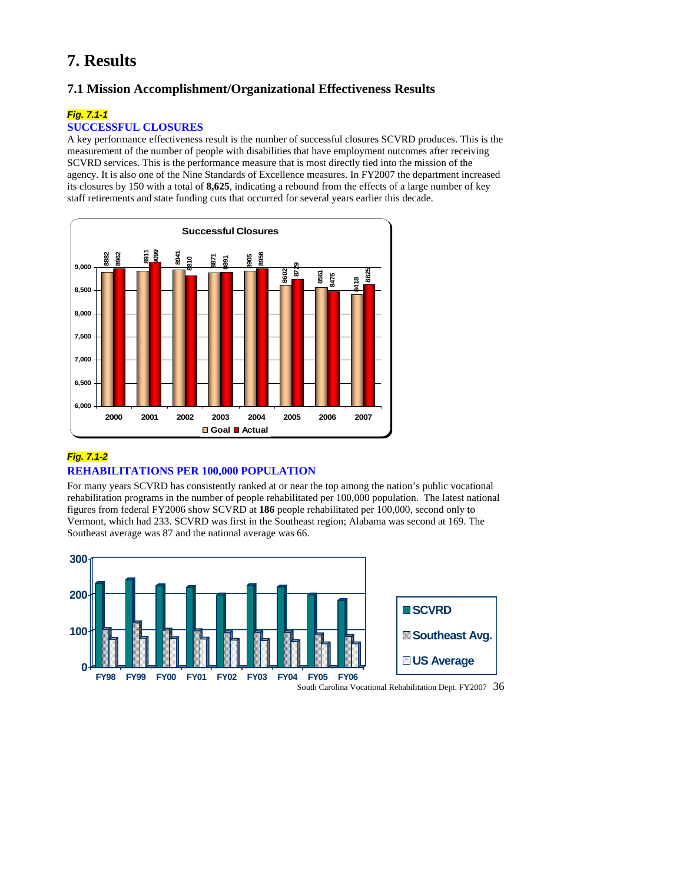# 7. Results

## 7.1 Mission Accomplishment/Organizational Effectiveness Results

***Fig. 7.1-1***

**SUCCESSFUL CLOSURES**

A key performance effectiveness result is the number of successful closures SCVRD produces. This is the measurement of the number of people with disabilities that have employment outcomes after receiving SCVRD services. This is the performance measure that is most directly tied into the mission of the agency. It is also one of the Nine Standards of Excellence measures. In FY2007 the department increased its closures by 150 with a total of **8,625**, indicating a rebound from the effects of a large number of key staff retirements and state funding cuts that occurred for several years earlier this decade.

**Successful Closures**

| Year | Goal | Actual |
|---|---|---|
| 2000 | 8882 | 8962 |
| 2001 | 8911 | 9099 |
| 2002 | 8941 | 8810 |
| 2003 | 8871 | 8891 |
| 2004 | 8905 | 8956 |
| 2005 | 8602 | 8729 |
| 2006 | 8561 | 8475 |
| 2007 | 8418 | 8625 |

***Fig. 7.1-2***

**REHABILITATIONS PER 100,000 POPULATION**

For many years SCVRD has consistently ranked at or near the top among the nation's public vocational rehabilitation programs in the number of people rehabilitated per 100,000 population. The latest national figures from federal FY2006 show SCVRD at **186** people rehabilitated per 100,000, second only to Vermont, which had 233. SCVRD was first in the Southeast region; Alabama was second at 169. The Southeast average was 87 and the national average was 66.

Chart legend: SCVRD, Southeast Avg., US Average (FY98–FY06)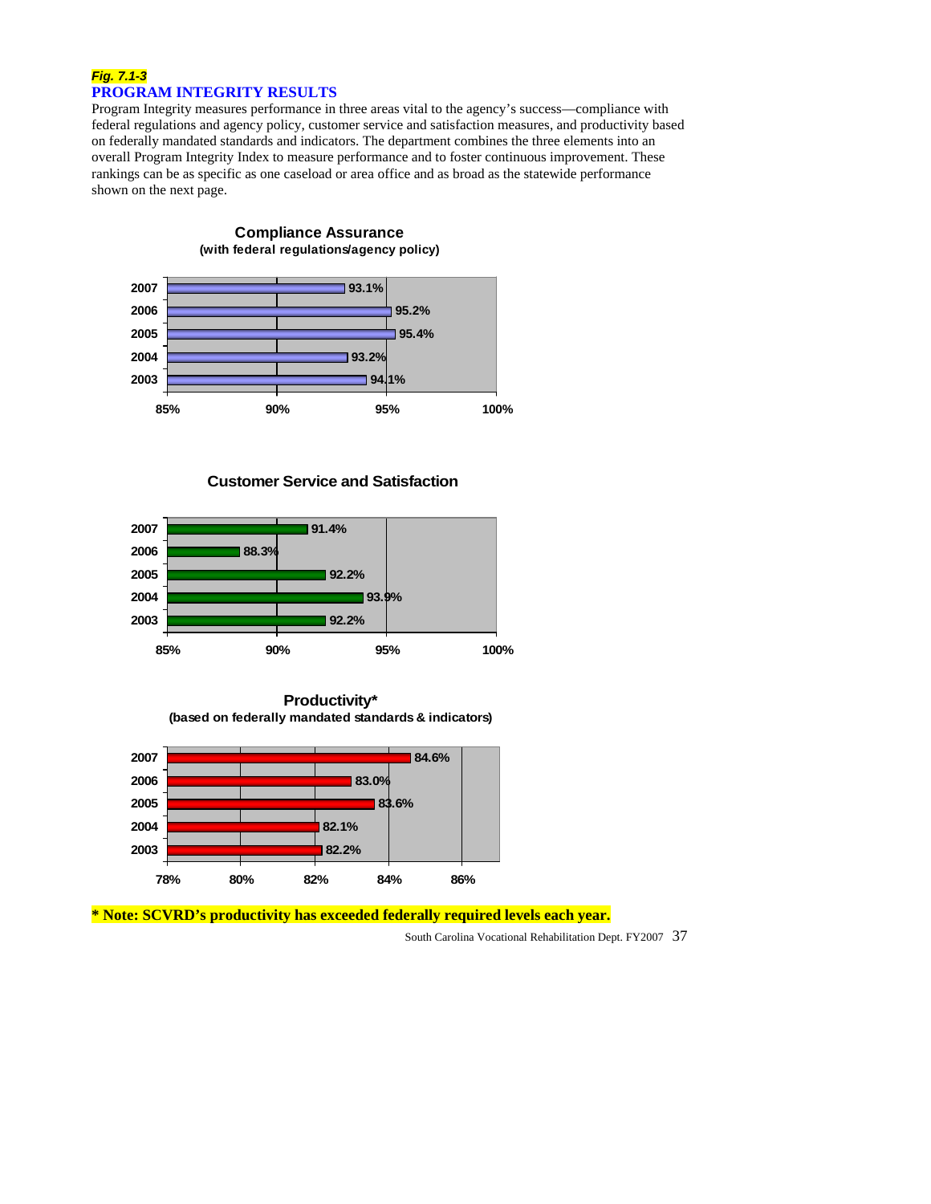***Fig. 7.1-3***

## PROGRAM INTEGRITY RESULTS

Program Integrity measures performance in three areas vital to the agency's success—compliance with federal regulations and agency policy, customer service and satisfaction measures, and productivity based on federally mandated standards and indicators. The department combines the three elements into an overall Program Integrity Index to measure performance and to foster continuous improvement. These rankings can be as specific as one caseload or area office and as broad as the statewide performance shown on the next page.

**Compliance Assurance**
**(with federal regulations/agency policy)**

| Year | Value |
|---|---|
| 2007 | 93.1% |
| 2006 | 95.2% |
| 2005 | 95.4% |
| 2004 | 93.2% |
| 2003 | 94.1% |

**Customer Service and Satisfaction**

| Year | Value |
|---|---|
| 2007 | 91.4% |
| 2006 | 88.3% |
| 2005 | 92.2% |
| 2004 | 93.9% |
| 2003 | 92.2% |

**Productivity***
**(based on federally mandated standards & indicators)**

| Year | Value |
|---|---|
| 2007 | 84.6% |
| 2006 | 83.0% |
| 2005 | 83.6% |
| 2004 | 82.1% |
| 2003 | 82.2% |

**\* Note: SCVRD's productivity has exceeded federally required levels each year.**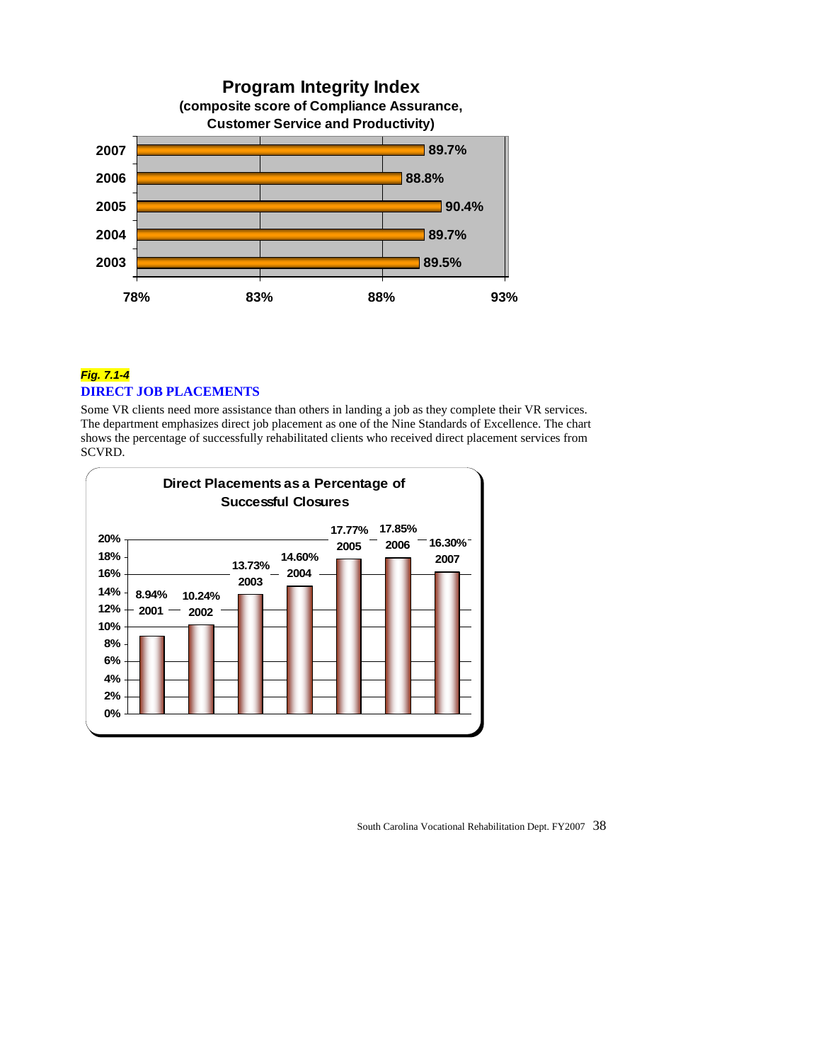**Program Integrity Index**
**(composite score of Compliance Assurance, Customer Service and Productivity)**

| Year | Score |
|---|---|
| 2007 | 89.7% |
| 2006 | 88.8% |
| 2005 | 90.4% |
| 2004 | 89.7% |
| 2003 | 89.5% |

***Fig. 7.1-4***

**DIRECT JOB PLACEMENTS**

Some VR clients need more assistance than others in landing a job as they complete their VR services. The department emphasizes direct job placement as one of the Nine Standards of Excellence. The chart shows the percentage of successfully rehabilitated clients who received direct placement services from SCVRD.

**Direct Placements as a Percentage of Successful Closures**

| Year | Percentage |
|---|---|
| 2001 | 8.94% |
| 2002 | 10.24% |
| 2003 | 13.73% |
| 2004 | 14.60% |
| 2005 | 17.77% |
| 2006 | 17.85% |
| 2007 | 16.30% |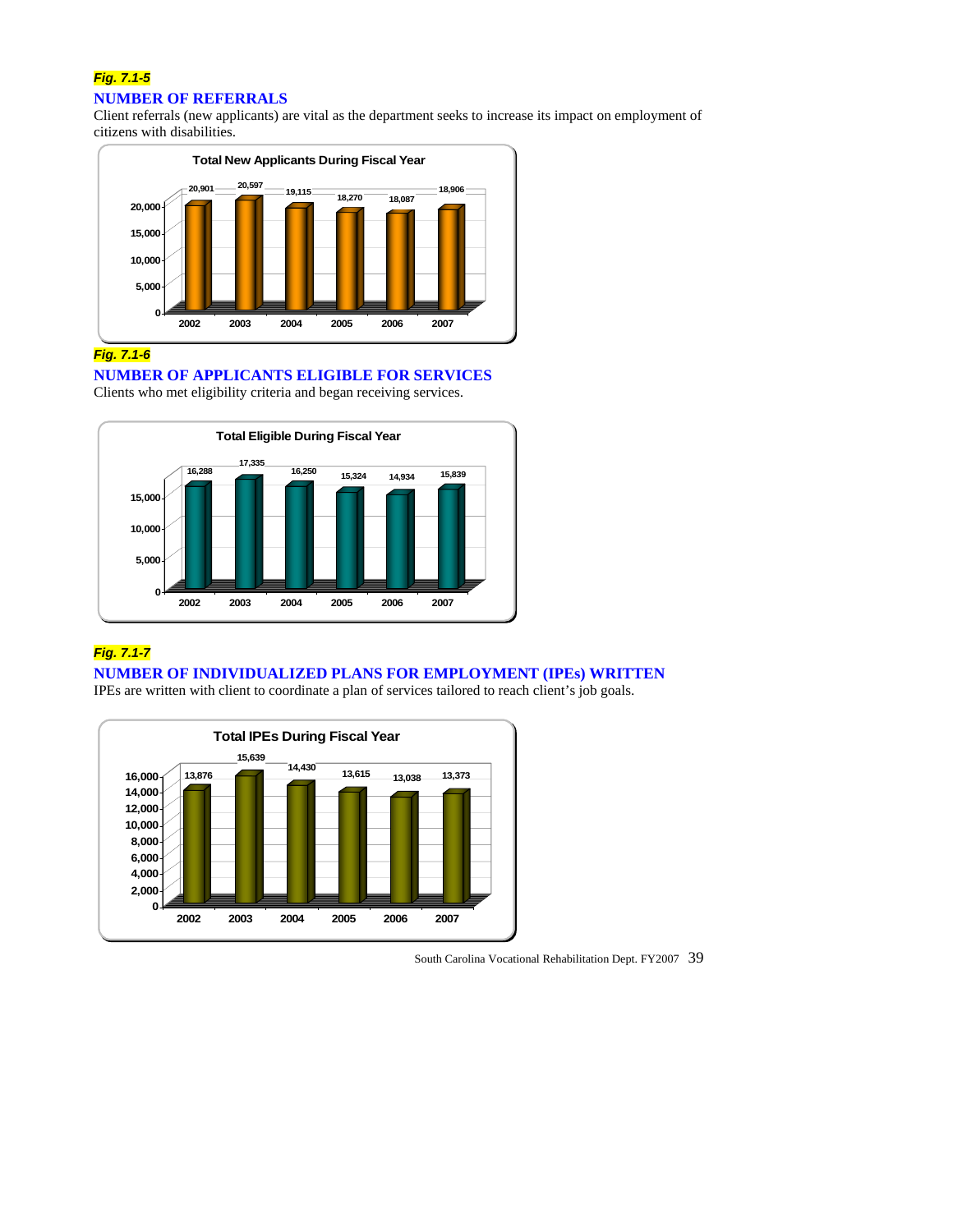*Fig. 7.1-5*

## NUMBER OF REFERRALS

Client referrals (new applicants) are vital as the department seeks to increase its impact on employment of citizens with disabilities.

**Total New Applicants During Fiscal Year**

| Year | 2002 | 2003 | 2004 | 2005 | 2006 | 2007 |
|---|---|---|---|---|---|---|
| New Applicants | 20,901 | 20,597 | 19,115 | 18,270 | 18,087 | 18,906 |

*Fig. 7.1-6*

## NUMBER OF APPLICANTS ELIGIBLE FOR SERVICES

Clients who met eligibility criteria and began receiving services.

**Total Eligible During Fiscal Year**

| Year | 2002 | 2003 | 2004 | 2005 | 2006 | 2007 |
|---|---|---|---|---|---|---|
| Eligible | 16,288 | 17,335 | 16,250 | 15,324 | 14,934 | 15,839 |

*Fig. 7.1-7*

## NUMBER OF INDIVIDUALIZED PLANS FOR EMPLOYMENT (IPEs) WRITTEN

IPEs are written with client to coordinate a plan of services tailored to reach client's job goals.

**Total IPEs During Fiscal Year**

| Year | 2002 | 2003 | 2004 | 2005 | 2006 | 2007 |
|---|---|---|---|---|---|---|
| IPEs | 13,876 | 15,639 | 14,430 | 13,615 | 13,038 | 13,373 |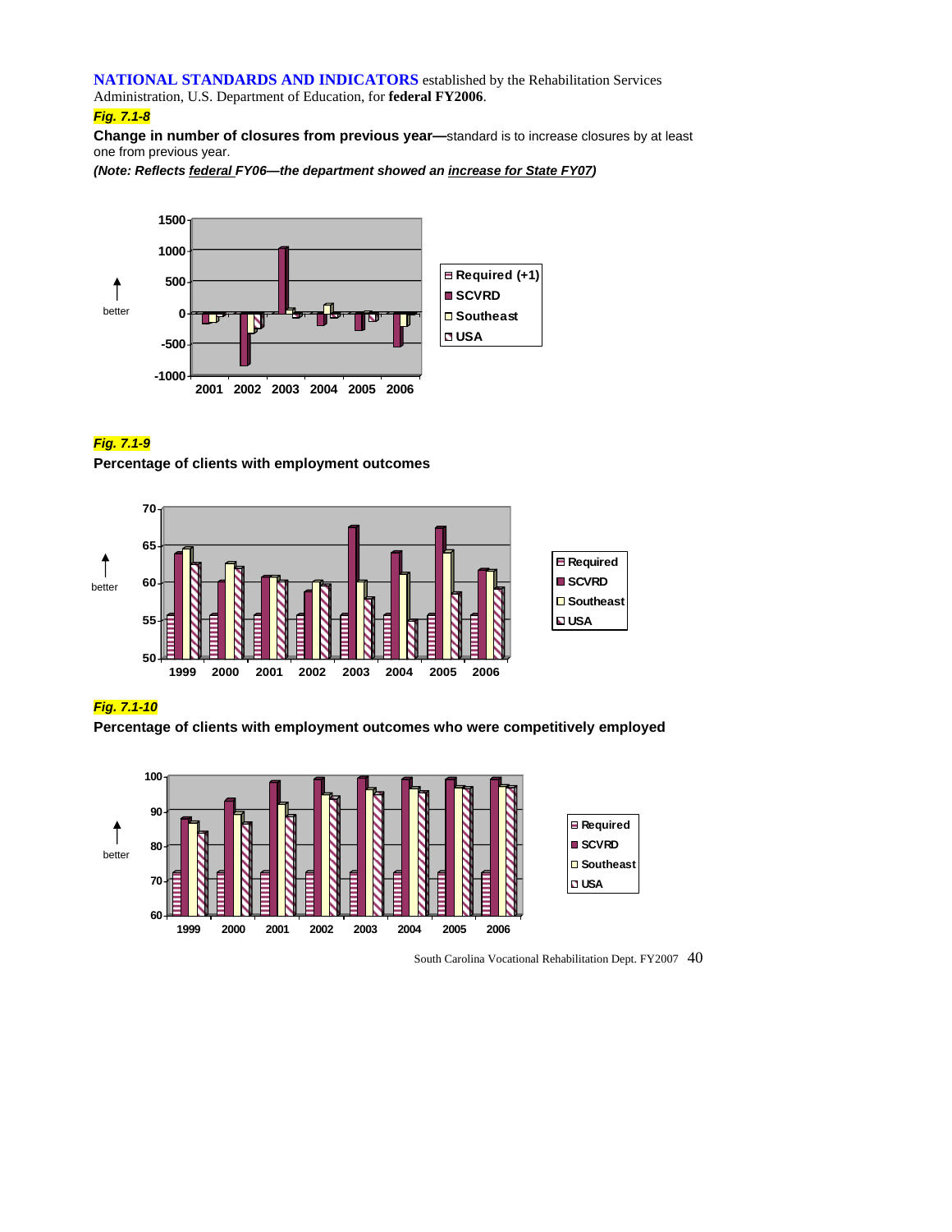**NATIONAL STANDARDS AND INDICATORS** established by the Rehabilitation Services Administration, U.S. Department of Education, for **federal FY2006**.

***Fig. 7.1-8***

**Change in number of closures from previous year—**standard is to increase closures by at least one from previous year.

***(Note: Reflects federal FY06—the department showed an increase for State FY07)***

***Fig. 7.1-9***

**Percentage of clients with employment outcomes**

***Fig. 7.1-10***

**Percentage of clients with employment outcomes who were competitively employed**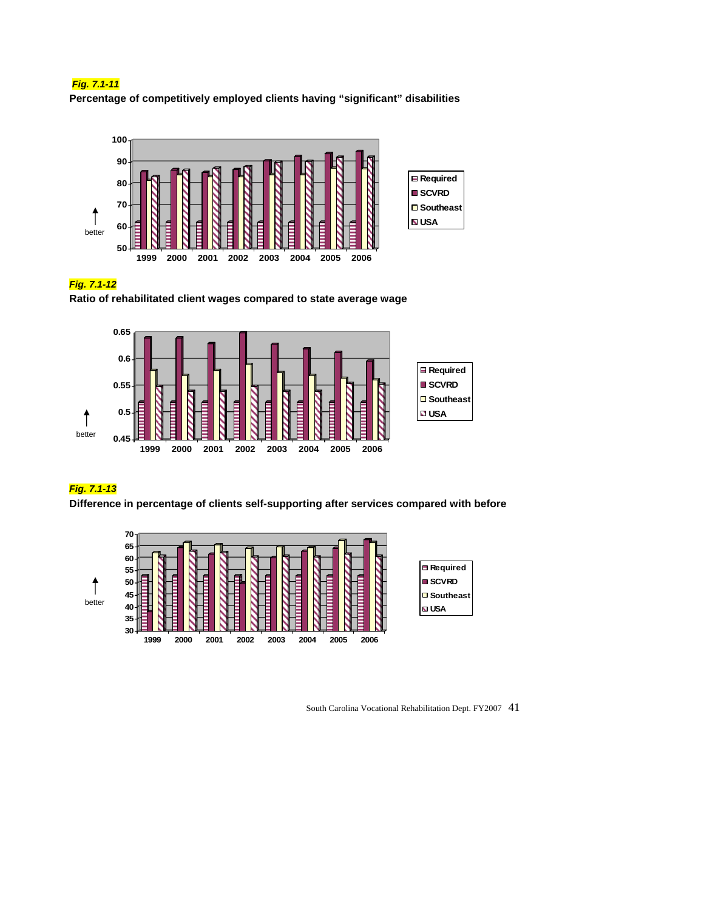***Fig. 7.1-11***

**Percentage of competitively employed clients having "significant" disabilities**

***Fig. 7.1-12***

**Ratio of rehabilitated client wages compared to state average wage**

***Fig. 7.1-13***

**Difference in percentage of clients self-supporting after services compared with before**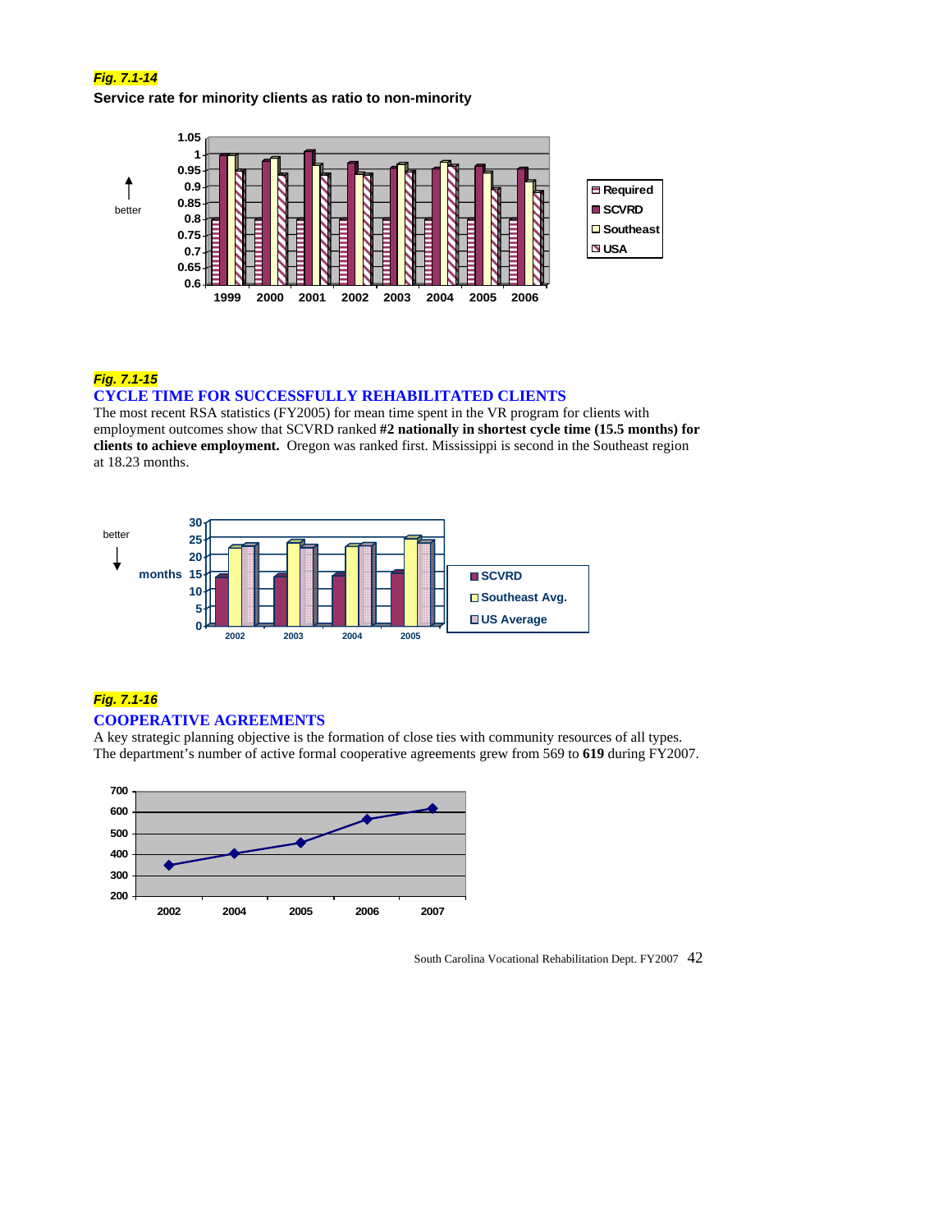***Fig. 7.1-14***

**Service rate for minority clients as ratio to non-minority**

***Fig. 7.1-15***

## CYCLE TIME FOR SUCCESSFULLY REHABILITATED CLIENTS

The most recent RSA statistics (FY2005) for mean time spent in the VR program for clients with employment outcomes show that SCVRD ranked **#2 nationally in shortest cycle time (15.5 months) for clients to achieve employment.** Oregon was ranked first. Mississippi is second in the Southeast region at 18.23 months.

***Fig. 7.1-16***

## COOPERATIVE AGREEMENTS

A key strategic planning objective is the formation of close ties with community resources of all types. The department's number of active formal cooperative agreements grew from 569 to **619** during FY2007.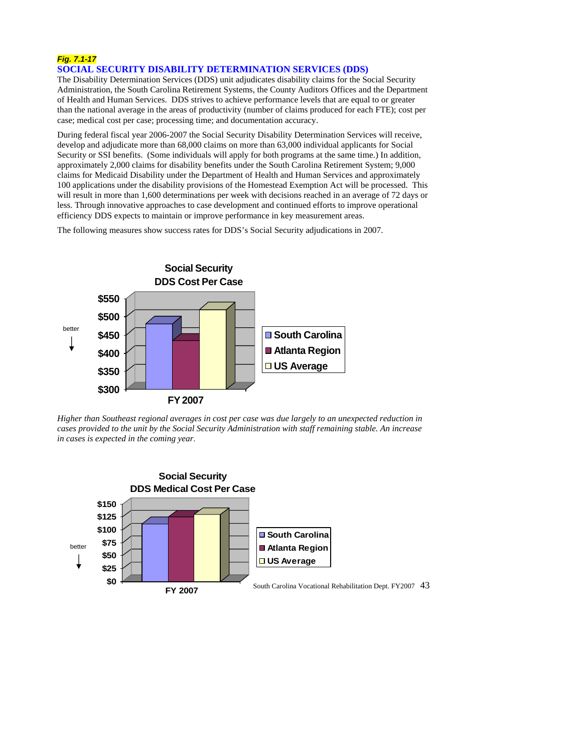***Fig. 7.1-17***

## SOCIAL SECURITY DISABILITY DETERMINATION SERVICES (DDS)

The Disability Determination Services (DDS) unit adjudicates disability claims for the Social Security Administration, the South Carolina Retirement Systems, the County Auditors Offices and the Department of Health and Human Services. DDS strives to achieve performance levels that are equal to or greater than the national average in the areas of productivity (number of claims produced for each FTE); cost per case; medical cost per case; processing time; and documentation accuracy.

During federal fiscal year 2006-2007 the Social Security Disability Determination Services will receive, develop and adjudicate more than 68,000 claims on more than 63,000 individual applicants for Social Security or SSI benefits. (Some individuals will apply for both programs at the same time.) In addition, approximately 2,000 claims for disability benefits under the South Carolina Retirement System; 9,000 claims for Medicaid Disability under the Department of Health and Human Services and approximately 100 applications under the disability provisions of the Homestead Exemption Act will be processed. This will result in more than 1,600 determinations per week with decisions reached in an average of 72 days or less. Through innovative approaches to case development and continued efforts to improve operational efficiency DDS expects to maintain or improve performance in key measurement areas.

The following measures show success rates for DDS's Social Security adjudications in 2007.

**Social Security DDS Cost Per Case**

better ↓

$550, $500, $450, $400, $350, $300

FY 2007

South Carolina, Atlanta Region, US Average

*Higher than Southeast regional averages in cost per case was due largely to an unexpected reduction in cases provided to the unit by the Social Security Administration with staff remaining stable. An increase in cases is expected in the coming year.*

**Social Security DDS Medical Cost Per Case**

better ↓

$150, $125, $100, $75, $50, $25, $0

FY 2007

South Carolina, Atlanta Region, US Average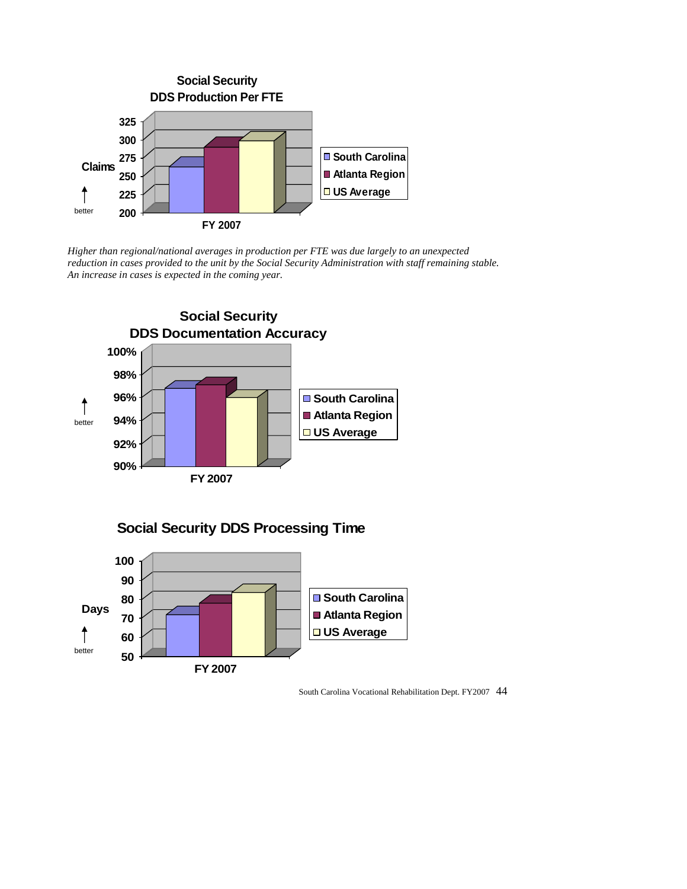Social Security
DDS Production Per FTE

Claims ↑ better

325
300
275
250
225
200

FY 2007

South Carolina
Atlanta Region
US Average

*Higher than regional/national averages in production per FTE was due largely to an unexpected reduction in cases provided to the unit by the Social Security Administration with staff remaining stable. An increase in cases is expected in the coming year.*

Social Security
DDS Documentation Accuracy

↑ better

100%
98%
96%
94%
92%
90%

FY 2007

South Carolina
Atlanta Region
US Average

Social Security DDS Processing Time

Days ↑ better

100
90
80
70
60
50

FY 2007

South Carolina
Atlanta Region
US Average

South Carolina Vocational Rehabilitation Dept. FY2007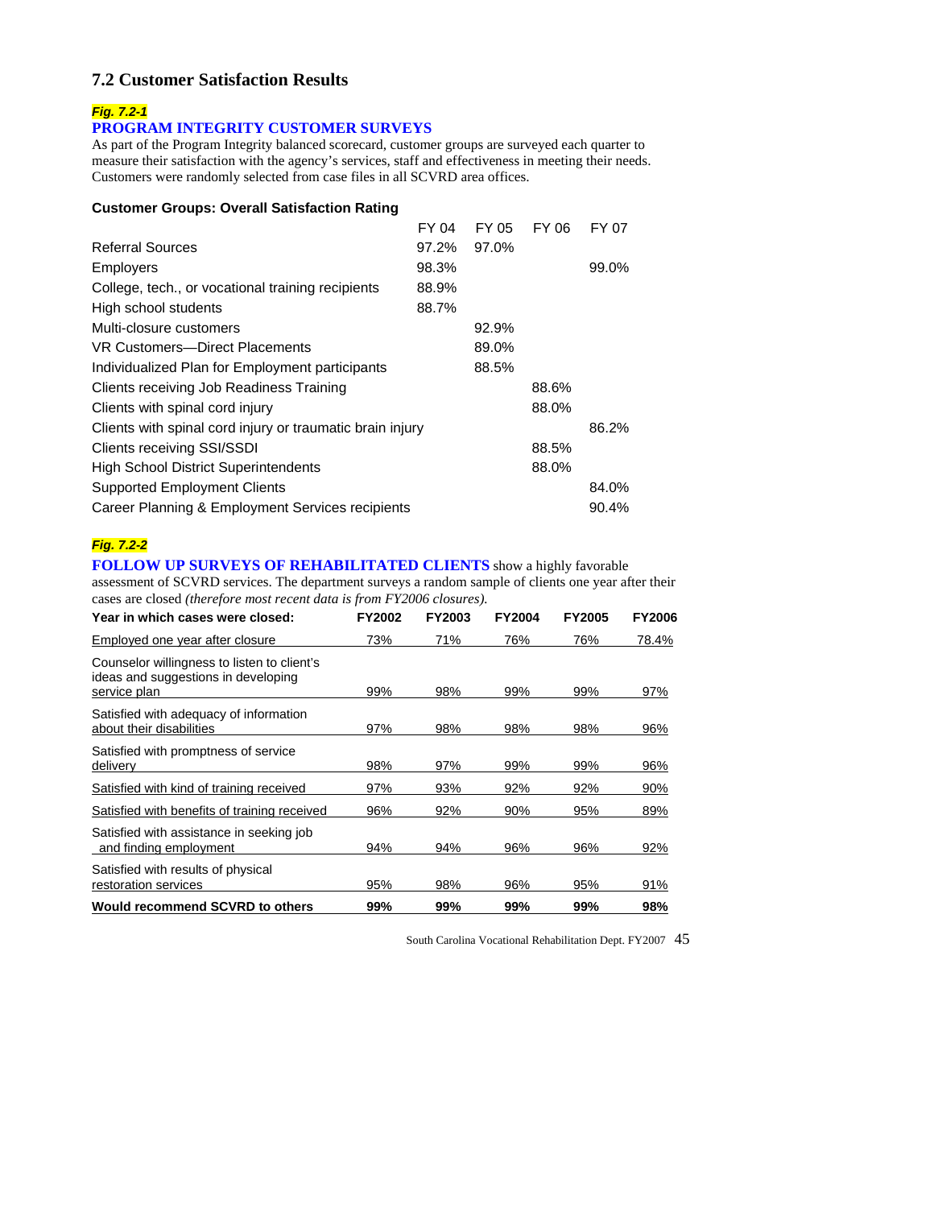## 7.2 Customer Satisfaction Results

***Fig. 7.2-1***

**PROGRAM INTEGRITY CUSTOMER SURVEYS**

As part of the Program Integrity balanced scorecard, customer groups are surveyed each quarter to measure their satisfaction with the agency's services, staff and effectiveness in meeting their needs. Customers were randomly selected from case files in all SCVRD area offices.

**Customer Groups: Overall Satisfaction Rating**

| | FY 04 | FY 05 | FY 06 | FY 07 |
|---|---|---|---|---|
| Referral Sources | 97.2% | 97.0% | | |
| Employers | 98.3% | | | 99.0% |
| College, tech., or vocational training recipients | 88.9% | | | |
| High school students | 88.7% | | | |
| Multi-closure customers | | 92.9% | | |
| VR Customers—Direct Placements | | 89.0% | | |
| Individualized Plan for Employment participants | | 88.5% | | |
| Clients receiving Job Readiness Training | | | 88.6% | |
| Clients with spinal cord injury | | | 88.0% | |
| Clients with spinal cord injury or traumatic brain injury | | | | 86.2% |
| Clients receiving SSI/SSDI | | | 88.5% | |
| High School District Superintendents | | | 88.0% | |
| Supported Employment Clients | | | | 84.0% |
| Career Planning & Employment Services recipients | | | | 90.4% |

***Fig. 7.2-2***

**FOLLOW UP SURVEYS OF REHABILITATED CLIENTS** show a highly favorable assessment of SCVRD services. The department surveys a random sample of clients one year after their cases are closed *(therefore most recent data is from FY2006 closures).*

| Year in which cases were closed: | FY2002 | FY2003 | FY2004 | FY2005 | FY2006 |
|---|---|---|---|---|---|
| Employed one year after closure | 73% | 71% | 76% | 76% | 78.4% |
| Counselor willingness to listen to client's ideas and suggestions in developing service plan | 99% | 98% | 99% | 99% | 97% |
| Satisfied with adequacy of information about their disabilities | 97% | 98% | 98% | 98% | 96% |
| Satisfied with promptness of service delivery | 98% | 97% | 99% | 99% | 96% |
| Satisfied with kind of training received | 97% | 93% | 92% | 92% | 90% |
| Satisfied with benefits of training received | 96% | 92% | 90% | 95% | 89% |
| Satisfied with assistance in seeking job and finding employment | 94% | 94% | 96% | 96% | 92% |
| Satisfied with results of physical restoration services | 95% | 98% | 96% | 95% | 91% |
| **Would recommend SCVRD to others** | **99%** | **99%** | **99%** | **99%** | **98%** |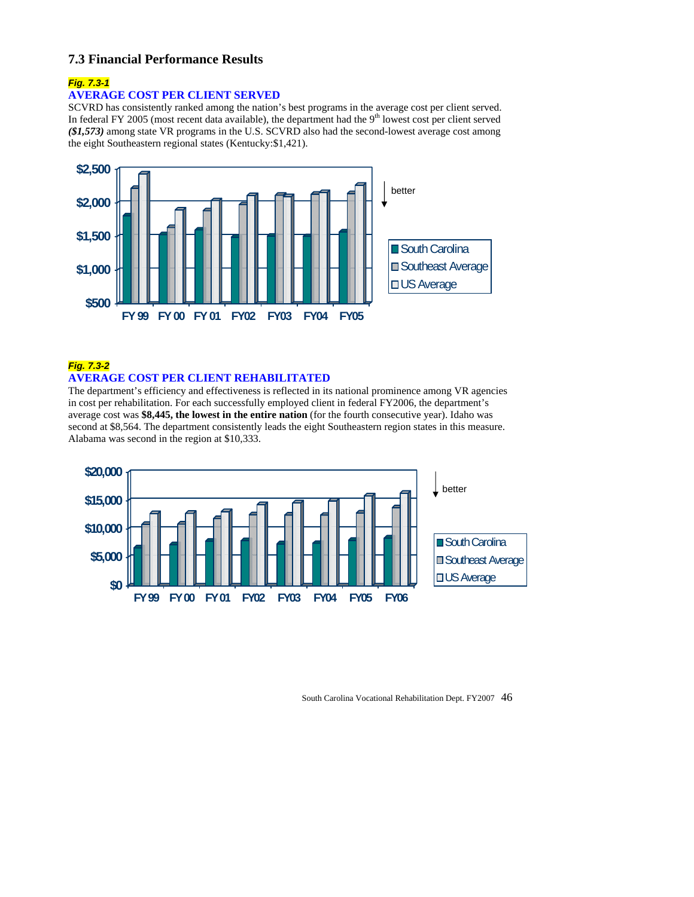## 7.3 Financial Performance Results

*Fig. 7.3-1*

### AVERAGE COST PER CLIENT SERVED

SCVRD has consistently ranked among the nation's best programs in the average cost per client served. In federal FY 2005 (most recent data available), the department had the 9th lowest cost per client served ***($1,573)*** among state VR programs in the U.S. SCVRD also had the second-lowest average cost among the eight Southeastern regional states (Kentucky:$1,421).

*Fig. 7.3-2*

### AVERAGE COST PER CLIENT REHABILITATED

The department's efficiency and effectiveness is reflected in its national prominence among VR agencies in cost per rehabilitation. For each successfully employed client in federal FY2006, the department's average cost was **$8,445, the lowest in the entire nation** (for the fourth consecutive year). Idaho was second at $8,564. The department consistently leads the eight Southeastern region states in this measure. Alabama was second in the region at $10,333.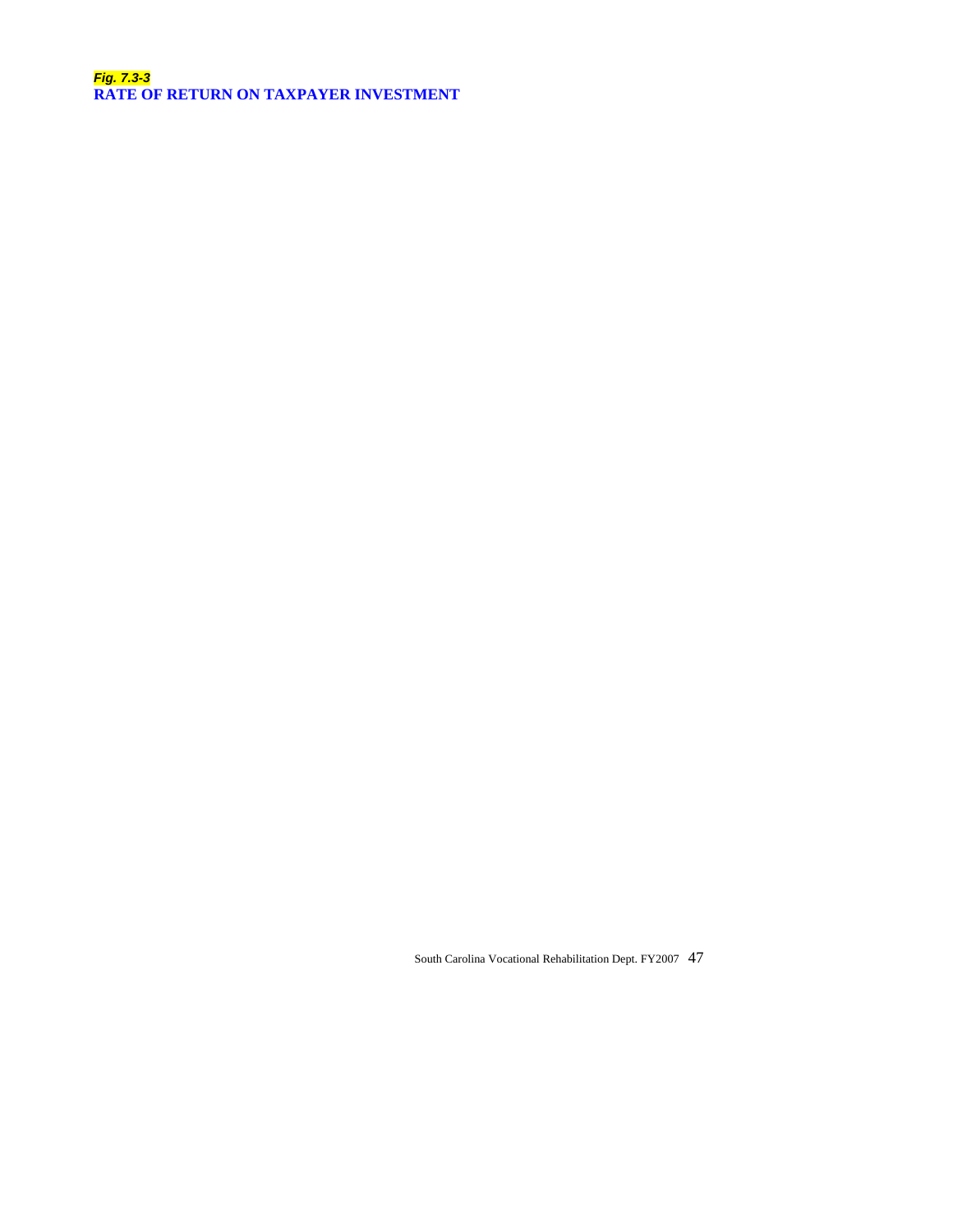*Fig. 7.3-3*

**RATE OF RETURN ON TAXPAYER INVESTMENT**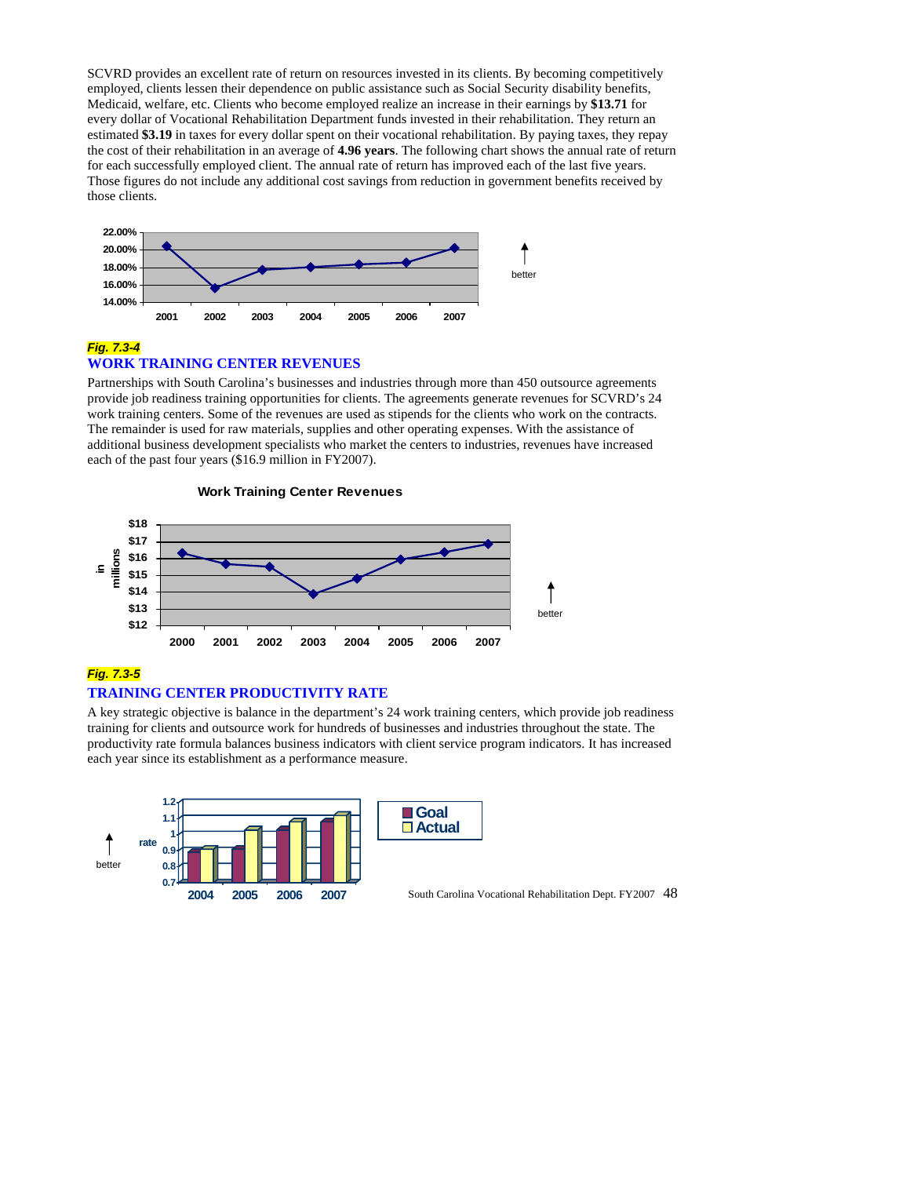SCVRD provides an excellent rate of return on resources invested in its clients. By becoming competitively employed, clients lessen their dependence on public assistance such as Social Security disability benefits, Medicaid, welfare, etc. Clients who become employed realize an increase in their earnings by **$13.71** for every dollar of Vocational Rehabilitation Department funds invested in their rehabilitation. They return an estimated **$3.19** in taxes for every dollar spent on their vocational rehabilitation. By paying taxes, they repay the cost of their rehabilitation in an average of **4.96 years**. The following chart shows the annual rate of return for each successfully employed client. The annual rate of return has improved each of the last five years. Those figures do not include any additional cost savings from reduction in government benefits received by those clients.

***Fig. 7.3-4***

## WORK TRAINING CENTER REVENUES

Partnerships with South Carolina's businesses and industries through more than 450 outsource agreements provide job readiness training opportunities for clients. The agreements generate revenues for SCVRD's 24 work training centers. Some of the revenues are used as stipends for the clients who work on the contracts. The remainder is used for raw materials, supplies and other operating expenses. With the assistance of additional business development specialists who market the centers to industries, revenues have increased each of the past four years ($16.9 million in FY2007).

***Fig. 7.3-5***

## TRAINING CENTER PRODUCTIVITY RATE

A key strategic objective is balance in the department's 24 work training centers, which provide job readiness training for clients and outsource work for hundreds of businesses and industries throughout the state. The productivity rate formula balances business indicators with client service program indicators. It has increased each year since its establishment as a performance measure.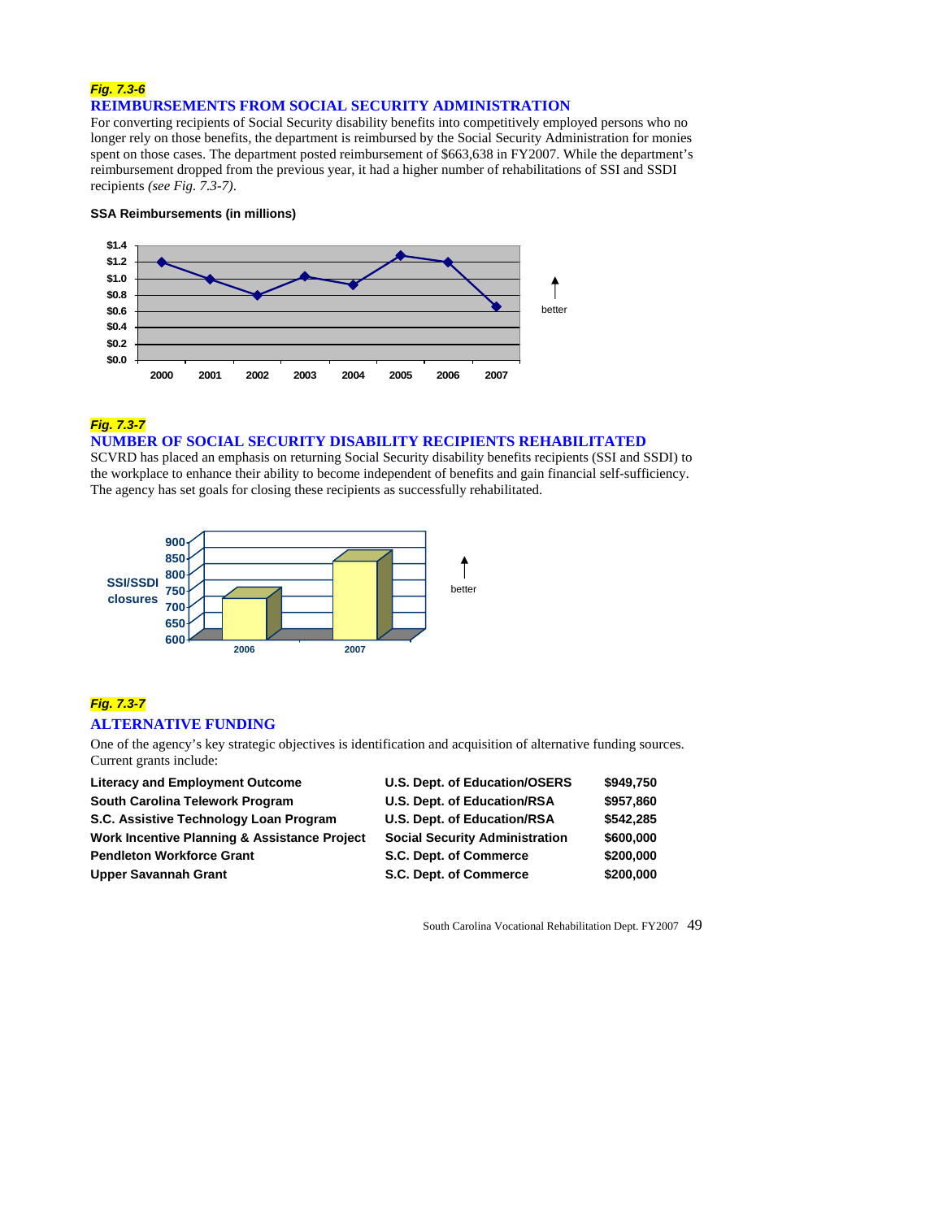***Fig. 7.3-6***

## REIMBURSEMENTS FROM SOCIAL SECURITY ADMINISTRATION

For converting recipients of Social Security disability benefits into competitively employed persons who no longer rely on those benefits, the department is reimbursed by the Social Security Administration for monies spent on those cases. The department posted reimbursement of $663,638 in FY2007. While the department's reimbursement dropped from the previous year, it had a higher number of rehabilitations of SSI and SSDI recipients *(see Fig. 7.3-7)*.

**SSA Reimbursements (in millions)**

***Fig. 7.3-7***

## NUMBER OF SOCIAL SECURITY DISABILITY RECIPIENTS REHABILITATED

SCVRD has placed an emphasis on returning Social Security disability benefits recipients (SSI and SSDI) to the workplace to enhance their ability to become independent of benefits and gain financial self-sufficiency. The agency has set goals for closing these recipients as successfully rehabilitated.

***Fig. 7.3-7***

## ALTERNATIVE FUNDING

One of the agency's key strategic objectives is identification and acquisition of alternative funding sources. Current grants include:

| | | |
|---|---|---|
| **Literacy and Employment Outcome** | **U.S. Dept. of Education/OSERS** | **$949,750** |
| **South Carolina Telework Program** | **U.S. Dept. of Education/RSA** | **$957,860** |
| **S.C. Assistive Technology Loan Program** | **U.S. Dept. of Education/RSA** | **$542,285** |
| **Work Incentive Planning & Assistance Project** | **Social Security Administration** | **$600,000** |
| **Pendleton Workforce Grant** | **S.C. Dept. of Commerce** | **$200,000** |
| **Upper Savannah Grant** | **S.C. Dept. of Commerce** | **$200,000** |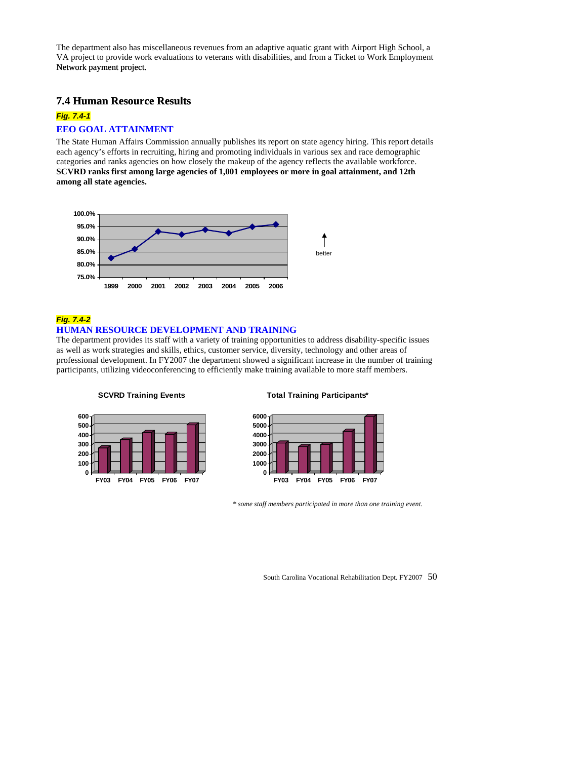The department also has miscellaneous revenues from an adaptive aquatic grant with Airport High School, a VA project to provide work evaluations to veterans with disabilities, and from a Ticket to Work Employment Network payment project.

## 7.4 Human Resource Results

***Fig. 7.4-1***

### EEO GOAL ATTAINMENT

The State Human Affairs Commission annually publishes its report on state agency hiring. This report details each agency's efforts in recruiting, hiring and promoting individuals in various sex and race demographic categories and ranks agencies on how closely the makeup of the agency reflects the available workforce. **SCVRD ranks first among large agencies of 1,001 employees or more in goal attainment, and 12th among all state agencies.**

100.0%
95.0%
90.0%
85.0%
80.0%
75.0%

1999 2000 2001 2002 2003 2004 2005 2006

better

***Fig. 7.4-2***

### HUMAN RESOURCE DEVELOPMENT AND TRAINING

The department provides its staff with a variety of training opportunities to address disability-specific issues as well as work strategies and skills, ethics, customer service, diversity, technology and other areas of professional development. In FY2007 the department showed a significant increase in the number of training participants, utilizing videoconferencing to efficiently make training available to more staff members.

**SCVRD Training Events**

600
500
400
300
200
100
0

FY03 FY04 FY05 FY06 FY07

**Total Training Participants***

6000
5000
4000
3000
2000
1000
0

FY03 FY04 FY05 FY06 FY07

*\* some staff members participated in more than one training event.*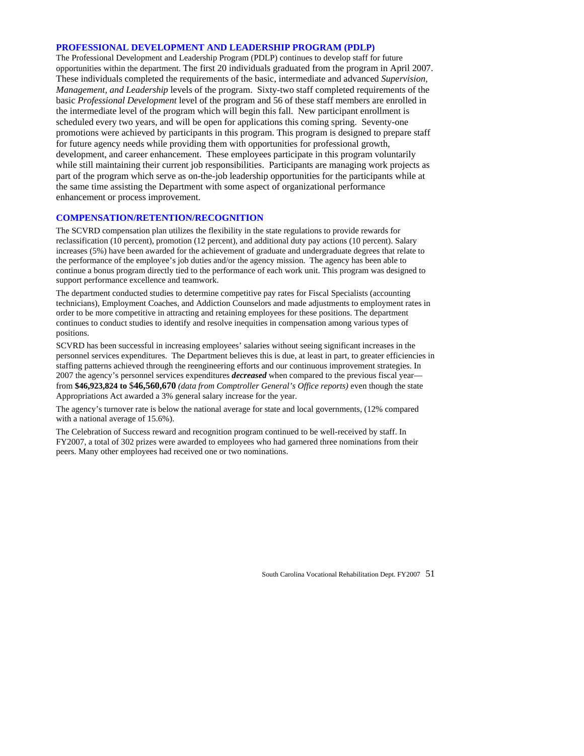## PROFESSIONAL DEVELOPMENT AND LEADERSHIP PROGRAM (PDLP)

The Professional Development and Leadership Program (PDLP) continues to develop staff for future opportunities within the department. The first 20 individuals graduated from the program in April 2007. These individuals completed the requirements of the basic, intermediate and advanced *Supervision, Management, and Leadership* levels of the program. Sixty-two staff completed requirements of the basic *Professional Development* level of the program and 56 of these staff members are enrolled in the intermediate level of the program which will begin this fall. New participant enrollment is scheduled every two years, and will be open for applications this coming spring. Seventy-one promotions were achieved by participants in this program. This program is designed to prepare staff for future agency needs while providing them with opportunities for professional growth, development, and career enhancement. These employees participate in this program voluntarily while still maintaining their current job responsibilities. Participants are managing work projects as part of the program which serve as on-the-job leadership opportunities for the participants while at the same time assisting the Department with some aspect of organizational performance enhancement or process improvement.

## COMPENSATION/RETENTION/RECOGNITION

The SCVRD compensation plan utilizes the flexibility in the state regulations to provide rewards for reclassification (10 percent), promotion (12 percent), and additional duty pay actions (10 percent). Salary increases (5%) have been awarded for the achievement of graduate and undergraduate degrees that relate to the performance of the employee's job duties and/or the agency mission. The agency has been able to continue a bonus program directly tied to the performance of each work unit. This program was designed to support performance excellence and teamwork.

The department conducted studies to determine competitive pay rates for Fiscal Specialists (accounting technicians), Employment Coaches, and Addiction Counselors and made adjustments to employment rates in order to be more competitive in attracting and retaining employees for these positions. The department continues to conduct studies to identify and resolve inequities in compensation among various types of positions.

SCVRD has been successful in increasing employees' salaries without seeing significant increases in the personnel services expenditures. The Department believes this is due, at least in part, to greater efficiencies in staffing patterns achieved through the reengineering efforts and our continuous improvement strategies. In 2007 the agency's personnel services expenditures ***decreased*** when compared to the previous fiscal year—from **$46,923,824 to $46,560,670** *(data from Comptroller General's Office reports)* even though the state Appropriations Act awarded a 3% general salary increase for the year.

The agency's turnover rate is below the national average for state and local governments, (12% compared with a national average of 15.6%).

The Celebration of Success reward and recognition program continued to be well-received by staff. In FY2007, a total of 302 prizes were awarded to employees who had garnered three nominations from their peers. Many other employees had received one or two nominations.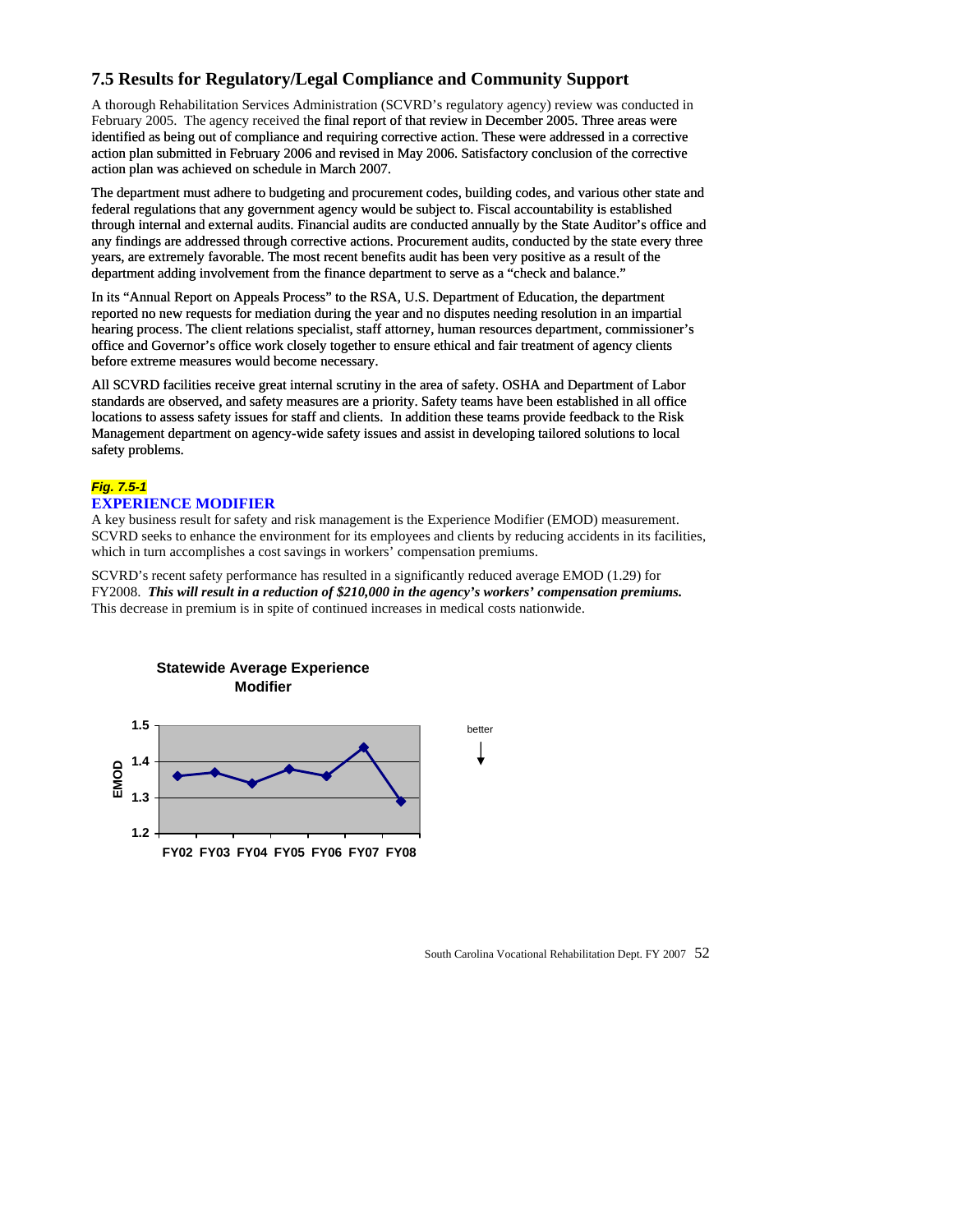## 7.5 Results for Regulatory/Legal Compliance and Community Support

A thorough Rehabilitation Services Administration (SCVRD's regulatory agency) review was conducted in February 2005. The agency received the final report of that review in December 2005. Three areas were identified as being out of compliance and requiring corrective action. These were addressed in a corrective action plan submitted in February 2006 and revised in May 2006. Satisfactory conclusion of the corrective action plan was achieved on schedule in March 2007.

The department must adhere to budgeting and procurement codes, building codes, and various other state and federal regulations that any government agency would be subject to. Fiscal accountability is established through internal and external audits. Financial audits are conducted annually by the State Auditor's office and any findings are addressed through corrective actions. Procurement audits, conducted by the state every three years, are extremely favorable. The most recent benefits audit has been very positive as a result of the department adding involvement from the finance department to serve as a "check and balance."

In its "Annual Report on Appeals Process" to the RSA, U.S. Department of Education, the department reported no new requests for mediation during the year and no disputes needing resolution in an impartial hearing process. The client relations specialist, staff attorney, human resources department, commissioner's office and Governor's office work closely together to ensure ethical and fair treatment of agency clients before extreme measures would become necessary.

All SCVRD facilities receive great internal scrutiny in the area of safety. OSHA and Department of Labor standards are observed, and safety measures are a priority. Safety teams have been established in all office locations to assess safety issues for staff and clients. In addition these teams provide feedback to the Risk Management department on agency-wide safety issues and assist in developing tailored solutions to local safety problems.

***Fig. 7.5-1***

**EXPERIENCE MODIFIER**

A key business result for safety and risk management is the Experience Modifier (EMOD) measurement. SCVRD seeks to enhance the environment for its employees and clients by reducing accidents in its facilities, which in turn accomplishes a cost savings in workers' compensation premiums.

SCVRD's recent safety performance has resulted in a significantly reduced average EMOD (1.29) for FY2008. ***This will result in a reduction of $210,000 in the agency's workers' compensation premiums.*** This decrease in premium is in spite of continued increases in medical costs nationwide.

**Statewide Average Experience Modifier**

| | FY02 | FY03 | FY04 | FY05 | FY06 | FY07 | FY08 |
|---|---|---|---|---|---|---|---|
| EMOD | 1.36 | 1.37 | 1.34 | 1.38 | 1.36 | 1.44 | 1.29 |

better ↓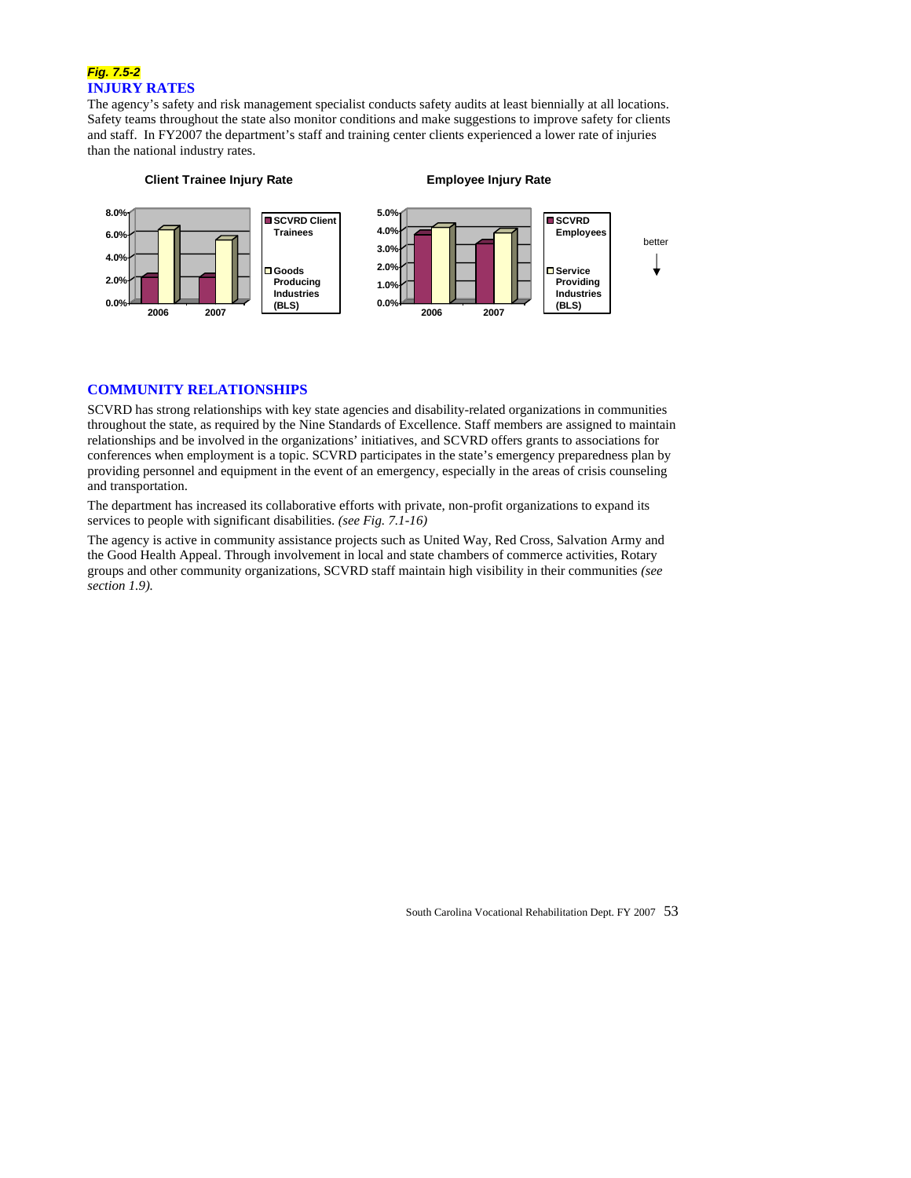*Fig. 7.5-2*

**INJURY RATES**

The agency's safety and risk management specialist conducts safety audits at least biennially at all locations. Safety teams throughout the state also monitor conditions and make suggestions to improve safety for clients and staff. In FY2007 the department's staff and training center clients experienced a lower rate of injuries than the national industry rates.

**Client Trainee Injury Rate**

8.0%
6.0%
4.0%
2.0%
0.0%
2006
2007
SCVRD Client Trainees
Goods Producing Industries (BLS)

**Employee Injury Rate**

5.0%
4.0%
3.0%
2.0%
1.0%
0.0%
2006
2007
SCVRD Employees
Service Providing Industries (BLS)

better

## COMMUNITY RELATIONSHIPS

SCVRD has strong relationships with key state agencies and disability-related organizations in communities throughout the state, as required by the Nine Standards of Excellence. Staff members are assigned to maintain relationships and be involved in the organizations' initiatives, and SCVRD offers grants to associations for conferences when employment is a topic. SCVRD participates in the state's emergency preparedness plan by providing personnel and equipment in the event of an emergency, especially in the areas of crisis counseling and transportation.

The department has increased its collaborative efforts with private, non-profit organizations to expand its services to people with significant disabilities. *(see Fig. 7.1-16)*

The agency is active in community assistance projects such as United Way, Red Cross, Salvation Army and the Good Health Appeal. Through involvement in local and state chambers of commerce activities, Rotary groups and other community organizations, SCVRD staff maintain high visibility in their communities *(see section 1.9).*